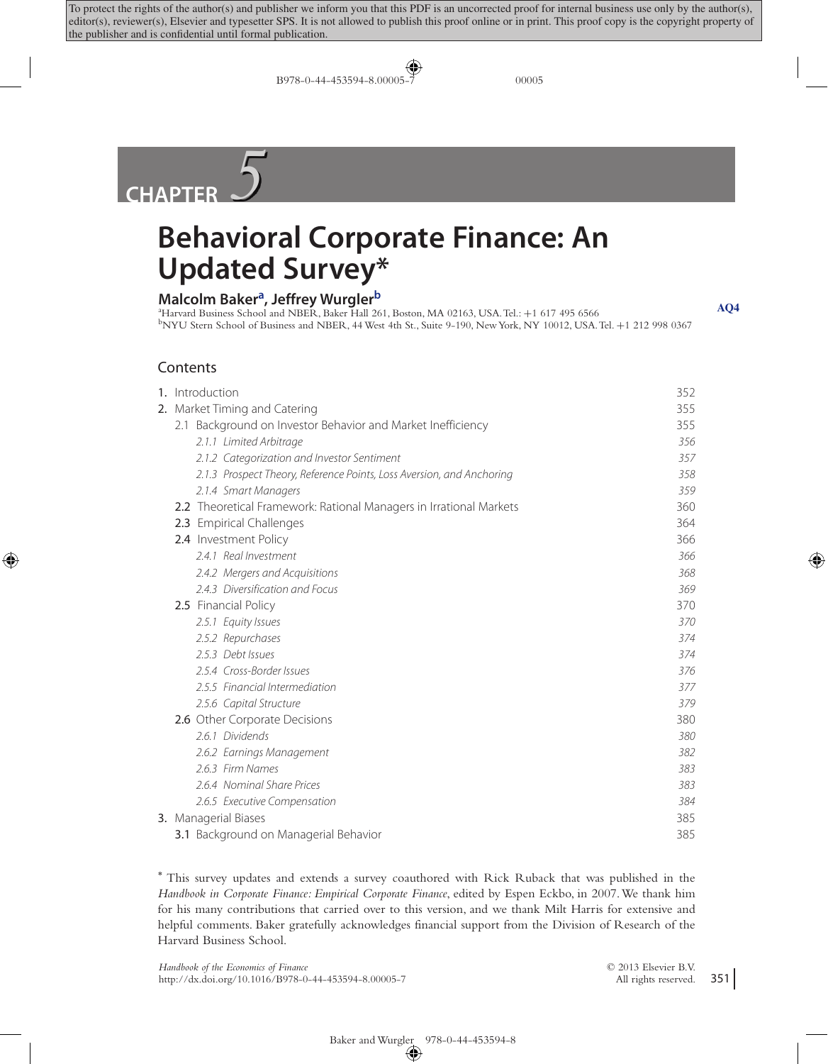To protect the rights of the author(s) and publisher we inform you that this PDF is an uncorrected proof for internal business use only by the author(s), editor(s), reviewer(s), Elsevier and typesetter SPS. It is not allowed to publish this proof online or in print. This proof copy is the copyright property of the publisher and is confidential until formal publication.

# CHAPTER 5

# Behavioral Corporate Finance: An Updated Survey*

**Malcolm Baker[a], Jeffrey Wurgler[b]**

[a]Harvard Business School and NBER, Baker Hall 261, Boston, MA 02163, USA. Tel.: +1 617 495 6566

[b]NYU Stern School of Business and NBER, 44 West 4th St., Suite 9-190, New York, NY 10012, USA. Tel. +1 212 998 0367

AQ4

## Contents

| | |
|---|---|
| **1.** Introduction | 352 |
| **2.** Market Timing and Catering | 355 |
| 2.1 Background on Investor Behavior and Market Inefficiency | 355 |
| *2.1.1 Limited Arbitrage* | *356* |
| *2.1.2 Categorization and Investor Sentiment* | *357* |
| *2.1.3 Prospect Theory, Reference Points, Loss Aversion, and Anchoring* | *358* |
| *2.1.4 Smart Managers* | *359* |
| **2.2** Theoretical Framework: Rational Managers in Irrational Markets | 360 |
| **2.3** Empirical Challenges | 364 |
| **2.4** Investment Policy | 366 |
| *2.4.1 Real Investment* | *366* |
| *2.4.2 Mergers and Acquisitions* | *368* |
| *2.4.3 Diversification and Focus* | *369* |
| **2.5** Financial Policy | 370 |
| *2.5.1 Equity Issues* | *370* |
| *2.5.2 Repurchases* | *374* |
| *2.5.3 Debt Issues* | *374* |
| *2.5.4 Cross-Border Issues* | *376* |
| *2.5.5 Financial Intermediation* | *377* |
| *2.5.6 Capital Structure* | *379* |
| **2.6** Other Corporate Decisions | 380 |
| *2.6.1 Dividends* | *380* |
| *2.6.2 Earnings Management* | *382* |
| *2.6.3 Firm Names* | *383* |
| *2.6.4 Nominal Share Prices* | *383* |
| *2.6.5 Executive Compensation* | *384* |
| **3.** Managerial Biases | 385 |
| **3.1** Background on Managerial Behavior | 385 |

\* This survey updates and extends a survey coauthored with Rick Ruback that was published in the *Handbook in Corporate Finance: Empirical Corporate Finance*, edited by Espen Eckbo, in 2007. We thank him for his many contributions that carried over to this version, and we thank Milt Harris for extensive and helpful comments. Baker gratefully acknowledges financial support from the Division of Research of the Harvard Business School.

*Handbook of the Economics of Finance*
http://dx.doi.org/10.1016/B978-0-44-453594-8.00005-7

© 2013 Elsevier B.V.
All rights reserved.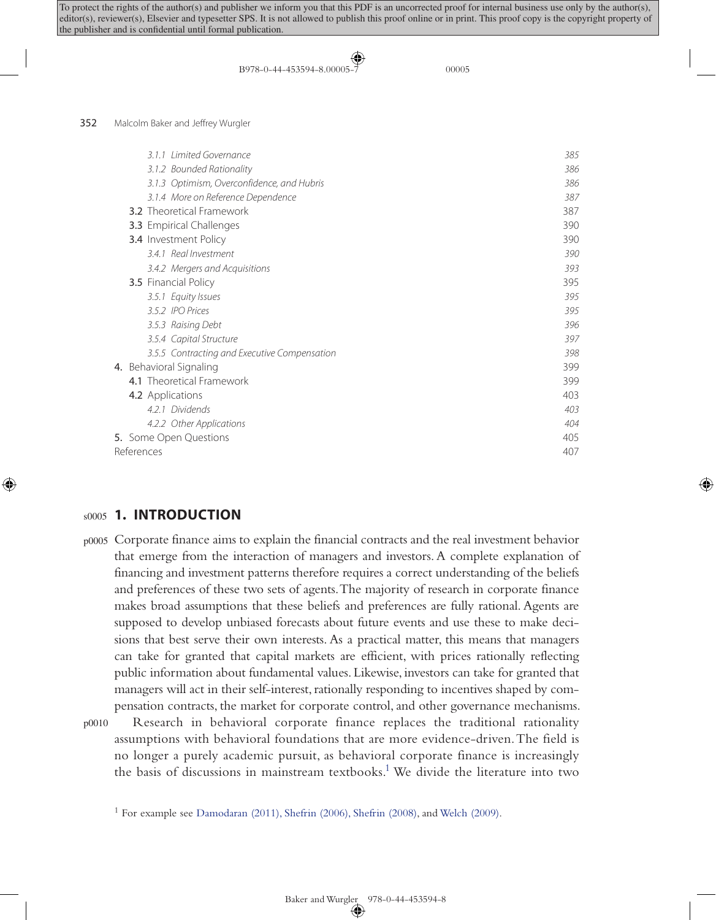| | |
|---|---|
| *3.1.1 Limited Governance* | *385* |
| *3.1.2 Bounded Rationality* | *386* |
| *3.1.3 Optimism, Overconfidence, and Hubris* | *386* |
| *3.1.4 More on Reference Dependence* | *387* |
| **3.2** Theoretical Framework | 387 |
| **3.3** Empirical Challenges | 390 |
| **3.4** Investment Policy | 390 |
| *3.4.1 Real Investment* | *390* |
| *3.4.2 Mergers and Acquisitions* | *393* |
| **3.5** Financial Policy | 395 |
| *3.5.1 Equity Issues* | *395* |
| *3.5.2 IPO Prices* | *395* |
| *3.5.3 Raising Debt* | *396* |
| *3.5.4 Capital Structure* | *397* |
| *3.5.5 Contracting and Executive Compensation* | *398* |
| **4.** Behavioral Signaling | 399 |
| **4.1** Theoretical Framework | 399 |
| **4.2** Applications | 403 |
| *4.2.1 Dividends* | *403* |
| *4.2.2 Other Applications* | *404* |
| **5.** Some Open Questions | 405 |
| References | 407 |

## 1. INTRODUCTION

Corporate finance aims to explain the financial contracts and the real investment behavior that emerge from the interaction of managers and investors. A complete explanation of financing and investment patterns therefore requires a correct understanding of the beliefs and preferences of these two sets of agents. The majority of research in corporate finance makes broad assumptions that these beliefs and preferences are fully rational. Agents are supposed to develop unbiased forecasts about future events and use these to make decisions that best serve their own interests. As a practical matter, this means that managers can take for granted that capital markets are efficient, with prices rationally reflecting public information about fundamental values. Likewise, investors can take for granted that managers will act in their self-interest, rationally responding to incentives shaped by compensation contracts, the market for corporate control, and other governance mechanisms.

Research in behavioral corporate finance replaces the traditional rationality assumptions with behavioral foundations that are more evidence-driven. The field is no longer a purely academic pursuit, as behavioral corporate finance is increasingly the basis of discussions in mainstream textbooks.[1] We divide the literature into two

[1] For example see Damodaran (2011), Shefrin (2006), Shefrin (2008), and Welch (2009).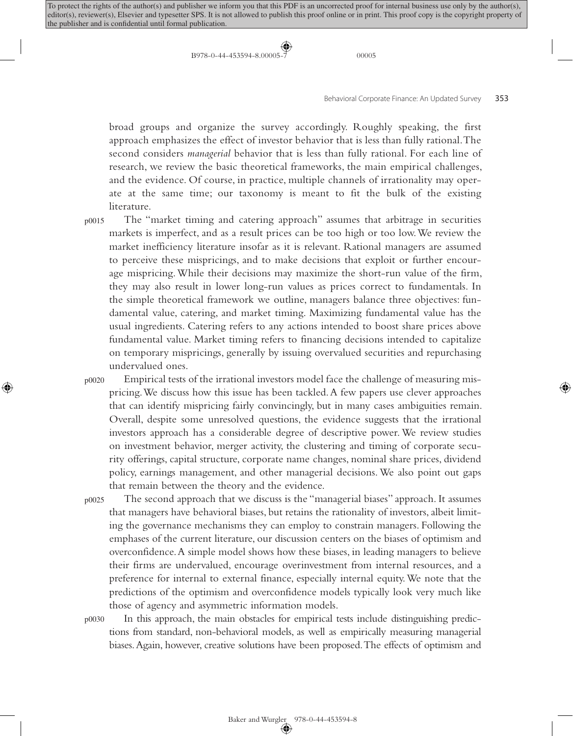broad groups and organize the survey accordingly. Roughly speaking, the first approach emphasizes the effect of investor behavior that is less than fully rational. The second considers *managerial* behavior that is less than fully rational. For each line of research, we review the basic theoretical frameworks, the main empirical challenges, and the evidence. Of course, in practice, multiple channels of irrationality may operate at the same time; our taxonomy is meant to fit the bulk of the existing literature.

The "market timing and catering approach" assumes that arbitrage in securities markets is imperfect, and as a result prices can be too high or too low. We review the market inefficiency literature insofar as it is relevant. Rational managers are assumed to perceive these mispricings, and to make decisions that exploit or further encourage mispricing. While their decisions may maximize the short-run value of the firm, they may also result in lower long-run values as prices correct to fundamentals. In the simple theoretical framework we outline, managers balance three objectives: fundamental value, catering, and market timing. Maximizing fundamental value has the usual ingredients. Catering refers to any actions intended to boost share prices above fundamental value. Market timing refers to financing decisions intended to capitalize on temporary mispricings, generally by issuing overvalued securities and repurchasing undervalued ones.

Empirical tests of the irrational investors model face the challenge of measuring mispricing. We discuss how this issue has been tackled. A few papers use clever approaches that can identify mispricing fairly convincingly, but in many cases ambiguities remain. Overall, despite some unresolved questions, the evidence suggests that the irrational investors approach has a considerable degree of descriptive power. We review studies on investment behavior, merger activity, the clustering and timing of corporate security offerings, capital structure, corporate name changes, nominal share prices, dividend policy, earnings management, and other managerial decisions. We also point out gaps that remain between the theory and the evidence.

The second approach that we discuss is the "managerial biases" approach. It assumes that managers have behavioral biases, but retains the rationality of investors, albeit limiting the governance mechanisms they can employ to constrain managers. Following the emphases of the current literature, our discussion centers on the biases of optimism and overconfidence. A simple model shows how these biases, in leading managers to believe their firms are undervalued, encourage overinvestment from internal resources, and a preference for internal to external finance, especially internal equity. We note that the predictions of the optimism and overconfidence models typically look very much like those of agency and asymmetric information models.

In this approach, the main obstacles for empirical tests include distinguishing predictions from standard, non-behavioral models, as well as empirically measuring managerial biases. Again, however, creative solutions have been proposed. The effects of optimism and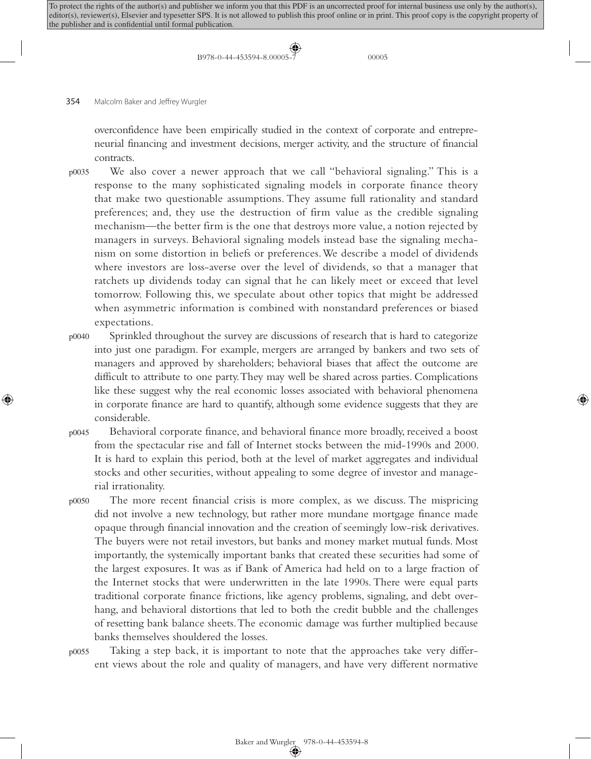overconfidence have been empirically studied in the context of corporate and entrepreneurial financing and investment decisions, merger activity, and the structure of financial contracts.

We also cover a newer approach that we call "behavioral signaling." This is a response to the many sophisticated signaling models in corporate finance theory that make two questionable assumptions. They assume full rationality and standard preferences; and, they use the destruction of firm value as the credible signaling mechanism—the better firm is the one that destroys more value, a notion rejected by managers in surveys. Behavioral signaling models instead base the signaling mechanism on some distortion in beliefs or preferences. We describe a model of dividends where investors are loss-averse over the level of dividends, so that a manager that ratchets up dividends today can signal that he can likely meet or exceed that level tomorrow. Following this, we speculate about other topics that might be addressed when asymmetric information is combined with nonstandard preferences or biased expectations.

Sprinkled throughout the survey are discussions of research that is hard to categorize into just one paradigm. For example, mergers are arranged by bankers and two sets of managers and approved by shareholders; behavioral biases that affect the outcome are difficult to attribute to one party. They may well be shared across parties. Complications like these suggest why the real economic losses associated with behavioral phenomena in corporate finance are hard to quantify, although some evidence suggests that they are considerable.

Behavioral corporate finance, and behavioral finance more broadly, received a boost from the spectacular rise and fall of Internet stocks between the mid-1990s and 2000. It is hard to explain this period, both at the level of market aggregates and individual stocks and other securities, without appealing to some degree of investor and managerial irrationality.

The more recent financial crisis is more complex, as we discuss. The mispricing did not involve a new technology, but rather more mundane mortgage finance made opaque through financial innovation and the creation of seemingly low-risk derivatives. The buyers were not retail investors, but banks and money market mutual funds. Most importantly, the systemically important banks that created these securities had some of the largest exposures. It was as if Bank of America had held on to a large fraction of the Internet stocks that were underwritten in the late 1990s. There were equal parts traditional corporate finance frictions, like agency problems, signaling, and debt overhang, and behavioral distortions that led to both the credit bubble and the challenges of resetting bank balance sheets. The economic damage was further multiplied because banks themselves shouldered the losses.

Taking a step back, it is important to note that the approaches take very different views about the role and quality of managers, and have very different normative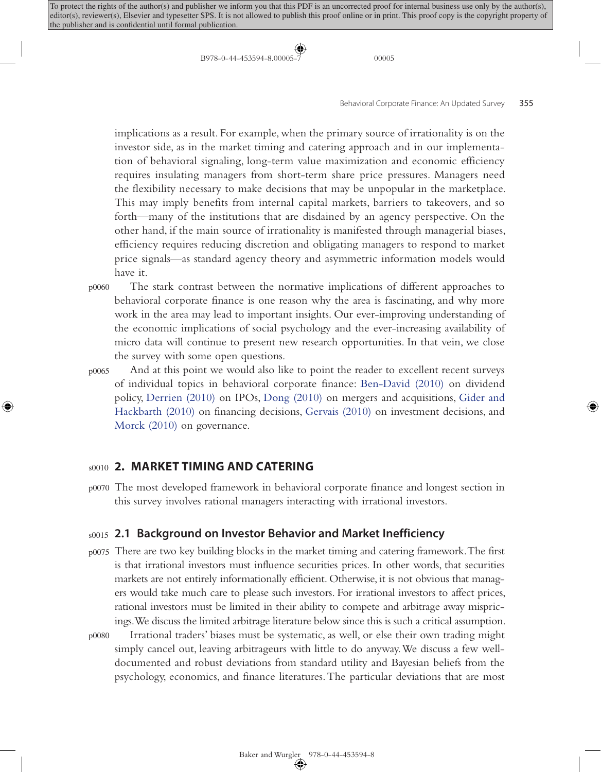implications as a result. For example, when the primary source of irrationality is on the investor side, as in the market timing and catering approach and in our implementation of behavioral signaling, long-term value maximization and economic efficiency requires insulating managers from short-term share price pressures. Managers need the flexibility necessary to make decisions that may be unpopular in the marketplace. This may imply benefits from internal capital markets, barriers to takeovers, and so forth—many of the institutions that are disdained by an agency perspective. On the other hand, if the main source of irrationality is manifested through managerial biases, efficiency requires reducing discretion and obligating managers to respond to market price signals—as standard agency theory and asymmetric information models would have it.

The stark contrast between the normative implications of different approaches to behavioral corporate finance is one reason why the area is fascinating, and why more work in the area may lead to important insights. Our ever-improving understanding of the economic implications of social psychology and the ever-increasing availability of micro data will continue to present new research opportunities. In that vein, we close the survey with some open questions.

And at this point we would also like to point the reader to excellent recent surveys of individual topics in behavioral corporate finance: Ben-David (2010) on dividend policy, Derrien (2010) on IPOs, Dong (2010) on mergers and acquisitions, Gider and Hackbarth (2010) on financing decisions, Gervais (2010) on investment decisions, and Morck (2010) on governance.

## 2. MARKET TIMING AND CATERING

The most developed framework in behavioral corporate finance and longest section in this survey involves rational managers interacting with irrational investors.

### 2.1 Background on Investor Behavior and Market Inefficiency

There are two key building blocks in the market timing and catering framework. The first is that irrational investors must influence securities prices. In other words, that securities markets are not entirely informationally efficient. Otherwise, it is not obvious that managers would take much care to please such investors. For irrational investors to affect prices, rational investors must be limited in their ability to compete and arbitrage away mispricings. We discuss the limited arbitrage literature below since this is such a critical assumption.

Irrational traders' biases must be systematic, as well, or else their own trading might simply cancel out, leaving arbitrageurs with little to do anyway. We discuss a few well-documented and robust deviations from standard utility and Bayesian beliefs from the psychology, economics, and finance literatures. The particular deviations that are most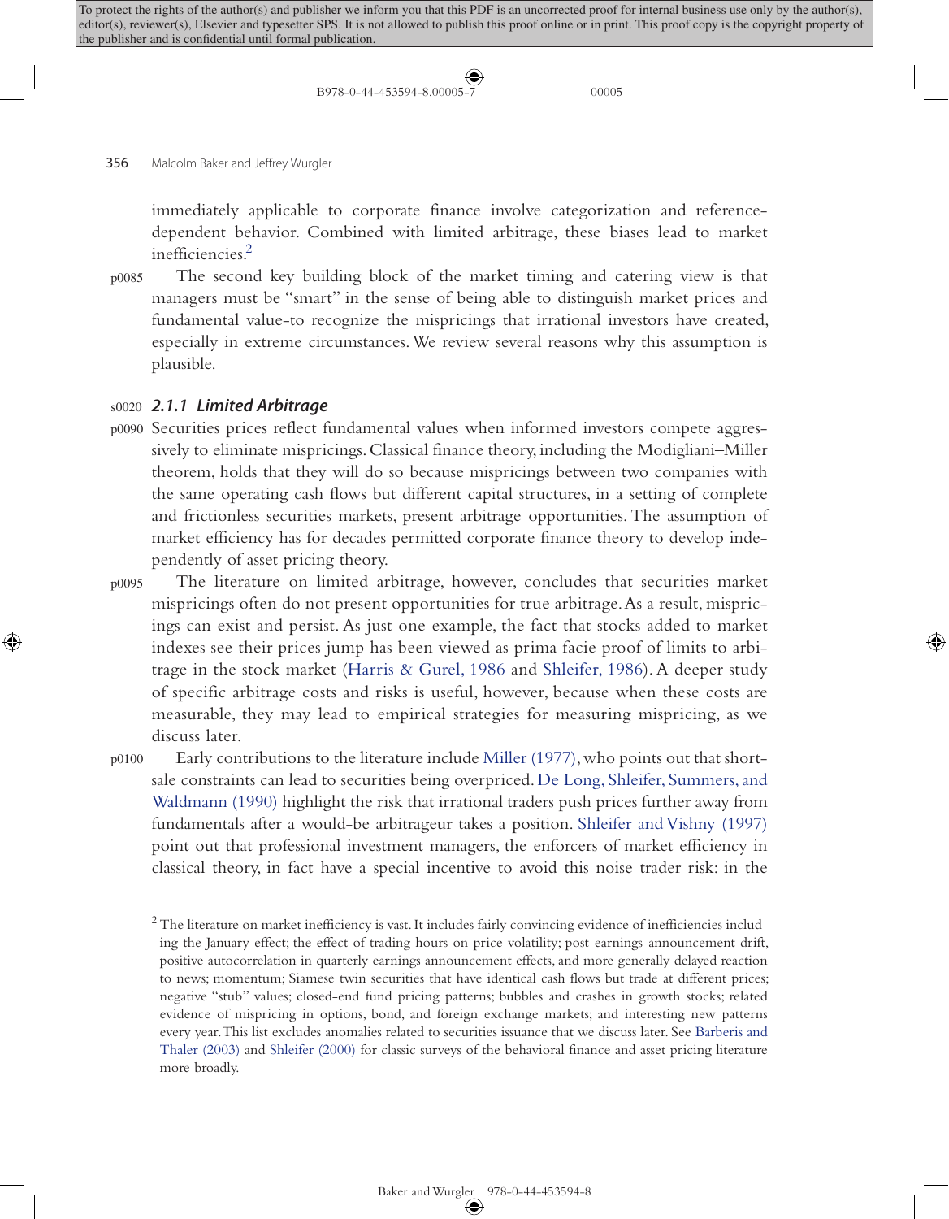immediately applicable to corporate finance involve categorization and reference-dependent behavior. Combined with limited arbitrage, these biases lead to market inefficiencies.[2]

The second key building block of the market timing and catering view is that managers must be "smart" in the sense of being able to distinguish market prices and fundamental value-to recognize the mispricings that irrational investors have created, especially in extreme circumstances. We review several reasons why this assumption is plausible.

### 2.1.1 Limited Arbitrage

Securities prices reflect fundamental values when informed investors compete aggressively to eliminate mispricings. Classical finance theory, including the Modigliani–Miller theorem, holds that they will do so because mispricings between two companies with the same operating cash flows but different capital structures, in a setting of complete and frictionless securities markets, present arbitrage opportunities. The assumption of market efficiency has for decades permitted corporate finance theory to develop independently of asset pricing theory.

The literature on limited arbitrage, however, concludes that securities market mispricings often do not present opportunities for true arbitrage. As a result, mispricings can exist and persist. As just one example, the fact that stocks added to market indexes see their prices jump has been viewed as prima facie proof of limits to arbitrage in the stock market (Harris & Gurel, 1986 and Shleifer, 1986). A deeper study of specific arbitrage costs and risks is useful, however, because when these costs are measurable, they may lead to empirical strategies for measuring mispricing, as we discuss later.

Early contributions to the literature include Miller (1977), who points out that short-sale constraints can lead to securities being overpriced. De Long, Shleifer, Summers, and Waldmann (1990) highlight the risk that irrational traders push prices further away from fundamentals after a would-be arbitrageur takes a position. Shleifer and Vishny (1997) point out that professional investment managers, the enforcers of market efficiency in classical theory, in fact have a special incentive to avoid this noise trader risk: in the

[2] The literature on market inefficiency is vast. It includes fairly convincing evidence of inefficiencies including the January effect; the effect of trading hours on price volatility; post-earnings-announcement drift, positive autocorrelation in quarterly earnings announcement effects, and more generally delayed reaction to news; momentum; Siamese twin securities that have identical cash flows but trade at different prices; negative "stub" values; closed-end fund pricing patterns; bubbles and crashes in growth stocks; related evidence of mispricing in options, bond, and foreign exchange markets; and interesting new patterns every year. This list excludes anomalies related to securities issuance that we discuss later. See Barberis and Thaler (2003) and Shleifer (2000) for classic surveys of the behavioral finance and asset pricing literature more broadly.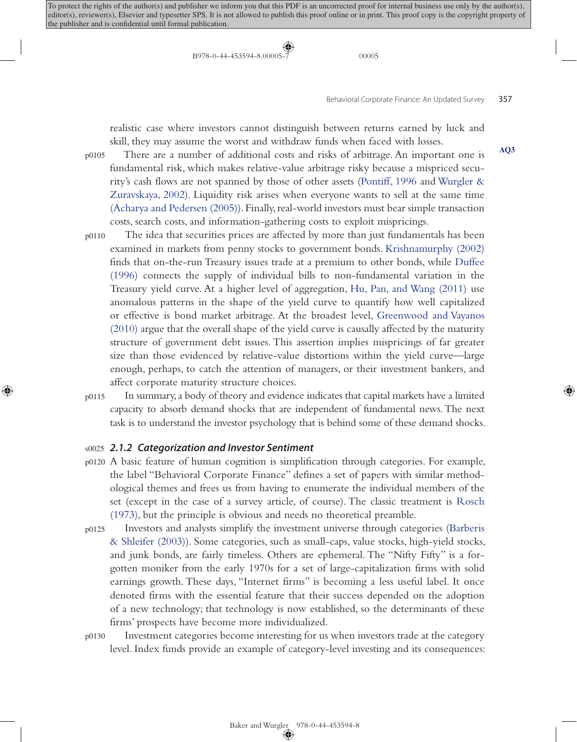realistic case where investors cannot distinguish between returns earned by luck and skill, they may assume the worst and withdraw funds when faced with losses.

There are a number of additional costs and risks of arbitrage. An important one is fundamental risk, which makes relative-value arbitrage risky because a mispriced security's cash flows are not spanned by those of other assets (Pontiff, 1996 and Wurgler & Zuravskaya, 2002). Liquidity risk arises when everyone wants to sell at the same time (Acharya and Pedersen (2005)). Finally, real-world investors must bear simple transaction costs, search costs, and information-gathering costs to exploit mispricings.

The idea that securities prices are affected by more than just fundamentals has been examined in markets from penny stocks to government bonds. Krishnamurphy (2002) finds that on-the-run Treasury issues trade at a premium to other bonds, while Duffee (1996) connects the supply of individual bills to non-fundamental variation in the Treasury yield curve. At a higher level of aggregation, Hu, Pan, and Wang (2011) use anomalous patterns in the shape of the yield curve to quantify how well capitalized or effective is bond market arbitrage. At the broadest level, Greenwood and Vayanos (2010) argue that the overall shape of the yield curve is causally affected by the maturity structure of government debt issues. This assertion implies mispricings of far greater size than those evidenced by relative-value distortions within the yield curve—large enough, perhaps, to catch the attention of managers, or their investment bankers, and affect corporate maturity structure choices.

In summary, a body of theory and evidence indicates that capital markets have a limited capacity to absorb demand shocks that are independent of fundamental news. The next task is to understand the investor psychology that is behind some of these demand shocks.

### 2.1.2 Categorization and Investor Sentiment

A basic feature of human cognition is simplification through categories. For example, the label "Behavioral Corporate Finance" defines a set of papers with similar methodological themes and frees us from having to enumerate the individual members of the set (except in the case of a survey article, of course). The classic treatment is Rosch (1973), but the principle is obvious and needs no theoretical preamble.

Investors and analysts simplify the investment universe through categories (Barberis & Shleifer (2003)). Some categories, such as small-caps, value stocks, high-yield stocks, and junk bonds, are fairly timeless. Others are ephemeral. The "Nifty Fifty" is a forgotten moniker from the early 1970s for a set of large-capitalization firms with solid earnings growth. These days, "Internet firms" is becoming a less useful label. It once denoted firms with the essential feature that their success depended on the adoption of a new technology; that technology is now established, so the determinants of these firms' prospects have become more individualized.

Investment categories become interesting for us when investors trade at the category level. Index funds provide an example of category-level investing and its consequences: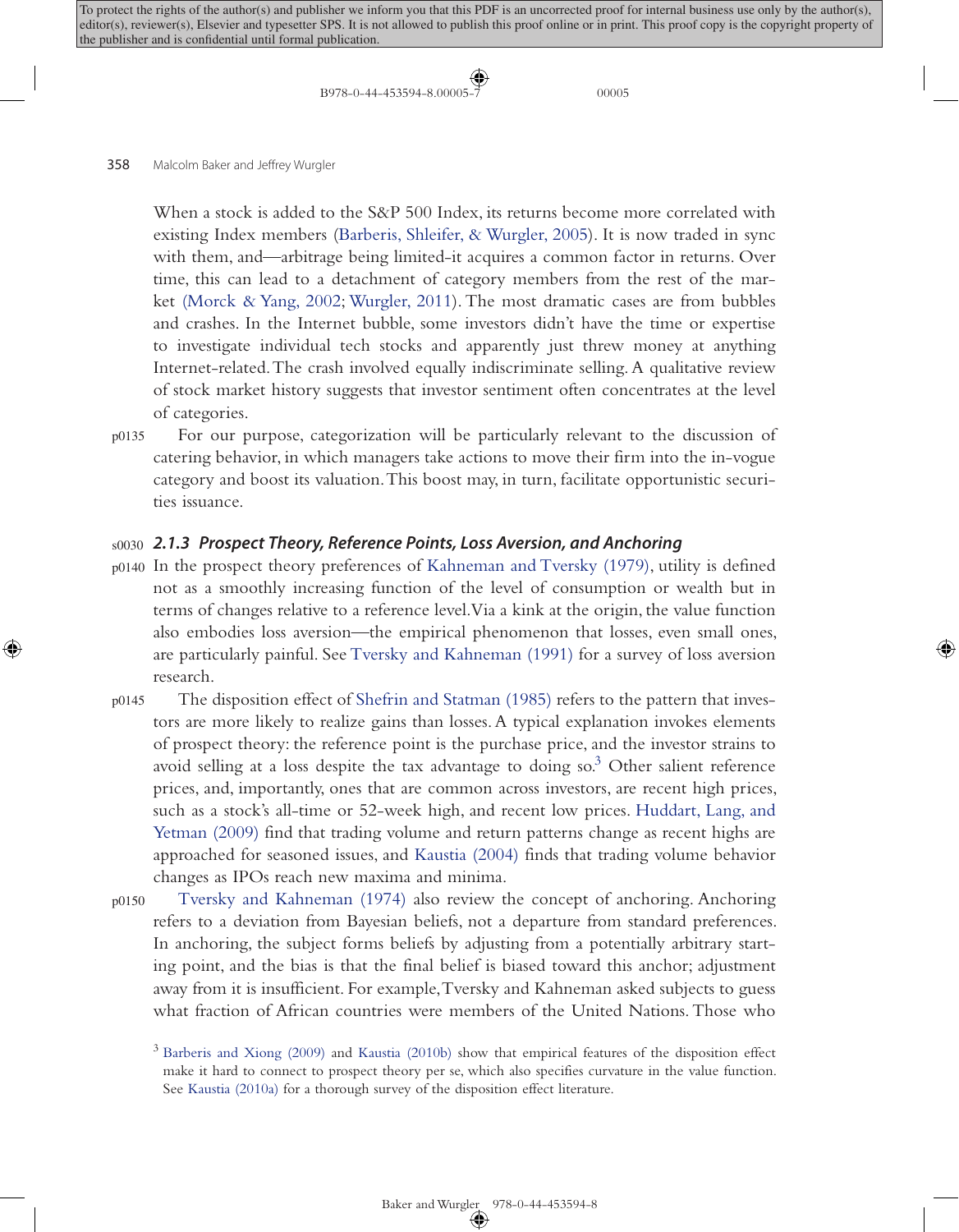When a stock is added to the S&P 500 Index, its returns become more correlated with existing Index members (Barberis, Shleifer, & Wurgler, 2005). It is now traded in sync with them, and—arbitrage being limited-it acquires a common factor in returns. Over time, this can lead to a detachment of category members from the rest of the market (Morck & Yang, 2002; Wurgler, 2011). The most dramatic cases are from bubbles and crashes. In the Internet bubble, some investors didn't have the time or expertise to investigate individual tech stocks and apparently just threw money at anything Internet-related. The crash involved equally indiscriminate selling. A qualitative review of stock market history suggests that investor sentiment often concentrates at the level of categories.

For our purpose, categorization will be particularly relevant to the discussion of catering behavior, in which managers take actions to move their firm into the in-vogue category and boost its valuation. This boost may, in turn, facilitate opportunistic securities issuance.

### 2.1.3 Prospect Theory, Reference Points, Loss Aversion, and Anchoring

In the prospect theory preferences of Kahneman and Tversky (1979), utility is defined not as a smoothly increasing function of the level of consumption or wealth but in terms of changes relative to a reference level. Via a kink at the origin, the value function also embodies loss aversion—the empirical phenomenon that losses, even small ones, are particularly painful. See Tversky and Kahneman (1991) for a survey of loss aversion research.

The disposition effect of Shefrin and Statman (1985) refers to the pattern that investors are more likely to realize gains than losses. A typical explanation invokes elements of prospect theory: the reference point is the purchase price, and the investor strains to avoid selling at a loss despite the tax advantage to doing so.[3] Other salient reference prices, and, importantly, ones that are common across investors, are recent high prices, such as a stock's all-time or 52-week high, and recent low prices. Huddart, Lang, and Yetman (2009) find that trading volume and return patterns change as recent highs are approached for seasoned issues, and Kaustia (2004) finds that trading volume behavior changes as IPOs reach new maxima and minima.

Tversky and Kahneman (1974) also review the concept of anchoring. Anchoring refers to a deviation from Bayesian beliefs, not a departure from standard preferences. In anchoring, the subject forms beliefs by adjusting from a potentially arbitrary starting point, and the bias is that the final belief is biased toward this anchor; adjustment away from it is insufficient. For example, Tversky and Kahneman asked subjects to guess what fraction of African countries were members of the United Nations. Those who

[3] Barberis and Xiong (2009) and Kaustia (2010b) show that empirical features of the disposition effect make it hard to connect to prospect theory per se, which also specifies curvature in the value function. See Kaustia (2010a) for a thorough survey of the disposition effect literature.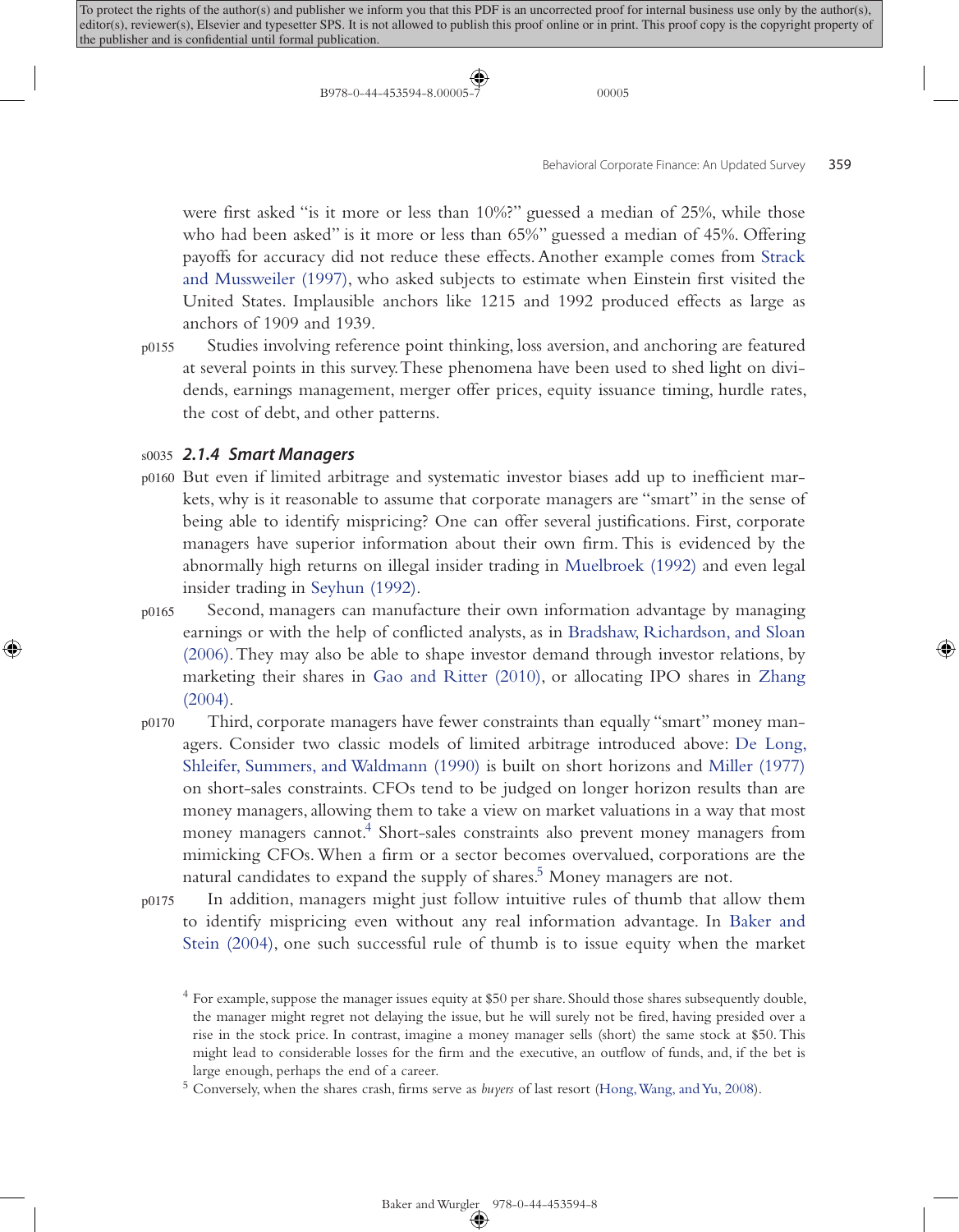were first asked "is it more or less than 10%?" guessed a median of 25%, while those who had been asked" is it more or less than 65%" guessed a median of 45%. Offering payoffs for accuracy did not reduce these effects. Another example comes from Strack and Mussweiler (1997), who asked subjects to estimate when Einstein first visited the United States. Implausible anchors like 1215 and 1992 produced effects as large as anchors of 1909 and 1939.

Studies involving reference point thinking, loss aversion, and anchoring are featured at several points in this survey. These phenomena have been used to shed light on dividends, earnings management, merger offer prices, equity issuance timing, hurdle rates, the cost of debt, and other patterns.

### *2.1.4 Smart Managers*

But even if limited arbitrage and systematic investor biases add up to inefficient markets, why is it reasonable to assume that corporate managers are "smart" in the sense of being able to identify mispricing? One can offer several justifications. First, corporate managers have superior information about their own firm. This is evidenced by the abnormally high returns on illegal insider trading in Muelbroek (1992) and even legal insider trading in Seyhun (1992).

Second, managers can manufacture their own information advantage by managing earnings or with the help of conflicted analysts, as in Bradshaw, Richardson, and Sloan (2006). They may also be able to shape investor demand through investor relations, by marketing their shares in Gao and Ritter (2010), or allocating IPO shares in Zhang (2004).

Third, corporate managers have fewer constraints than equally "smart" money managers. Consider two classic models of limited arbitrage introduced above: De Long, Shleifer, Summers, and Waldmann (1990) is built on short horizons and Miller (1977) on short-sales constraints. CFOs tend to be judged on longer horizon results than are money managers, allowing them to take a view on market valuations in a way that most money managers cannot.[4] Short-sales constraints also prevent money managers from mimicking CFOs. When a firm or a sector becomes overvalued, corporations are the natural candidates to expand the supply of shares.[5] Money managers are not.

In addition, managers might just follow intuitive rules of thumb that allow them to identify mispricing even without any real information advantage. In Baker and Stein (2004), one such successful rule of thumb is to issue equity when the market

[4] For example, suppose the manager issues equity at $50 per share. Should those shares subsequently double, the manager might regret not delaying the issue, but he will surely not be fired, having presided over a rise in the stock price. In contrast, imagine a money manager sells (short) the same stock at $50. This might lead to considerable losses for the firm and the executive, an outflow of funds, and, if the bet is large enough, perhaps the end of a career.

[5] Conversely, when the shares crash, firms serve as *buyers* of last resort (Hong, Wang, and Yu, 2008).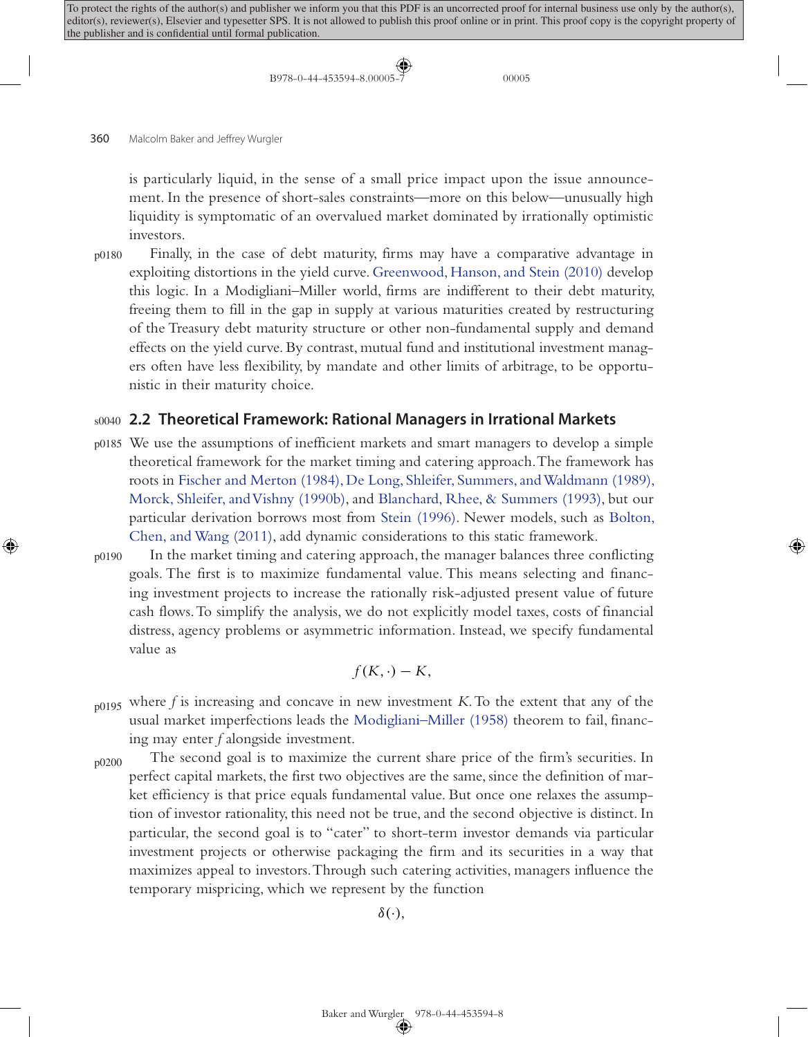is particularly liquid, in the sense of a small price impact upon the issue announcement. In the presence of short-sales constraints—more on this below—unusually high liquidity is symptomatic of an overvalued market dominated by irrationally optimistic investors.

Finally, in the case of debt maturity, firms may have a comparative advantage in exploiting distortions in the yield curve. Greenwood, Hanson, and Stein (2010) develop this logic. In a Modigliani–Miller world, firms are indifferent to their debt maturity, freeing them to fill in the gap in supply at various maturities created by restructuring of the Treasury debt maturity structure or other non-fundamental supply and demand effects on the yield curve. By contrast, mutual fund and institutional investment managers often have less flexibility, by mandate and other limits of arbitrage, to be opportunistic in their maturity choice.

## 2.2 Theoretical Framework: Rational Managers in Irrational Markets

We use the assumptions of inefficient markets and smart managers to develop a simple theoretical framework for the market timing and catering approach. The framework has roots in Fischer and Merton (1984), De Long, Shleifer, Summers, and Waldmann (1989), Morck, Shleifer, and Vishny (1990b), and Blanchard, Rhee, & Summers (1993), but our particular derivation borrows most from Stein (1996). Newer models, such as Bolton, Chen, and Wang (2011), add dynamic considerations to this static framework.

In the market timing and catering approach, the manager balances three conflicting goals. The first is to maximize fundamental value. This means selecting and financing investment projects to increase the rationally risk-adjusted present value of future cash flows. To simplify the analysis, we do not explicitly model taxes, costs of financial distress, agency problems or asymmetric information. Instead, we specify fundamental value as

$$f(K,\cdot) - K,$$

where $f$ is increasing and concave in new investment $K$. To the extent that any of the usual market imperfections leads the Modigliani–Miller (1958) theorem to fail, financing may enter $f$ alongside investment.

The second goal is to maximize the current share price of the firm's securities. In perfect capital markets, the first two objectives are the same, since the definition of market efficiency is that price equals fundamental value. But once one relaxes the assumption of investor rationality, this need not be true, and the second objective is distinct. In particular, the second goal is to "cater" to short-term investor demands via particular investment projects or otherwise packaging the firm and its securities in a way that maximizes appeal to investors. Through such catering activities, managers influence the temporary mispricing, which we represent by the function

$$\delta(\cdot),$$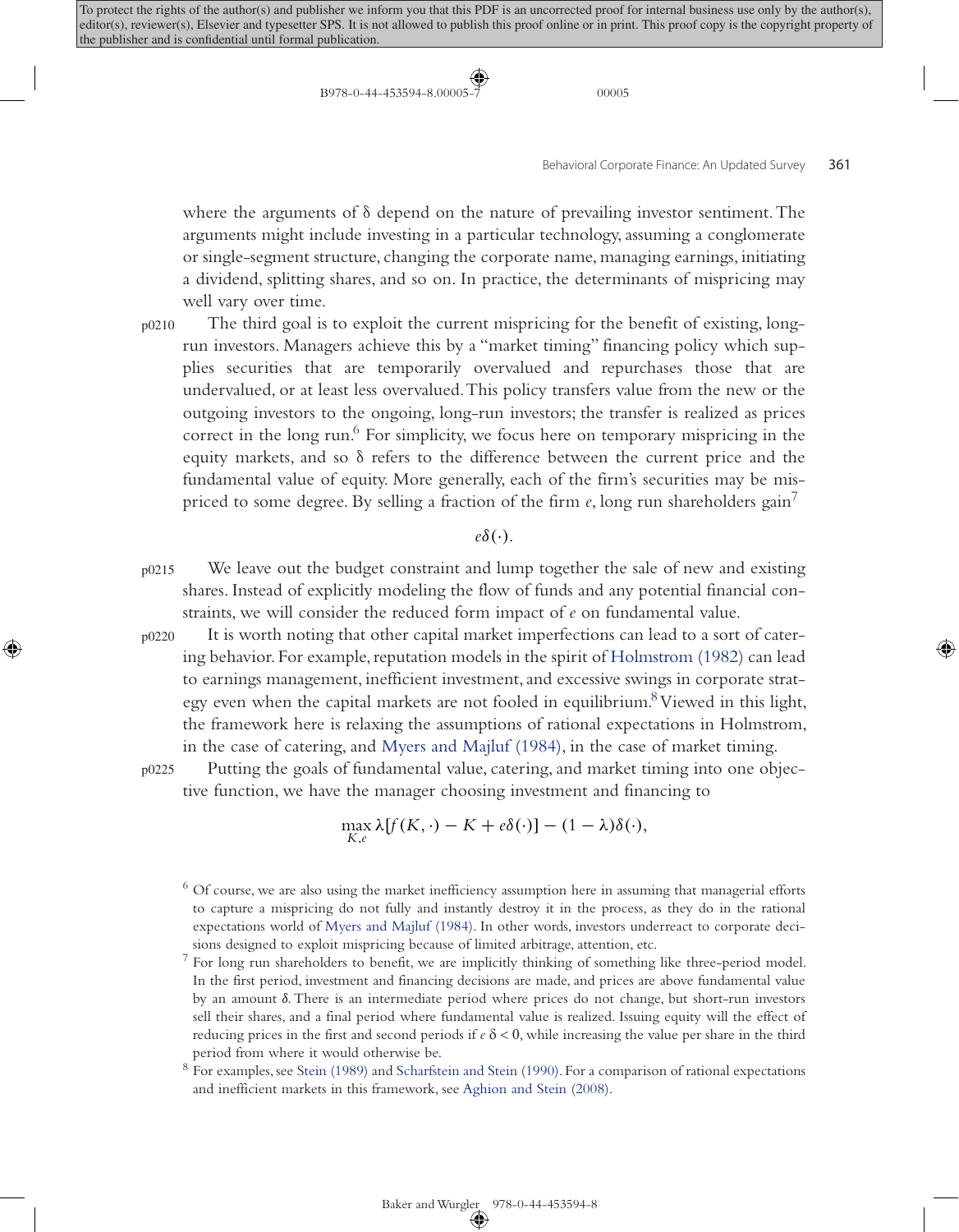where the arguments of δ depend on the nature of prevailing investor sentiment. The arguments might include investing in a particular technology, assuming a conglomerate or single-segment structure, changing the corporate name, managing earnings, initiating a dividend, splitting shares, and so on. In practice, the determinants of mispricing may well vary over time.

The third goal is to exploit the current mispricing for the benefit of existing, long-run investors. Managers achieve this by a "market timing" financing policy which supplies securities that are temporarily overvalued and repurchases those that are undervalued, or at least less overvalued. This policy transfers value from the new or the outgoing investors to the ongoing, long-run investors; the transfer is realized as prices correct in the long run.[6] For simplicity, we focus here on temporary mispricing in the equity markets, and so δ refers to the difference between the current price and the fundamental value of equity. More generally, each of the firm's securities may be mispriced to some degree. By selling a fraction of the firm $e$, long run shareholders gain[7]

$$e\delta(\cdot).$$

We leave out the budget constraint and lump together the sale of new and existing shares. Instead of explicitly modeling the flow of funds and any potential financial constraints, we will consider the reduced form impact of $e$ on fundamental value.

It is worth noting that other capital market imperfections can lead to a sort of catering behavior. For example, reputation models in the spirit of Holmstrom (1982) can lead to earnings management, inefficient investment, and excessive swings in corporate strategy even when the capital markets are not fooled in equilibrium.[8] Viewed in this light, the framework here is relaxing the assumptions of rational expectations in Holmstrom, in the case of catering, and Myers and Majluf (1984), in the case of market timing.

Putting the goals of fundamental value, catering, and market timing into one objective function, we have the manager choosing investment and financing to

$$\max_{K,e} \lambda[f(K,\cdot) - K + e\delta(\cdot)] - (1-\lambda)\delta(\cdot),$$

---

[6] Of course, we are also using the market inefficiency assumption here in assuming that managerial efforts to capture a mispricing do not fully and instantly destroy it in the process, as they do in the rational expectations world of Myers and Majluf (1984). In other words, investors underreact to corporate decisions designed to exploit mispricing because of limited arbitrage, attention, etc.

[7] For long run shareholders to benefit, we are implicitly thinking of something like three-period model. In the first period, investment and financing decisions are made, and prices are above fundamental value by an amount $\delta$. There is an intermediate period where prices do not change, but short-run investors sell their shares, and a final period where fundamental value is realized. Issuing equity will the effect of reducing prices in the first and second periods if $e\,\delta < 0$, while increasing the value per share in the third period from where it would otherwise be.

[8] For examples, see Stein (1989) and Scharfstein and Stein (1990). For a comparison of rational expectations and inefficient markets in this framework, see Aghion and Stein (2008).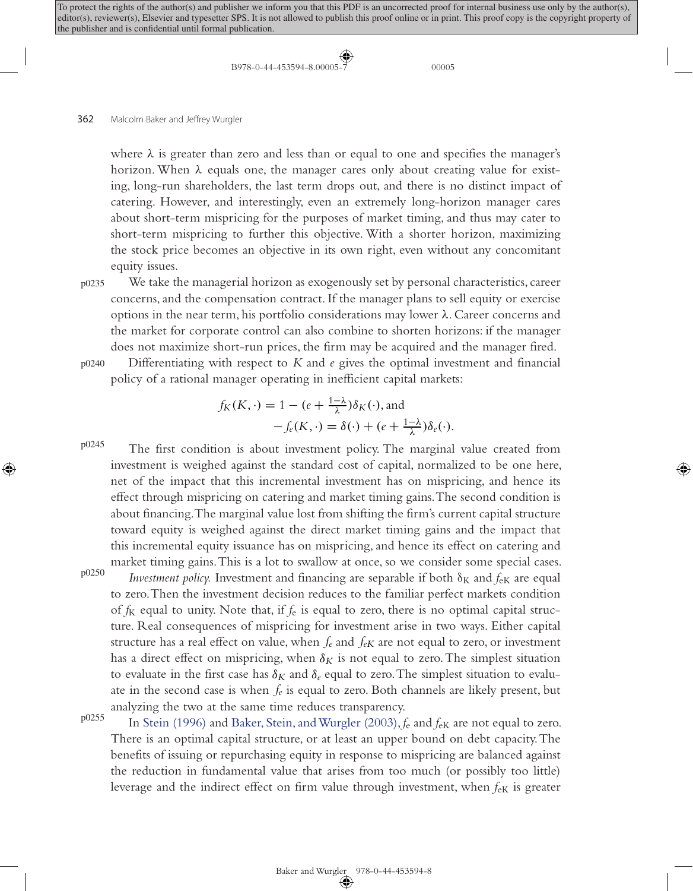where λ is greater than zero and less than or equal to one and specifies the manager's horizon. When λ equals one, the manager cares only about creating value for existing, long-run shareholders, the last term drops out, and there is no distinct impact of catering. However, and interestingly, even an extremely long-horizon manager cares about short-term mispricing for the purposes of market timing, and thus may cater to short-term mispricing to further this objective. With a shorter horizon, maximizing the stock price becomes an objective in its own right, even without any concomitant equity issues.

We take the managerial horizon as exogenously set by personal characteristics, career concerns, and the compensation contract. If the manager plans to sell equity or exercise options in the near term, his portfolio considerations may lower λ. Career concerns and the market for corporate control can also combine to shorten horizons: if the manager does not maximize short-run prices, the firm may be acquired and the manager fired.

Differentiating with respect to $K$ and $e$ gives the optimal investment and financial policy of a rational manager operating in inefficient capital markets:

$$f_K(K,\cdot) = 1 - \left(e + \tfrac{1-\lambda}{\lambda}\right)\delta_K(\cdot), \text{ and}$$
$$-f_e(K,\cdot) = \delta(\cdot) + \left(e + \tfrac{1-\lambda}{\lambda}\right)\delta_e(\cdot).$$

The first condition is about investment policy. The marginal value created from investment is weighed against the standard cost of capital, normalized to be one here, net of the impact that this incremental investment has on mispricing, and hence its effect through mispricing on catering and market timing gains. The second condition is about financing. The marginal value lost from shifting the firm's current capital structure toward equity is weighed against the direct market timing gains and the impact that this incremental equity issuance has on mispricing, and hence its effect on catering and market timing gains. This is a lot to swallow at once, so we consider some special cases.

*Investment policy.* Investment and financing are separable if both $\delta_K$ and $f_{eK}$ are equal to zero. Then the investment decision reduces to the familiar perfect markets condition of $f_K$ equal to unity. Note that, if $f_e$ is equal to zero, there is no optimal capital structure. Real consequences of mispricing for investment arise in two ways. Either capital structure has a real effect on value, when $f_e$ and $f_{eK}$ are not equal to zero, or investment has a direct effect on mispricing, when $\delta_K$ is not equal to zero. The simplest situation to evaluate in the first case has $\delta_K$ and $\delta_e$ equal to zero. The simplest situation to evaluate in the second case is when $f_e$ is equal to zero. Both channels are likely present, but analyzing the two at the same time reduces transparency.

In Stein (1996) and Baker, Stein, and Wurgler (2003), $f_e$ and $f_{eK}$ are not equal to zero. There is an optimal capital structure, or at least an upper bound on debt capacity. The benefits of issuing or repurchasing equity in response to mispricing are balanced against the reduction in fundamental value that arises from too much (or possibly too little) leverage and the indirect effect on firm value through investment, when $f_{eK}$ is greater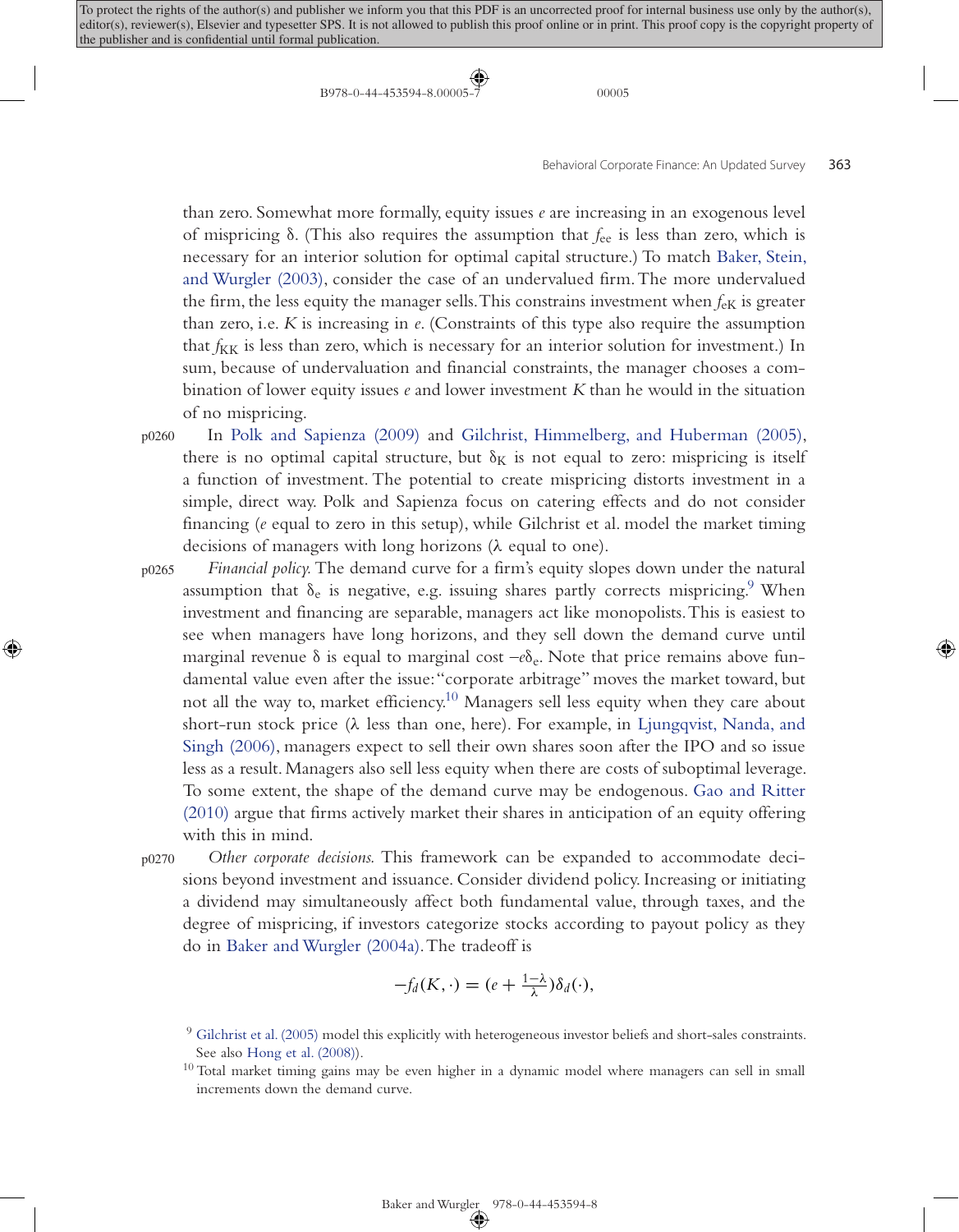than zero. Somewhat more formally, equity issues $e$ are increasing in an exogenous level of mispricing $\delta$. (This also requires the assumption that $f_{ee}$ is less than zero, which is necessary for an interior solution for optimal capital structure.) To match Baker, Stein, and Wurgler (2003), consider the case of an undervalued firm. The more undervalued the firm, the less equity the manager sells. This constrains investment when $f_{eK}$ is greater than zero, i.e. $K$ is increasing in $e$. (Constraints of this type also require the assumption that $f_{KK}$ is less than zero, which is necessary for an interior solution for investment.) In sum, because of undervaluation and financial constraints, the manager chooses a combination of lower equity issues $e$ and lower investment $K$ than he would in the situation of no mispricing.

In Polk and Sapienza (2009) and Gilchrist, Himmelberg, and Huberman (2005), there is no optimal capital structure, but $\delta_K$ is not equal to zero: mispricing is itself a function of investment. The potential to create mispricing distorts investment in a simple, direct way. Polk and Sapienza focus on catering effects and do not consider financing ($e$ equal to zero in this setup), while Gilchrist et al. model the market timing decisions of managers with long horizons ($\lambda$ equal to one).

*Financial policy.* The demand curve for a firm's equity slopes down under the natural assumption that $\delta_e$ is negative, e.g. issuing shares partly corrects mispricing.[9] When investment and financing are separable, managers act like monopolists. This is easiest to see when managers have long horizons, and they sell down the demand curve until marginal revenue $\delta$ is equal to marginal cost $-e\delta_e$. Note that price remains above fundamental value even after the issue: "corporate arbitrage" moves the market toward, but not all the way to, market efficiency.[10] Managers sell less equity when they care about short-run stock price ($\lambda$ less than one, here). For example, in Ljungqvist, Nanda, and Singh (2006), managers expect to sell their own shares soon after the IPO and so issue less as a result. Managers also sell less equity when there are costs of suboptimal leverage. To some extent, the shape of the demand curve may be endogenous. Gao and Ritter (2010) argue that firms actively market their shares in anticipation of an equity offering with this in mind.

*Other corporate decisions.* This framework can be expanded to accommodate decisions beyond investment and issuance. Consider dividend policy. Increasing or initiating a dividend may simultaneously affect both fundamental value, through taxes, and the degree of mispricing, if investors categorize stocks according to payout policy as they do in Baker and Wurgler (2004a). The tradeoff is

$$-f_d(K,\cdot) = \left(e + \tfrac{1-\lambda}{\lambda}\right)\delta_d(\cdot),$$

[9] Gilchrist et al. (2005) model this explicitly with heterogeneous investor beliefs and short-sales constraints. See also Hong et al. (2008)).

[10] Total market timing gains may be even higher in a dynamic model where managers can sell in small increments down the demand curve.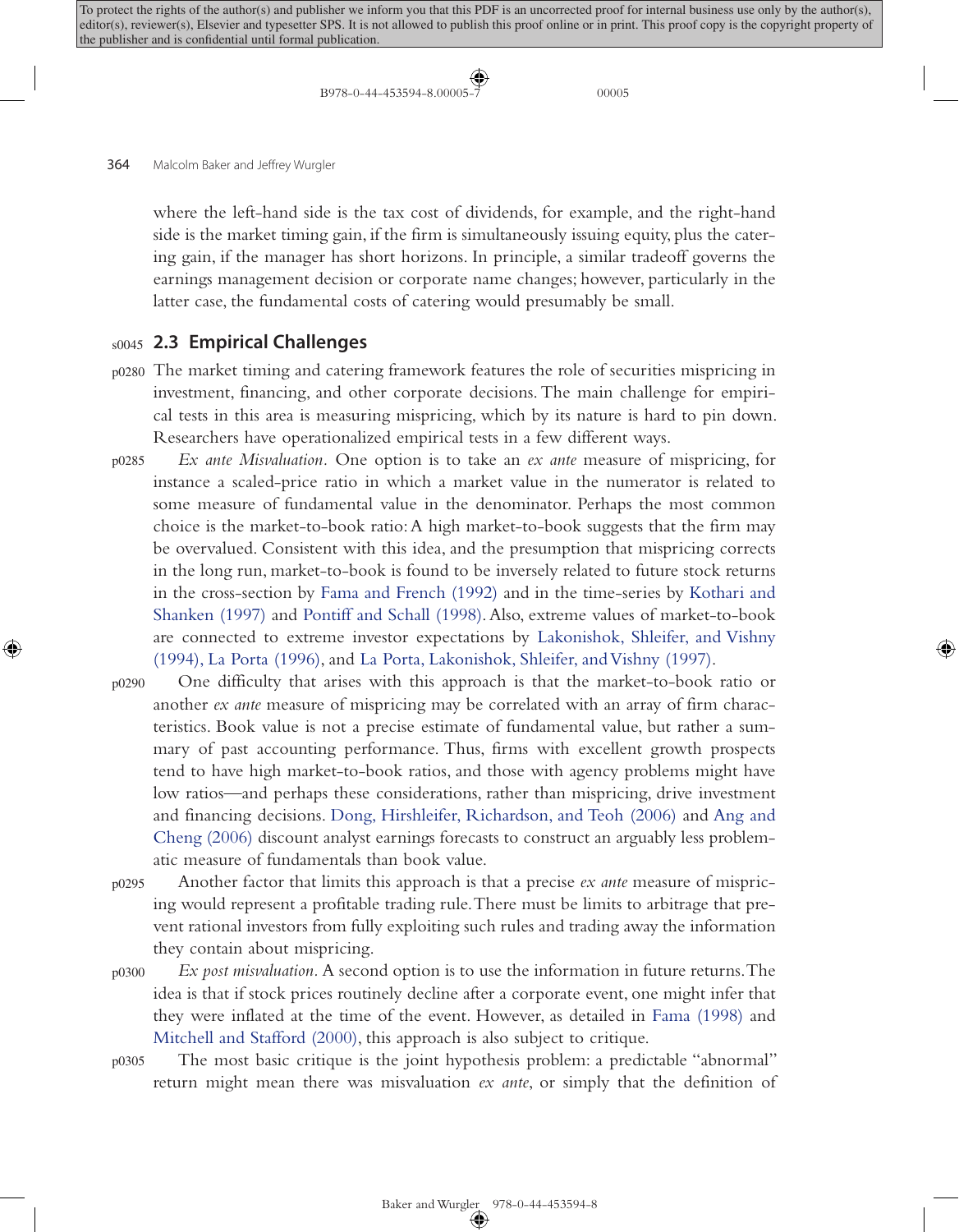where the left-hand side is the tax cost of dividends, for example, and the right-hand side is the market timing gain, if the firm is simultaneously issuing equity, plus the catering gain, if the manager has short horizons. In principle, a similar tradeoff governs the earnings management decision or corporate name changes; however, particularly in the latter case, the fundamental costs of catering would presumably be small.

## 2.3 Empirical Challenges

The market timing and catering framework features the role of securities mispricing in investment, financing, and other corporate decisions. The main challenge for empirical tests in this area is measuring mispricing, which by its nature is hard to pin down. Researchers have operationalized empirical tests in a few different ways.

*Ex ante Misvaluation.* One option is to take an *ex ante* measure of mispricing, for instance a scaled-price ratio in which a market value in the numerator is related to some measure of fundamental value in the denominator. Perhaps the most common choice is the market-to-book ratio: A high market-to-book suggests that the firm may be overvalued. Consistent with this idea, and the presumption that mispricing corrects in the long run, market-to-book is found to be inversely related to future stock returns in the cross-section by Fama and French (1992) and in the time-series by Kothari and Shanken (1997) and Pontiff and Schall (1998). Also, extreme values of market-to-book are connected to extreme investor expectations by Lakonishok, Shleifer, and Vishny (1994), La Porta (1996), and La Porta, Lakonishok, Shleifer, and Vishny (1997).

One difficulty that arises with this approach is that the market-to-book ratio or another *ex ante* measure of mispricing may be correlated with an array of firm characteristics. Book value is not a precise estimate of fundamental value, but rather a summary of past accounting performance. Thus, firms with excellent growth prospects tend to have high market-to-book ratios, and those with agency problems might have low ratios—and perhaps these considerations, rather than mispricing, drive investment and financing decisions. Dong, Hirshleifer, Richardson, and Teoh (2006) and Ang and Cheng (2006) discount analyst earnings forecasts to construct an arguably less problematic measure of fundamentals than book value.

Another factor that limits this approach is that a precise *ex ante* measure of mispricing would represent a profitable trading rule. There must be limits to arbitrage that prevent rational investors from fully exploiting such rules and trading away the information they contain about mispricing.

*Ex post misvaluation.* A second option is to use the information in future returns. The idea is that if stock prices routinely decline after a corporate event, one might infer that they were inflated at the time of the event. However, as detailed in Fama (1998) and Mitchell and Stafford (2000), this approach is also subject to critique.

The most basic critique is the joint hypothesis problem: a predictable "abnormal" return might mean there was misvaluation *ex ante*, or simply that the definition of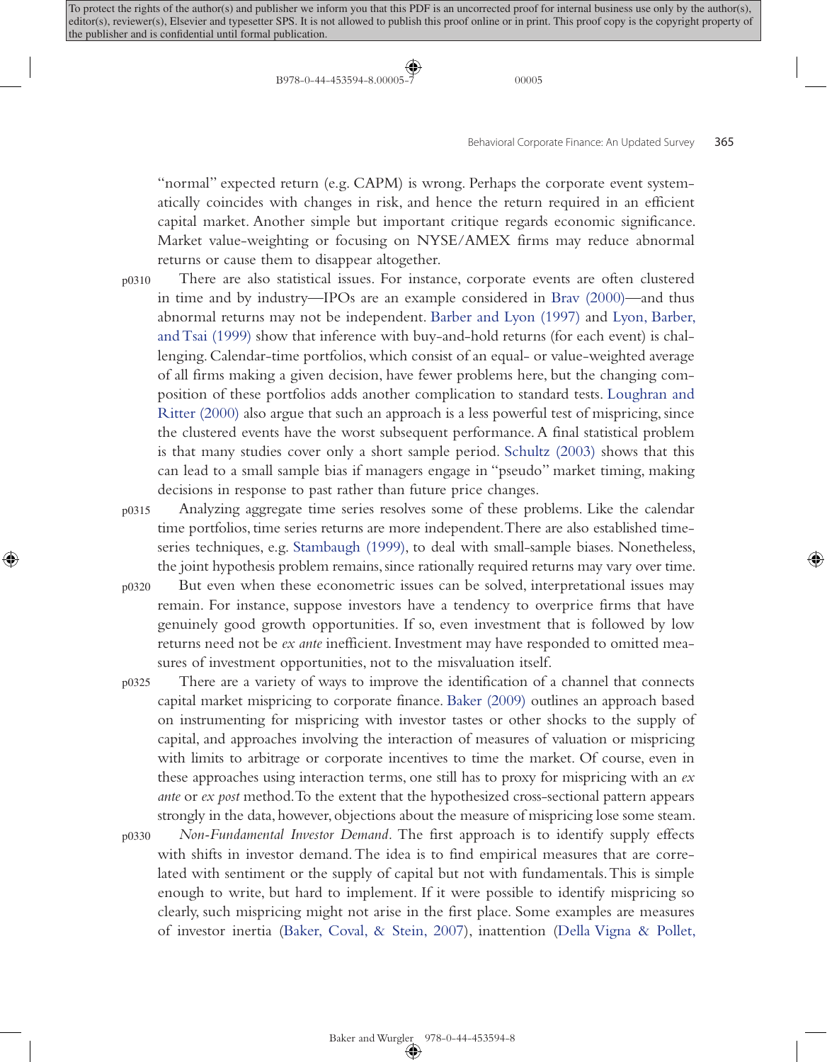"normal" expected return (e.g. CAPM) is wrong. Perhaps the corporate event systematically coincides with changes in risk, and hence the return required in an efficient capital market. Another simple but important critique regards economic significance. Market value-weighting or focusing on NYSE/AMEX firms may reduce abnormal returns or cause them to disappear altogether.

There are also statistical issues. For instance, corporate events are often clustered in time and by industry—IPOs are an example considered in Brav (2000)—and thus abnormal returns may not be independent. Barber and Lyon (1997) and Lyon, Barber, and Tsai (1999) show that inference with buy-and-hold returns (for each event) is challenging. Calendar-time portfolios, which consist of an equal- or value-weighted average of all firms making a given decision, have fewer problems here, but the changing composition of these portfolios adds another complication to standard tests. Loughran and Ritter (2000) also argue that such an approach is a less powerful test of mispricing, since the clustered events have the worst subsequent performance. A final statistical problem is that many studies cover only a short sample period. Schultz (2003) shows that this can lead to a small sample bias if managers engage in "pseudo" market timing, making decisions in response to past rather than future price changes.

Analyzing aggregate time series resolves some of these problems. Like the calendar time portfolios, time series returns are more independent. There are also established time-series techniques, e.g. Stambaugh (1999), to deal with small-sample biases. Nonetheless, the joint hypothesis problem remains, since rationally required returns may vary over time.

But even when these econometric issues can be solved, interpretational issues may remain. For instance, suppose investors have a tendency to overprice firms that have genuinely good growth opportunities. If so, even investment that is followed by low returns need not be *ex ante* inefficient. Investment may have responded to omitted measures of investment opportunities, not to the misvaluation itself.

There are a variety of ways to improve the identification of a channel that connects capital market mispricing to corporate finance. Baker (2009) outlines an approach based on instrumenting for mispricing with investor tastes or other shocks to the supply of capital, and approaches involving the interaction of measures of valuation or mispricing with limits to arbitrage or corporate incentives to time the market. Of course, even in these approaches using interaction terms, one still has to proxy for mispricing with an *ex ante* or *ex post* method. To the extent that the hypothesized cross-sectional pattern appears strongly in the data, however, objections about the measure of mispricing lose some steam.

*Non-Fundamental Investor Demand.* The first approach is to identify supply effects with shifts in investor demand. The idea is to find empirical measures that are correlated with sentiment or the supply of capital but not with fundamentals. This is simple enough to write, but hard to implement. If it were possible to identify mispricing so clearly, such mispricing might not arise in the first place. Some examples are measures of investor inertia (Baker, Coval, & Stein, 2007), inattention (Della Vigna & Pollet,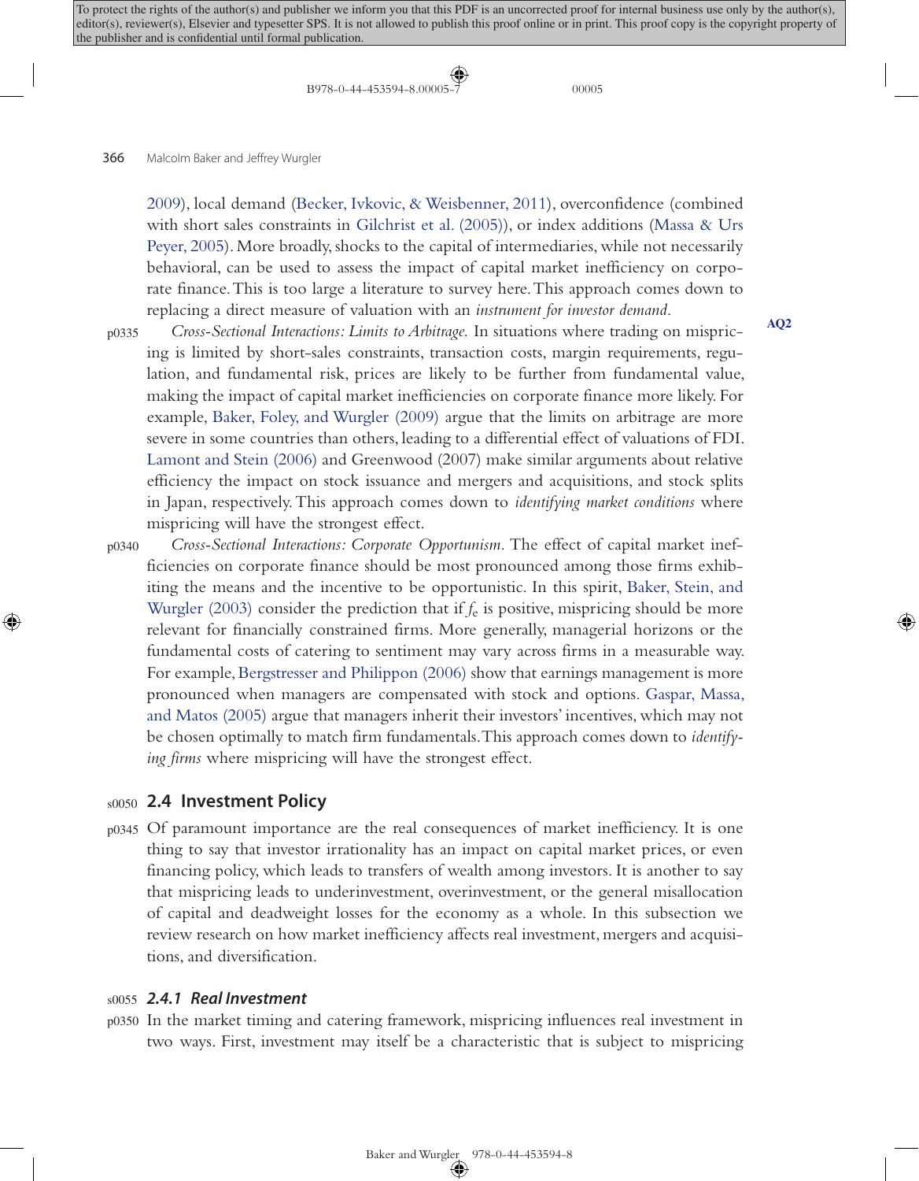2009), local demand (Becker, Ivkovic, & Weisbenner, 2011), overconfidence (combined with short sales constraints in Gilchrist et al. (2005)), or index additions (Massa & Urs Peyer, 2005). More broadly, shocks to the capital of intermediaries, while not necessarily behavioral, can be used to assess the impact of capital market inefficiency on corporate finance. This is too large a literature to survey here. This approach comes down to replacing a direct measure of valuation with an *instrument for investor demand*.

*Cross-Sectional Interactions: Limits to Arbitrage.* In situations where trading on mispricing is limited by short-sales constraints, transaction costs, margin requirements, regulation, and fundamental risk, prices are likely to be further from fundamental value, making the impact of capital market inefficiencies on corporate finance more likely. For example, Baker, Foley, and Wurgler (2009) argue that the limits on arbitrage are more severe in some countries than others, leading to a differential effect of valuations of FDI. Lamont and Stein (2006) and Greenwood (2007) make similar arguments about relative efficiency the impact on stock issuance and mergers and acquisitions, and stock splits in Japan, respectively. This approach comes down to *identifying market conditions* where mispricing will have the strongest effect.

*Cross-Sectional Interactions: Corporate Opportunism.* The effect of capital market inefficiencies on corporate finance should be most pronounced among those firms exhibiting the means and the incentive to be opportunistic. In this spirit, Baker, Stein, and Wurgler (2003) consider the prediction that if $f_e$ is positive, mispricing should be more relevant for financially constrained firms. More generally, managerial horizons or the fundamental costs of catering to sentiment may vary across firms in a measurable way. For example, Bergstresser and Philippon (2006) show that earnings management is more pronounced when managers are compensated with stock and options. Gaspar, Massa, and Matos (2005) argue that managers inherit their investors' incentives, which may not be chosen optimally to match firm fundamentals. This approach comes down to *identifying firms* where mispricing will have the strongest effect.

## 2.4 Investment Policy

Of paramount importance are the real consequences of market inefficiency. It is one thing to say that investor irrationality has an impact on capital market prices, or even financing policy, which leads to transfers of wealth among investors. It is another to say that mispricing leads to underinvestment, overinvestment, or the general misallocation of capital and deadweight losses for the economy as a whole. In this subsection we review research on how market inefficiency affects real investment, mergers and acquisitions, and diversification.

### *2.4.1 Real Investment*

In the market timing and catering framework, mispricing influences real investment in two ways. First, investment may itself be a characteristic that is subject to mispricing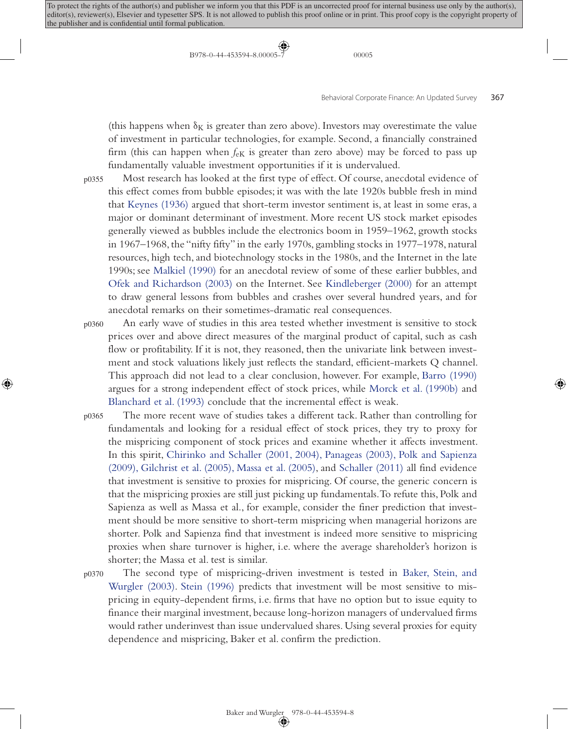(this happens when $\delta_K$ is greater than zero above). Investors may overestimate the value of investment in particular technologies, for example. Second, a financially constrained firm (this can happen when $f_{eK}$ is greater than zero above) may be forced to pass up fundamentally valuable investment opportunities if it is undervalued.

Most research has looked at the first type of effect. Of course, anecdotal evidence of this effect comes from bubble episodes; it was with the late 1920s bubble fresh in mind that Keynes (1936) argued that short-term investor sentiment is, at least in some eras, a major or dominant determinant of investment. More recent US stock market episodes generally viewed as bubbles include the electronics boom in 1959–1962, growth stocks in 1967–1968, the "nifty fifty" in the early 1970s, gambling stocks in 1977–1978, natural resources, high tech, and biotechnology stocks in the 1980s, and the Internet in the late 1990s; see Malkiel (1990) for an anecdotal review of some of these earlier bubbles, and Ofek and Richardson (2003) on the Internet. See Kindleberger (2000) for an attempt to draw general lessons from bubbles and crashes over several hundred years, and for anecdotal remarks on their sometimes-dramatic real consequences.

An early wave of studies in this area tested whether investment is sensitive to stock prices over and above direct measures of the marginal product of capital, such as cash flow or profitability. If it is not, they reasoned, then the univariate link between investment and stock valuations likely just reflects the standard, efficient-markets Q channel. This approach did not lead to a clear conclusion, however. For example, Barro (1990) argues for a strong independent effect of stock prices, while Morck et al. (1990b) and Blanchard et al. (1993) conclude that the incremental effect is weak.

The more recent wave of studies takes a different tack. Rather than controlling for fundamentals and looking for a residual effect of stock prices, they try to proxy for the mispricing component of stock prices and examine whether it affects investment. In this spirit, Chirinko and Schaller (2001, 2004), Panageas (2003), Polk and Sapienza (2009), Gilchrist et al. (2005), Massa et al. (2005), and Schaller (2011) all find evidence that investment is sensitive to proxies for mispricing. Of course, the generic concern is that the mispricing proxies are still just picking up fundamentals. To refute this, Polk and Sapienza as well as Massa et al., for example, consider the finer prediction that investment should be more sensitive to short-term mispricing when managerial horizons are shorter. Polk and Sapienza find that investment is indeed more sensitive to mispricing proxies when share turnover is higher, i.e. where the average shareholder's horizon is shorter; the Massa et al. test is similar.

The second type of mispricing-driven investment is tested in Baker, Stein, and Wurgler (2003). Stein (1996) predicts that investment will be most sensitive to mispricing in equity-dependent firms, i.e. firms that have no option but to issue equity to finance their marginal investment, because long-horizon managers of undervalued firms would rather underinvest than issue undervalued shares. Using several proxies for equity dependence and mispricing, Baker et al. confirm the prediction.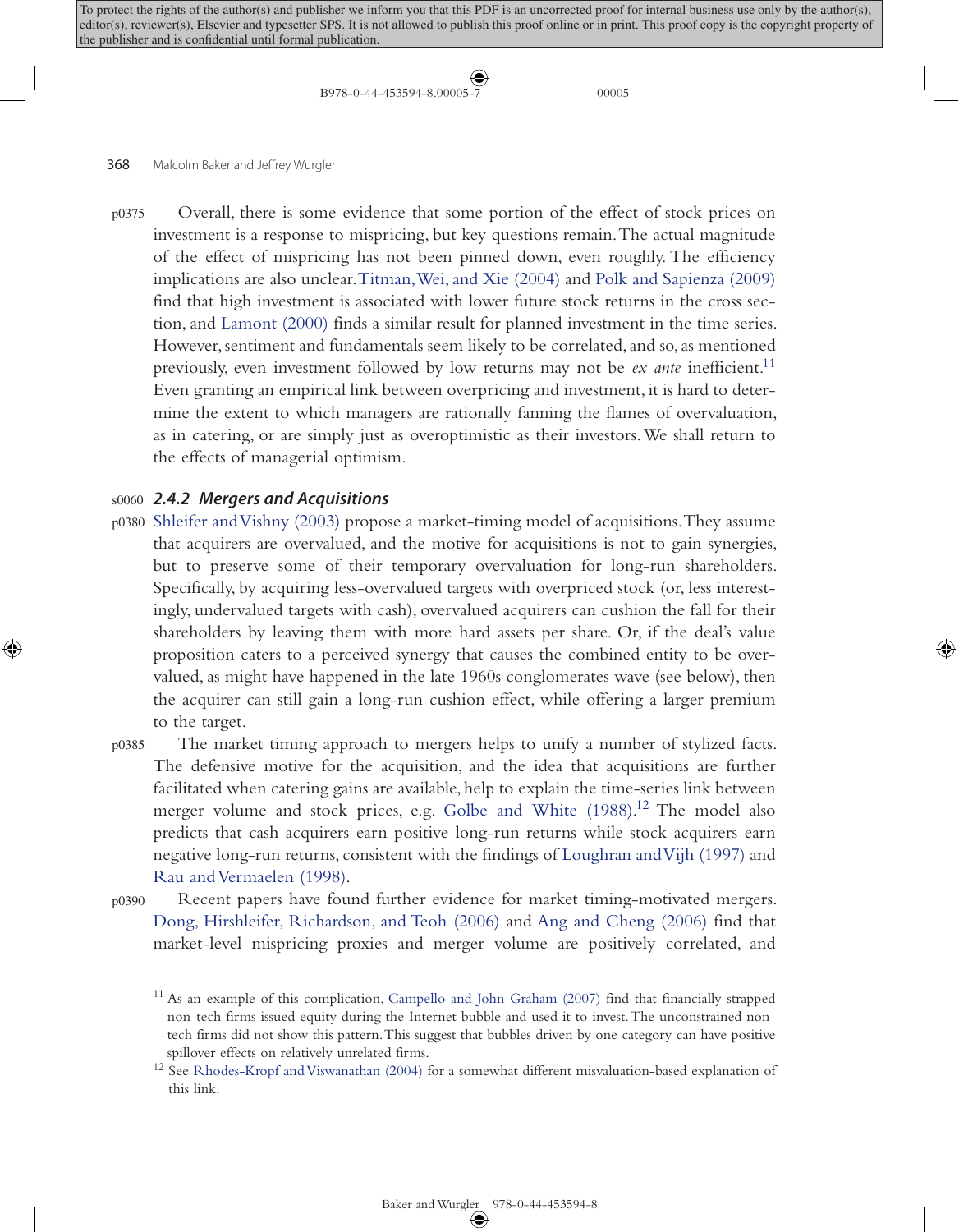Overall, there is some evidence that some portion of the effect of stock prices on investment is a response to mispricing, but key questions remain. The actual magnitude of the effect of mispricing has not been pinned down, even roughly. The efficiency implications are also unclear. Titman, Wei, and Xie (2004) and Polk and Sapienza (2009) find that high investment is associated with lower future stock returns in the cross section, and Lamont (2000) finds a similar result for planned investment in the time series. However, sentiment and fundamentals seem likely to be correlated, and so, as mentioned previously, even investment followed by low returns may not be *ex ante* inefficient.[11] Even granting an empirical link between overpricing and investment, it is hard to determine the extent to which managers are rationally fanning the flames of overvaluation, as in catering, or are simply just as overoptimistic as their investors. We shall return to the effects of managerial optimism.

### 2.4.2 Mergers and Acquisitions

Shleifer and Vishny (2003) propose a market-timing model of acquisitions. They assume that acquirers are overvalued, and the motive for acquisitions is not to gain synergies, but to preserve some of their temporary overvaluation for long-run shareholders. Specifically, by acquiring less-overvalued targets with overpriced stock (or, less interestingly, undervalued targets with cash), overvalued acquirers can cushion the fall for their shareholders by leaving them with more hard assets per share. Or, if the deal's value proposition caters to a perceived synergy that causes the combined entity to be overvalued, as might have happened in the late 1960s conglomerates wave (see below), then the acquirer can still gain a long-run cushion effect, while offering a larger premium to the target.

The market timing approach to mergers helps to unify a number of stylized facts. The defensive motive for the acquisition, and the idea that acquisitions are further facilitated when catering gains are available, help to explain the time-series link between merger volume and stock prices, e.g. Golbe and White (1988).[12] The model also predicts that cash acquirers earn positive long-run returns while stock acquirers earn negative long-run returns, consistent with the findings of Loughran and Vijh (1997) and Rau and Vermaelen (1998).

Recent papers have found further evidence for market timing-motivated mergers. Dong, Hirshleifer, Richardson, and Teoh (2006) and Ang and Cheng (2006) find that market-level mispricing proxies and merger volume are positively correlated, and

[11] As an example of this complication, Campello and John Graham (2007) find that financially strapped non-tech firms issued equity during the Internet bubble and used it to invest. The unconstrained non-tech firms did not show this pattern. This suggest that bubbles driven by one category can have positive spillover effects on relatively unrelated firms.

[12] See Rhodes-Kropf and Viswanathan (2004) for a somewhat different misvaluation-based explanation of this link.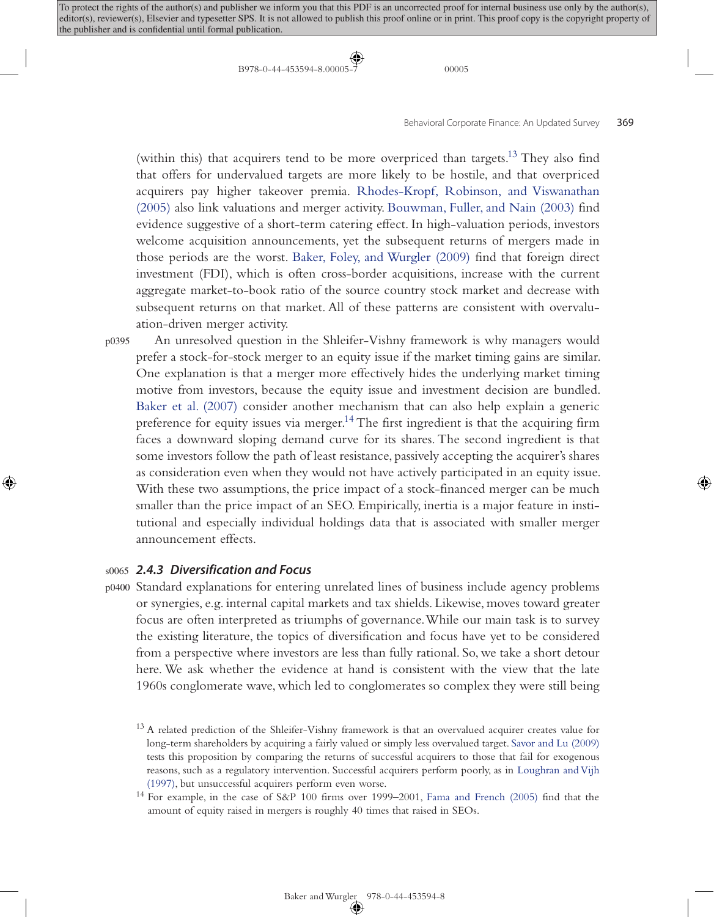(within this) that acquirers tend to be more overpriced than targets.[13] They also find that offers for undervalued targets are more likely to be hostile, and that overpriced acquirers pay higher takeover premia. Rhodes-Kropf, Robinson, and Viswanathan (2005) also link valuations and merger activity. Bouwman, Fuller, and Nain (2003) find evidence suggestive of a short-term catering effect. In high-valuation periods, investors welcome acquisition announcements, yet the subsequent returns of mergers made in those periods are the worst. Baker, Foley, and Wurgler (2009) find that foreign direct investment (FDI), which is often cross-border acquisitions, increase with the current aggregate market-to-book ratio of the source country stock market and decrease with subsequent returns on that market. All of these patterns are consistent with overvaluation-driven merger activity.

An unresolved question in the Shleifer-Vishny framework is why managers would prefer a stock-for-stock merger to an equity issue if the market timing gains are similar. One explanation is that a merger more effectively hides the underlying market timing motive from investors, because the equity issue and investment decision are bundled. Baker et al. (2007) consider another mechanism that can also help explain a generic preference for equity issues via merger.[14] The first ingredient is that the acquiring firm faces a downward sloping demand curve for its shares. The second ingredient is that some investors follow the path of least resistance, passively accepting the acquirer's shares as consideration even when they would not have actively participated in an equity issue. With these two assumptions, the price impact of a stock-financed merger can be much smaller than the price impact of an SEO. Empirically, inertia is a major feature in institutional and especially individual holdings data that is associated with smaller merger announcement effects.

### 2.4.3 Diversification and Focus

Standard explanations for entering unrelated lines of business include agency problems or synergies, e.g. internal capital markets and tax shields. Likewise, moves toward greater focus are often interpreted as triumphs of governance. While our main task is to survey the existing literature, the topics of diversification and focus have yet to be considered from a perspective where investors are less than fully rational. So, we take a short detour here. We ask whether the evidence at hand is consistent with the view that the late 1960s conglomerate wave, which led to conglomerates so complex they were still being

[13] A related prediction of the Shleifer-Vishny framework is that an overvalued acquirer creates value for long-term shareholders by acquiring a fairly valued or simply less overvalued target. Savor and Lu (2009) tests this proposition by comparing the returns of successful acquirers to those that fail for exogenous reasons, such as a regulatory intervention. Successful acquirers perform poorly, as in Loughran and Vijh (1997), but unsuccessful acquirers perform even worse.

[14] For example, in the case of S&P 100 firms over 1999–2001, Fama and French (2005) find that the amount of equity raised in mergers is roughly 40 times that raised in SEOs.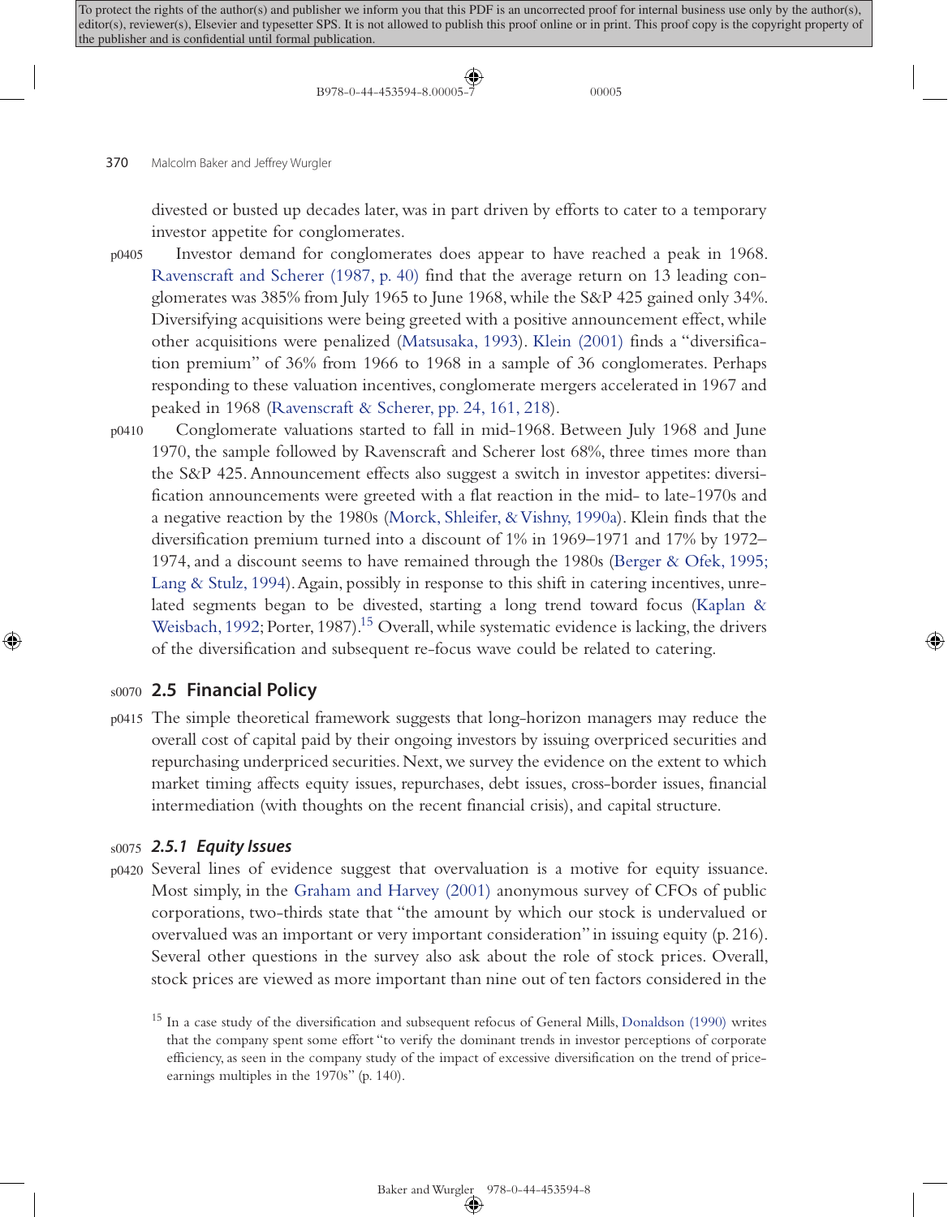divested or busted up decades later, was in part driven by efforts to cater to a temporary investor appetite for conglomerates.

Investor demand for conglomerates does appear to have reached a peak in 1968. Ravenscraft and Scherer (1987, p. 40) find that the average return on 13 leading conglomerates was 385% from July 1965 to June 1968, while the S&P 425 gained only 34%. Diversifying acquisitions were being greeted with a positive announcement effect, while other acquisitions were penalized (Matsusaka, 1993). Klein (2001) finds a "diversification premium" of 36% from 1966 to 1968 in a sample of 36 conglomerates. Perhaps responding to these valuation incentives, conglomerate mergers accelerated in 1967 and peaked in 1968 (Ravenscraft & Scherer, pp. 24, 161, 218).

Conglomerate valuations started to fall in mid-1968. Between July 1968 and June 1970, the sample followed by Ravenscraft and Scherer lost 68%, three times more than the S&P 425. Announcement effects also suggest a switch in investor appetites: diversification announcements were greeted with a flat reaction in the mid- to late-1970s and a negative reaction by the 1980s (Morck, Shleifer, & Vishny, 1990a). Klein finds that the diversification premium turned into a discount of 1% in 1969–1971 and 17% by 1972–1974, and a discount seems to have remained through the 1980s (Berger & Ofek, 1995; Lang & Stulz, 1994). Again, possibly in response to this shift in catering incentives, unrelated segments began to be divested, starting a long trend toward focus (Kaplan & Weisbach, 1992; Porter, 1987).[15] Overall, while systematic evidence is lacking, the drivers of the diversification and subsequent re-focus wave could be related to catering.

## 2.5 Financial Policy

The simple theoretical framework suggests that long-horizon managers may reduce the overall cost of capital paid by their ongoing investors by issuing overpriced securities and repurchasing underpriced securities. Next, we survey the evidence on the extent to which market timing affects equity issues, repurchases, debt issues, cross-border issues, financial intermediation (with thoughts on the recent financial crisis), and capital structure.

### *2.5.1 Equity Issues*

Several lines of evidence suggest that overvaluation is a motive for equity issuance. Most simply, in the Graham and Harvey (2001) anonymous survey of CFOs of public corporations, two-thirds state that "the amount by which our stock is undervalued or overvalued was an important or very important consideration" in issuing equity (p. 216). Several other questions in the survey also ask about the role of stock prices. Overall, stock prices are viewed as more important than nine out of ten factors considered in the

[15] In a case study of the diversification and subsequent refocus of General Mills, Donaldson (1990) writes that the company spent some effort "to verify the dominant trends in investor perceptions of corporate efficiency, as seen in the company study of the impact of excessive diversification on the trend of price-earnings multiples in the 1970s" (p. 140).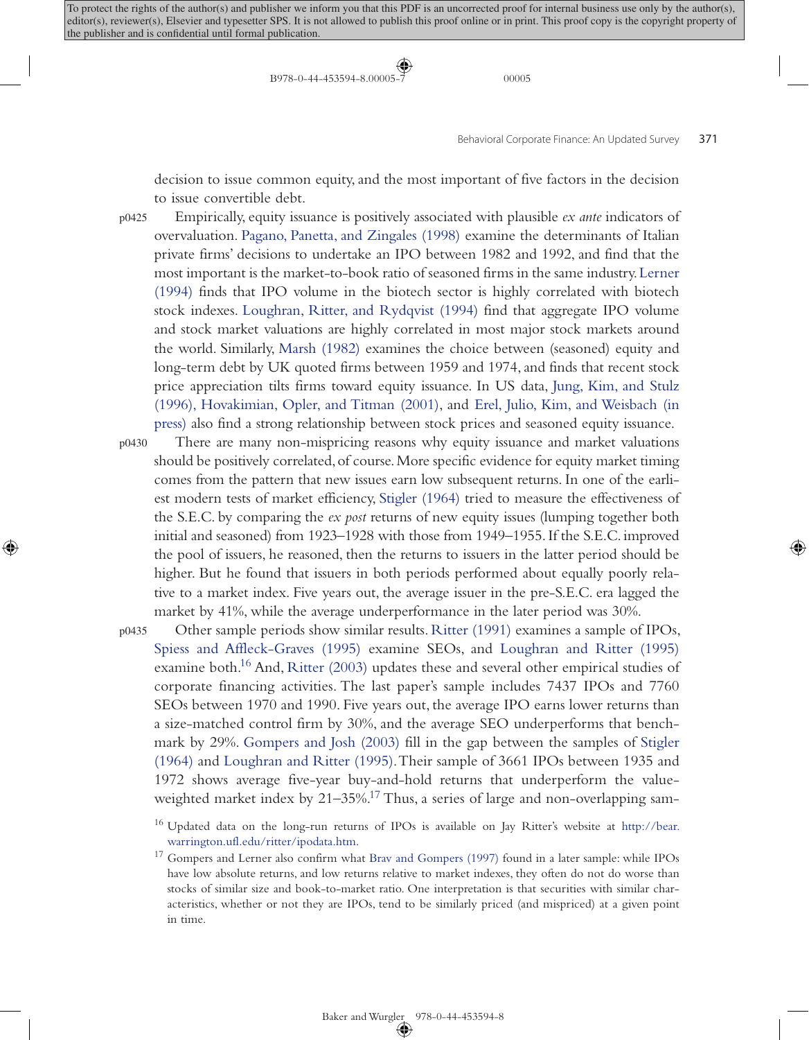decision to issue common equity, and the most important of five factors in the decision to issue convertible debt.

Empirically, equity issuance is positively associated with plausible *ex ante* indicators of overvaluation. Pagano, Panetta, and Zingales (1998) examine the determinants of Italian private firms' decisions to undertake an IPO between 1982 and 1992, and find that the most important is the market-to-book ratio of seasoned firms in the same industry. Lerner (1994) finds that IPO volume in the biotech sector is highly correlated with biotech stock indexes. Loughran, Ritter, and Rydqvist (1994) find that aggregate IPO volume and stock market valuations are highly correlated in most major stock markets around the world. Similarly, Marsh (1982) examines the choice between (seasoned) equity and long-term debt by UK quoted firms between 1959 and 1974, and finds that recent stock price appreciation tilts firms toward equity issuance. In US data, Jung, Kim, and Stulz (1996), Hovakimian, Opler, and Titman (2001), and Erel, Julio, Kim, and Weisbach (in press) also find a strong relationship between stock prices and seasoned equity issuance.

There are many non-mispricing reasons why equity issuance and market valuations should be positively correlated, of course. More specific evidence for equity market timing comes from the pattern that new issues earn low subsequent returns. In one of the earliest modern tests of market efficiency, Stigler (1964) tried to measure the effectiveness of the S.E.C. by comparing the *ex post* returns of new equity issues (lumping together both initial and seasoned) from 1923–1928 with those from 1949–1955. If the S.E.C. improved the pool of issuers, he reasoned, then the returns to issuers in the latter period should be higher. But he found that issuers in both periods performed about equally poorly relative to a market index. Five years out, the average issuer in the pre-S.E.C. era lagged the market by 41%, while the average underperformance in the later period was 30%.

Other sample periods show similar results. Ritter (1991) examines a sample of IPOs, Spiess and Affleck-Graves (1995) examine SEOs, and Loughran and Ritter (1995) examine both.[16] And, Ritter (2003) updates these and several other empirical studies of corporate financing activities. The last paper's sample includes 7437 IPOs and 7760 SEOs between 1970 and 1990. Five years out, the average IPO earns lower returns than a size-matched control firm by 30%, and the average SEO underperforms that benchmark by 29%. Gompers and Josh (2003) fill in the gap between the samples of Stigler (1964) and Loughran and Ritter (1995). Their sample of 3661 IPOs between 1935 and 1972 shows average five-year buy-and-hold returns that underperform the value-weighted market index by 21–35%.[17] Thus, a series of large and non-overlapping sam-

[16] Updated data on the long-run returns of IPOs is available on Jay Ritter's website at http://bear.warrington.ufl.edu/ritter/ipodata.htm.

[17] Gompers and Lerner also confirm what Brav and Gompers (1997) found in a later sample: while IPOs have low absolute returns, and low returns relative to market indexes, they often do not do worse than stocks of similar size and book-to-market ratio. One interpretation is that securities with similar characteristics, whether or not they are IPOs, tend to be similarly priced (and mispriced) at a given point in time.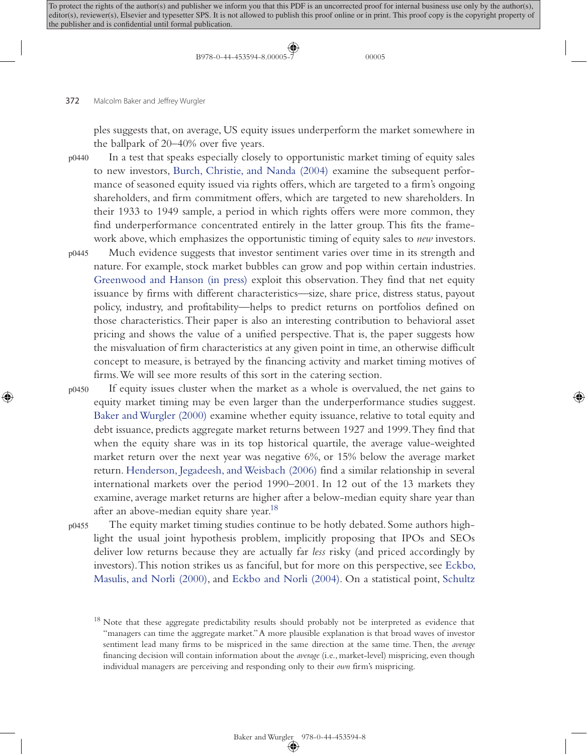ples suggests that, on average, US equity issues underperform the market somewhere in the ballpark of 20–40% over five years.

In a test that speaks especially closely to opportunistic market timing of equity sales to new investors, Burch, Christie, and Nanda (2004) examine the subsequent performance of seasoned equity issued via rights offers, which are targeted to a firm's ongoing shareholders, and firm commitment offers, which are targeted to new shareholders. In their 1933 to 1949 sample, a period in which rights offers were more common, they find underperformance concentrated entirely in the latter group. This fits the framework above, which emphasizes the opportunistic timing of equity sales to *new* investors.

Much evidence suggests that investor sentiment varies over time in its strength and nature. For example, stock market bubbles can grow and pop within certain industries. Greenwood and Hanson (in press) exploit this observation. They find that net equity issuance by firms with different characteristics—size, share price, distress status, payout policy, industry, and profitability—helps to predict returns on portfolios defined on those characteristics. Their paper is also an interesting contribution to behavioral asset pricing and shows the value of a unified perspective. That is, the paper suggests how the misvaluation of firm characteristics at any given point in time, an otherwise difficult concept to measure, is betrayed by the financing activity and market timing motives of firms. We will see more results of this sort in the catering section.

If equity issues cluster when the market as a whole is overvalued, the net gains to equity market timing may be even larger than the underperformance studies suggest. Baker and Wurgler (2000) examine whether equity issuance, relative to total equity and debt issuance, predicts aggregate market returns between 1927 and 1999. They find that when the equity share was in its top historical quartile, the average value-weighted market return over the next year was negative 6%, or 15% below the average market return. Henderson, Jegadeesh, and Weisbach (2006) find a similar relationship in several international markets over the period 1990–2001. In 12 out of the 13 markets they examine, average market returns are higher after a below-median equity share year than after an above-median equity share year.[18]

The equity market timing studies continue to be hotly debated. Some authors highlight the usual joint hypothesis problem, implicitly proposing that IPOs and SEOs deliver low returns because they are actually far *less* risky (and priced accordingly by investors). This notion strikes us as fanciful, but for more on this perspective, see Eckbo, Masulis, and Norli (2000), and Eckbo and Norli (2004). On a statistical point, Schultz

[18] Note that these aggregate predictability results should probably not be interpreted as evidence that "managers can time the aggregate market." A more plausible explanation is that broad waves of investor sentiment lead many firms to be mispriced in the same direction at the same time. Then, the *average* financing decision will contain information about the *average* (i.e., market-level) mispricing, even though individual managers are perceiving and responding only to their *own* firm's mispricing.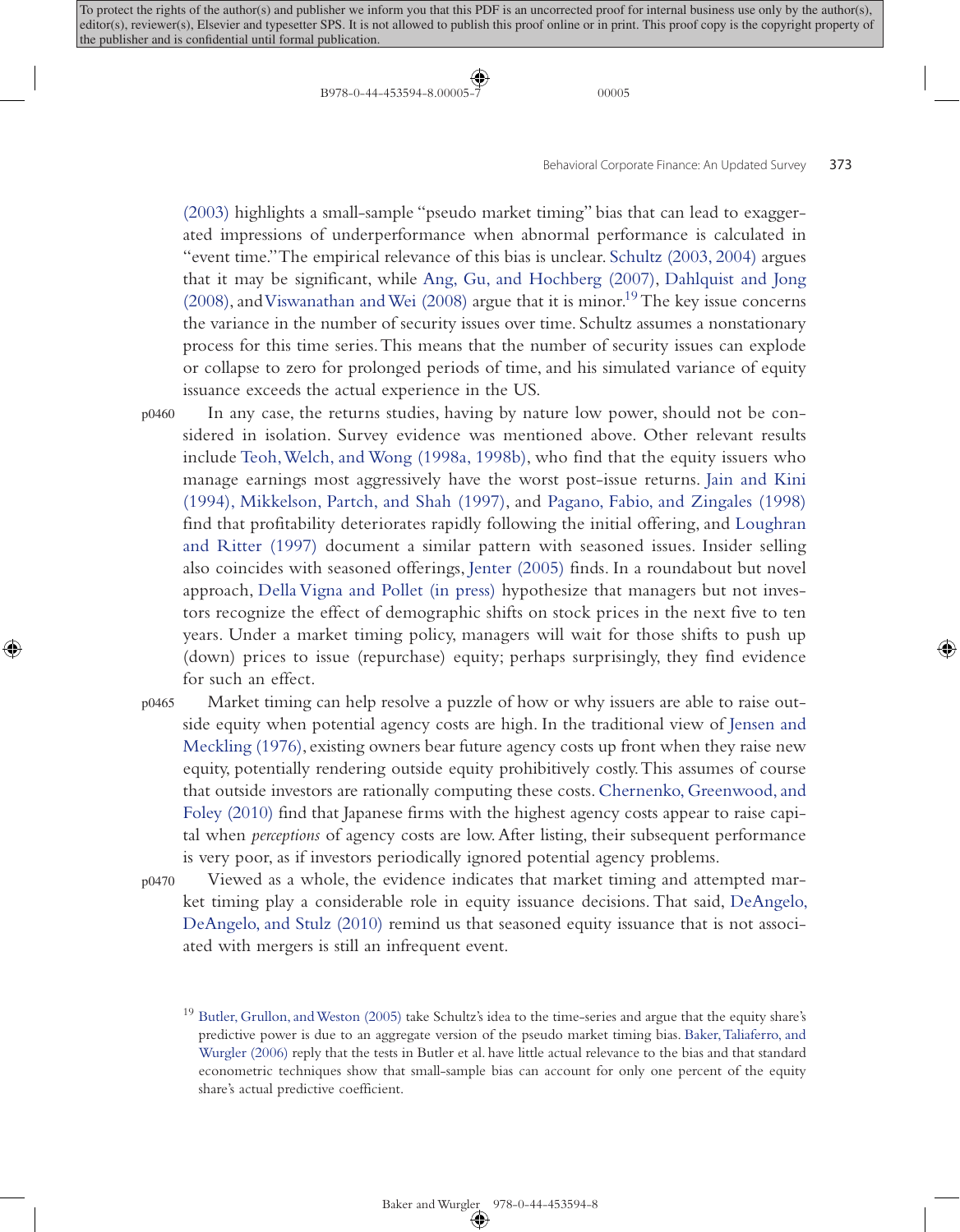(2003) highlights a small-sample "pseudo market timing" bias that can lead to exaggerated impressions of underperformance when abnormal performance is calculated in "event time." The empirical relevance of this bias is unclear. Schultz (2003, 2004) argues that it may be significant, while Ang, Gu, and Hochberg (2007), Dahlquist and Jong (2008), and Viswanathan and Wei (2008) argue that it is minor.[19] The key issue concerns the variance in the number of security issues over time. Schultz assumes a nonstationary process for this time series. This means that the number of security issues can explode or collapse to zero for prolonged periods of time, and his simulated variance of equity issuance exceeds the actual experience in the US.

In any case, the returns studies, having by nature low power, should not be considered in isolation. Survey evidence was mentioned above. Other relevant results include Teoh, Welch, and Wong (1998a, 1998b), who find that the equity issuers who manage earnings most aggressively have the worst post-issue returns. Jain and Kini (1994), Mikkelson, Partch, and Shah (1997), and Pagano, Fabio, and Zingales (1998) find that profitability deteriorates rapidly following the initial offering, and Loughran and Ritter (1997) document a similar pattern with seasoned issues. Insider selling also coincides with seasoned offerings, Jenter (2005) finds. In a roundabout but novel approach, Della Vigna and Pollet (in press) hypothesize that managers but not investors recognize the effect of demographic shifts on stock prices in the next five to ten years. Under a market timing policy, managers will wait for those shifts to push up (down) prices to issue (repurchase) equity; perhaps surprisingly, they find evidence for such an effect.

Market timing can help resolve a puzzle of how or why issuers are able to raise outside equity when potential agency costs are high. In the traditional view of Jensen and Meckling (1976), existing owners bear future agency costs up front when they raise new equity, potentially rendering outside equity prohibitively costly. This assumes of course that outside investors are rationally computing these costs. Chernenko, Greenwood, and Foley (2010) find that Japanese firms with the highest agency costs appear to raise capital when *perceptions* of agency costs are low. After listing, their subsequent performance is very poor, as if investors periodically ignored potential agency problems.

Viewed as a whole, the evidence indicates that market timing and attempted market timing play a considerable role in equity issuance decisions. That said, DeAngelo, DeAngelo, and Stulz (2010) remind us that seasoned equity issuance that is not associated with mergers is still an infrequent event.

[19] Butler, Grullon, and Weston (2005) take Schultz's idea to the time-series and argue that the equity share's predictive power is due to an aggregate version of the pseudo market timing bias. Baker, Taliaferro, and Wurgler (2006) reply that the tests in Butler et al. have little actual relevance to the bias and that standard econometric techniques show that small-sample bias can account for only one percent of the equity share's actual predictive coefficient.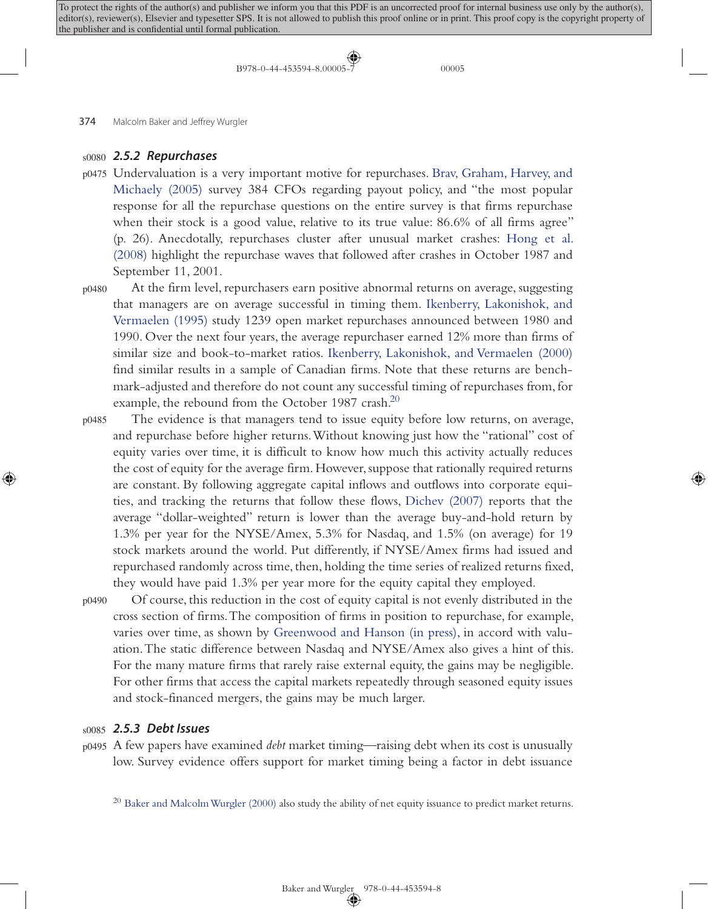### 2.5.2 Repurchases

Undervaluation is a very important motive for repurchases. Brav, Graham, Harvey, and Michaely (2005) survey 384 CFOs regarding payout policy, and "the most popular response for all the repurchase questions on the entire survey is that firms repurchase when their stock is a good value, relative to its true value: 86.6% of all firms agree" (p. 26). Anecdotally, repurchases cluster after unusual market crashes: Hong et al. (2008) highlight the repurchase waves that followed after crashes in October 1987 and September 11, 2001.

At the firm level, repurchasers earn positive abnormal returns on average, suggesting that managers are on average successful in timing them. Ikenberry, Lakonishok, and Vermaelen (1995) study 1239 open market repurchases announced between 1980 and 1990. Over the next four years, the average repurchaser earned 12% more than firms of similar size and book-to-market ratios. Ikenberry, Lakonishok, and Vermaelen (2000) find similar results in a sample of Canadian firms. Note that these returns are benchmark-adjusted and therefore do not count any successful timing of repurchases from, for example, the rebound from the October 1987 crash.[20]

The evidence is that managers tend to issue equity before low returns, on average, and repurchase before higher returns. Without knowing just how the "rational" cost of equity varies over time, it is difficult to know how much this activity actually reduces the cost of equity for the average firm. However, suppose that rationally required returns are constant. By following aggregate capital inflows and outflows into corporate equities, and tracking the returns that follow these flows, Dichev (2007) reports that the average "dollar-weighted" return is lower than the average buy-and-hold return by 1.3% per year for the NYSE/Amex, 5.3% for Nasdaq, and 1.5% (on average) for 19 stock markets around the world. Put differently, if NYSE/Amex firms had issued and repurchased randomly across time, then, holding the time series of realized returns fixed, they would have paid 1.3% per year more for the equity capital they employed.

Of course, this reduction in the cost of equity capital is not evenly distributed in the cross section of firms. The composition of firms in position to repurchase, for example, varies over time, as shown by Greenwood and Hanson (in press), in accord with valuation. The static difference between Nasdaq and NYSE/Amex also gives a hint of this. For the many mature firms that rarely raise external equity, the gains may be negligible. For other firms that access the capital markets repeatedly through seasoned equity issues and stock-financed mergers, the gains may be much larger.

### 2.5.3 Debt Issues

A few papers have examined *debt* market timing—raising debt when its cost is unusually low. Survey evidence offers support for market timing being a factor in debt issuance

[20] Baker and Malcolm Wurgler (2000) also study the ability of net equity issuance to predict market returns.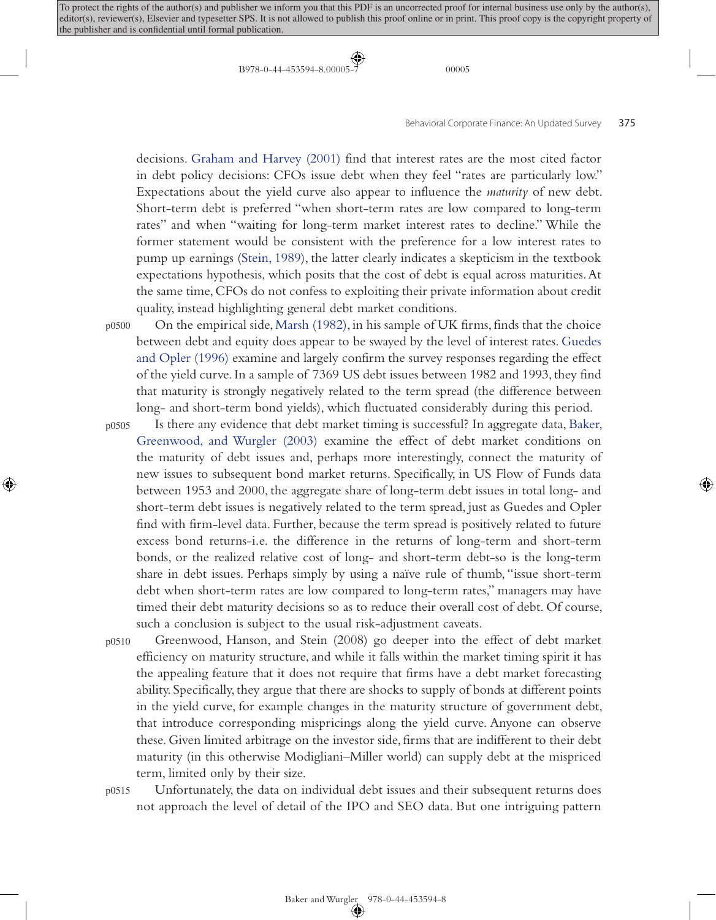decisions. Graham and Harvey (2001) find that interest rates are the most cited factor in debt policy decisions: CFOs issue debt when they feel "rates are particularly low." Expectations about the yield curve also appear to influence the *maturity* of new debt. Short-term debt is preferred "when short-term rates are low compared to long-term rates" and when "waiting for long-term market interest rates to decline." While the former statement would be consistent with the preference for a low interest rates to pump up earnings (Stein, 1989), the latter clearly indicates a skepticism in the textbook expectations hypothesis, which posits that the cost of debt is equal across maturities. At the same time, CFOs do not confess to exploiting their private information about credit quality, instead highlighting general debt market conditions.

On the empirical side, Marsh (1982), in his sample of UK firms, finds that the choice between debt and equity does appear to be swayed by the level of interest rates. Guedes and Opler (1996) examine and largely confirm the survey responses regarding the effect of the yield curve. In a sample of 7369 US debt issues between 1982 and 1993, they find that maturity is strongly negatively related to the term spread (the difference between long- and short-term bond yields), which fluctuated considerably during this period.

Is there any evidence that debt market timing is successful? In aggregate data, Baker, Greenwood, and Wurgler (2003) examine the effect of debt market conditions on the maturity of debt issues and, perhaps more interestingly, connect the maturity of new issues to subsequent bond market returns. Specifically, in US Flow of Funds data between 1953 and 2000, the aggregate share of long-term debt issues in total long- and short-term debt issues is negatively related to the term spread, just as Guedes and Opler find with firm-level data. Further, because the term spread is positively related to future excess bond returns-i.e. the difference in the returns of long-term and short-term bonds, or the realized relative cost of long- and short-term debt-so is the long-term share in debt issues. Perhaps simply by using a naïve rule of thumb, "issue short-term debt when short-term rates are low compared to long-term rates," managers may have timed their debt maturity decisions so as to reduce their overall cost of debt. Of course, such a conclusion is subject to the usual risk-adjustment caveats.

Greenwood, Hanson, and Stein (2008) go deeper into the effect of debt market efficiency on maturity structure, and while it falls within the market timing spirit it has the appealing feature that it does not require that firms have a debt market forecasting ability. Specifically, they argue that there are shocks to supply of bonds at different points in the yield curve, for example changes in the maturity structure of government debt, that introduce corresponding mispricings along the yield curve. Anyone can observe these. Given limited arbitrage on the investor side, firms that are indifferent to their debt maturity (in this otherwise Modigliani–Miller world) can supply debt at the mispriced term, limited only by their size.

Unfortunately, the data on individual debt issues and their subsequent returns does not approach the level of detail of the IPO and SEO data. But one intriguing pattern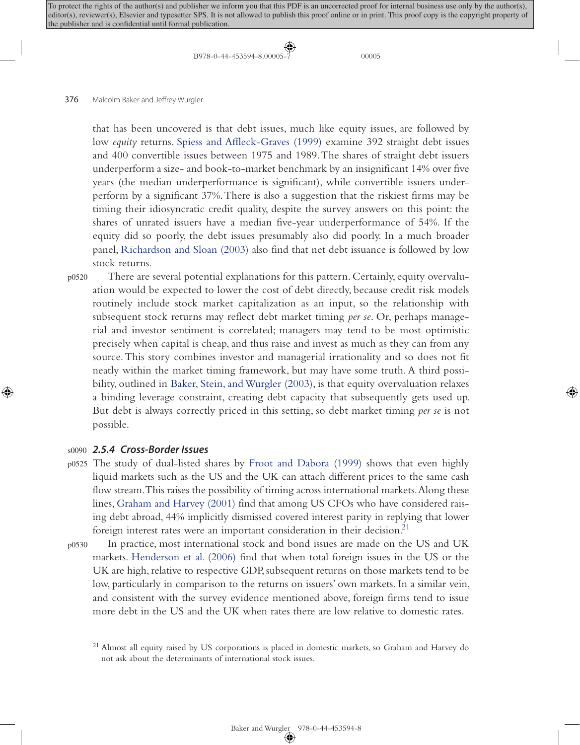that has been uncovered is that debt issues, much like equity issues, are followed by low *equity* returns. Spiess and Affleck-Graves (1999) examine 392 straight debt issues and 400 convertible issues between 1975 and 1989. The shares of straight debt issuers underperform a size- and book-to-market benchmark by an insignificant 14% over five years (the median underperformance is significant), while convertible issuers underperform by a significant 37%. There is also a suggestion that the riskiest firms may be timing their idiosyncratic credit quality, despite the survey answers on this point: the shares of unrated issuers have a median five-year underperformance of 54%. If the equity did so poorly, the debt issues presumably also did poorly. In a much broader panel, Richardson and Sloan (2003) also find that net debt issuance is followed by low stock returns.

There are several potential explanations for this pattern. Certainly, equity overvaluation would be expected to lower the cost of debt directly, because credit risk models routinely include stock market capitalization as an input, so the relationship with subsequent stock returns may reflect debt market timing *per se*. Or, perhaps managerial and investor sentiment is correlated; managers may tend to be most optimistic precisely when capital is cheap, and thus raise and invest as much as they can from any source. This story combines investor and managerial irrationality and so does not fit neatly within the market timing framework, but may have some truth. A third possibility, outlined in Baker, Stein, and Wurgler (2003), is that equity overvaluation relaxes a binding leverage constraint, creating debt capacity that subsequently gets used up. But debt is always correctly priced in this setting, so debt market timing *per se* is not possible.

### 2.5.4 Cross-Border Issues

The study of dual-listed shares by Froot and Dabora (1999) shows that even highly liquid markets such as the US and the UK can attach different prices to the same cash flow stream. This raises the possibility of timing across international markets. Along these lines, Graham and Harvey (2001) find that among US CFOs who have considered raising debt abroad, 44% implicitly dismissed covered interest parity in replying that lower foreign interest rates were an important consideration in their decision.[21]

In practice, most international stock and bond issues are made on the US and UK markets. Henderson et al. (2006) find that when total foreign issues in the US or the UK are high, relative to respective GDP, subsequent returns on those markets tend to be low, particularly in comparison to the returns on issuers' own markets. In a similar vein, and consistent with the survey evidence mentioned above, foreign firms tend to issue more debt in the US and the UK when rates there are low relative to domestic rates.

[21] Almost all equity raised by US corporations is placed in domestic markets, so Graham and Harvey do not ask about the determinants of international stock issues.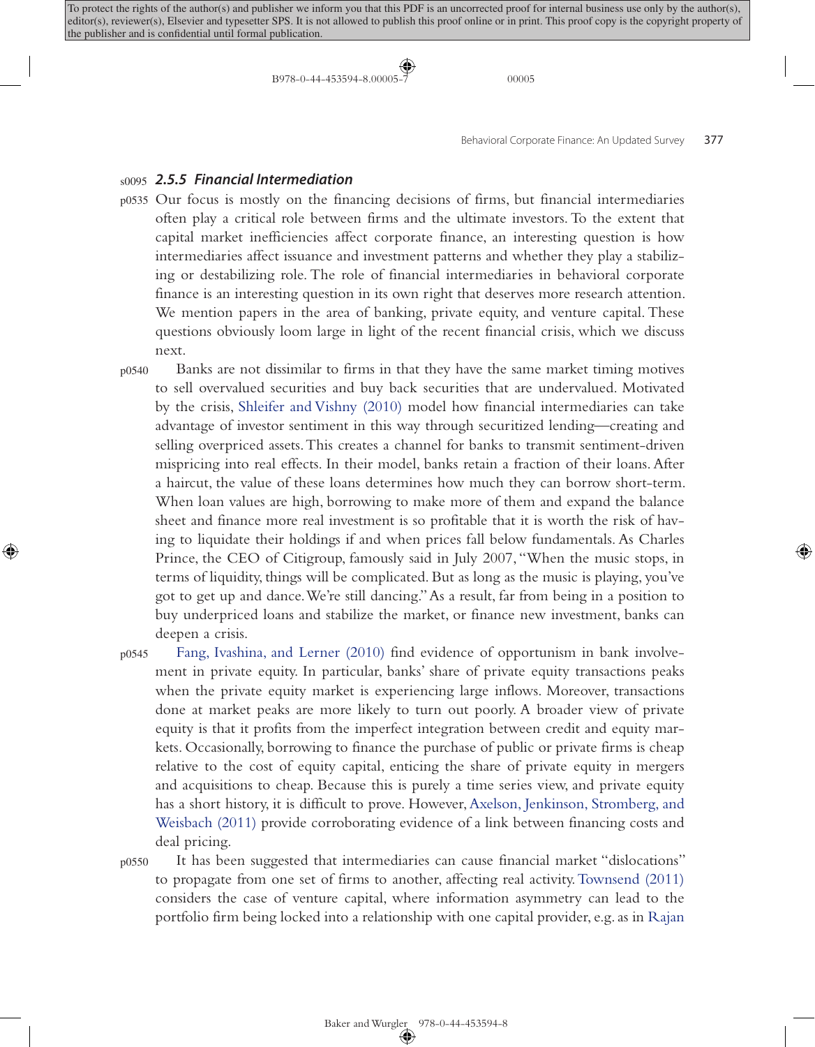### 2.5.5 Financial Intermediation

Our focus is mostly on the financing decisions of firms, but financial intermediaries often play a critical role between firms and the ultimate investors. To the extent that capital market inefficiencies affect corporate finance, an interesting question is how intermediaries affect issuance and investment patterns and whether they play a stabilizing or destabilizing role. The role of financial intermediaries in behavioral corporate finance is an interesting question in its own right that deserves more research attention. We mention papers in the area of banking, private equity, and venture capital. These questions obviously loom large in light of the recent financial crisis, which we discuss next.

Banks are not dissimilar to firms in that they have the same market timing motives to sell overvalued securities and buy back securities that are undervalued. Motivated by the crisis, Shleifer and Vishny (2010) model how financial intermediaries can take advantage of investor sentiment in this way through securitized lending—creating and selling overpriced assets. This creates a channel for banks to transmit sentiment-driven mispricing into real effects. In their model, banks retain a fraction of their loans. After a haircut, the value of these loans determines how much they can borrow short-term. When loan values are high, borrowing to make more of them and expand the balance sheet and finance more real investment is so profitable that it is worth the risk of having to liquidate their holdings if and when prices fall below fundamentals. As Charles Prince, the CEO of Citigroup, famously said in July 2007, "When the music stops, in terms of liquidity, things will be complicated. But as long as the music is playing, you've got to get up and dance. We're still dancing." As a result, far from being in a position to buy underpriced loans and stabilize the market, or finance new investment, banks can deepen a crisis.

Fang, Ivashina, and Lerner (2010) find evidence of opportunism in bank involvement in private equity. In particular, banks' share of private equity transactions peaks when the private equity market is experiencing large inflows. Moreover, transactions done at market peaks are more likely to turn out poorly. A broader view of private equity is that it profits from the imperfect integration between credit and equity markets. Occasionally, borrowing to finance the purchase of public or private firms is cheap relative to the cost of equity capital, enticing the share of private equity in mergers and acquisitions to cheap. Because this is purely a time series view, and private equity has a short history, it is difficult to prove. However, Axelson, Jenkinson, Stromberg, and Weisbach (2011) provide corroborating evidence of a link between financing costs and deal pricing.

It has been suggested that intermediaries can cause financial market "dislocations" to propagate from one set of firms to another, affecting real activity. Townsend (2011) considers the case of venture capital, where information asymmetry can lead to the portfolio firm being locked into a relationship with one capital provider, e.g. as in Rajan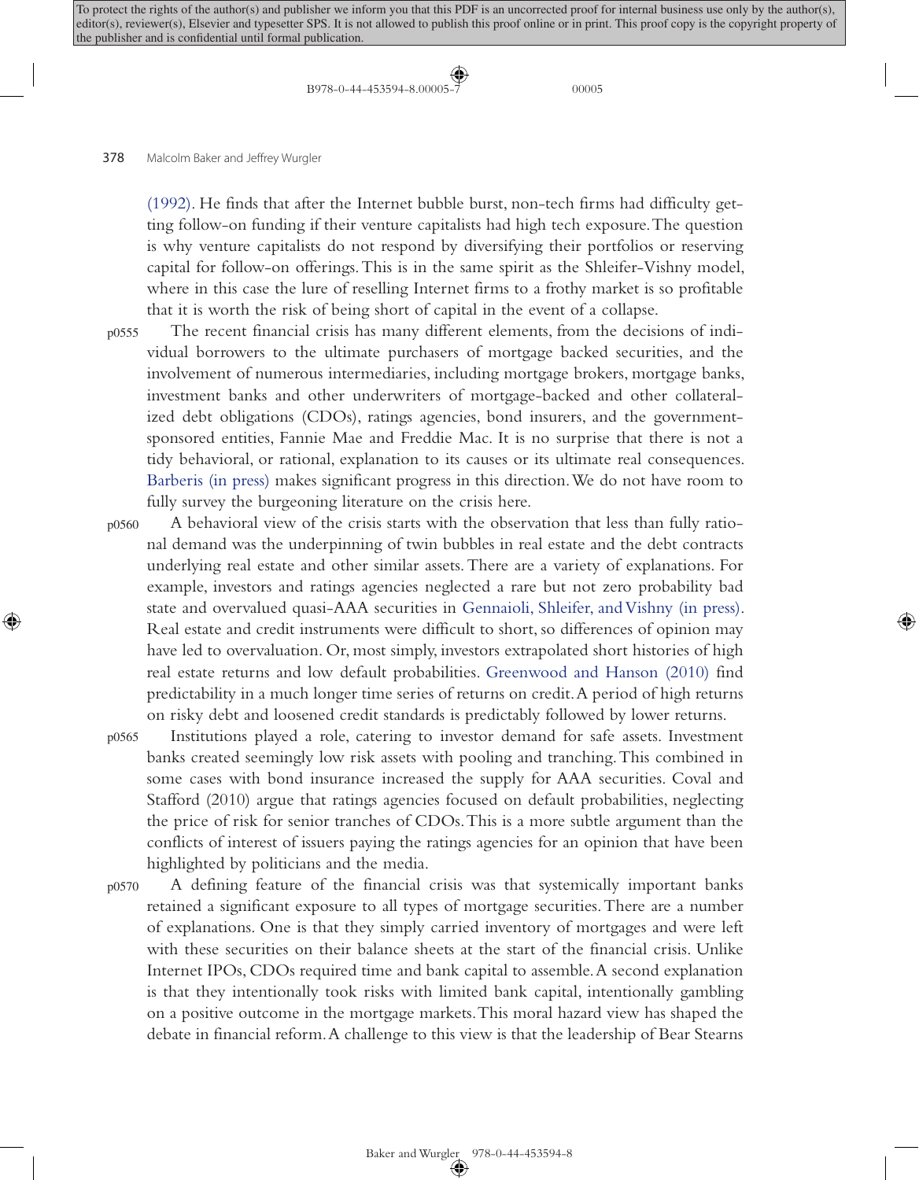(1992). He finds that after the Internet bubble burst, non-tech firms had difficulty getting follow-on funding if their venture capitalists had high tech exposure. The question is why venture capitalists do not respond by diversifying their portfolios or reserving capital for follow-on offerings. This is in the same spirit as the Shleifer-Vishny model, where in this case the lure of reselling Internet firms to a frothy market is so profitable that it is worth the risk of being short of capital in the event of a collapse.

The recent financial crisis has many different elements, from the decisions of individual borrowers to the ultimate purchasers of mortgage backed securities, and the involvement of numerous intermediaries, including mortgage brokers, mortgage banks, investment banks and other underwriters of mortgage-backed and other collateralized debt obligations (CDOs), ratings agencies, bond insurers, and the government-sponsored entities, Fannie Mae and Freddie Mac. It is no surprise that there is not a tidy behavioral, or rational, explanation to its causes or its ultimate real consequences. Barberis (in press) makes significant progress in this direction. We do not have room to fully survey the burgeoning literature on the crisis here.

A behavioral view of the crisis starts with the observation that less than fully rational demand was the underpinning of twin bubbles in real estate and the debt contracts underlying real estate and other similar assets. There are a variety of explanations. For example, investors and ratings agencies neglected a rare but not zero probability bad state and overvalued quasi-AAA securities in Gennaioli, Shleifer, and Vishny (in press). Real estate and credit instruments were difficult to short, so differences of opinion may have led to overvaluation. Or, most simply, investors extrapolated short histories of high real estate returns and low default probabilities. Greenwood and Hanson (2010) find predictability in a much longer time series of returns on credit. A period of high returns on risky debt and loosened credit standards is predictably followed by lower returns.

Institutions played a role, catering to investor demand for safe assets. Investment banks created seemingly low risk assets with pooling and tranching. This combined in some cases with bond insurance increased the supply for AAA securities. Coval and Stafford (2010) argue that ratings agencies focused on default probabilities, neglecting the price of risk for senior tranches of CDOs. This is a more subtle argument than the conflicts of interest of issuers paying the ratings agencies for an opinion that have been highlighted by politicians and the media.

A defining feature of the financial crisis was that systemically important banks retained a significant exposure to all types of mortgage securities. There are a number of explanations. One is that they simply carried inventory of mortgages and were left with these securities on their balance sheets at the start of the financial crisis. Unlike Internet IPOs, CDOs required time and bank capital to assemble. A second explanation is that they intentionally took risks with limited bank capital, intentionally gambling on a positive outcome in the mortgage markets. This moral hazard view has shaped the debate in financial reform. A challenge to this view is that the leadership of Bear Stearns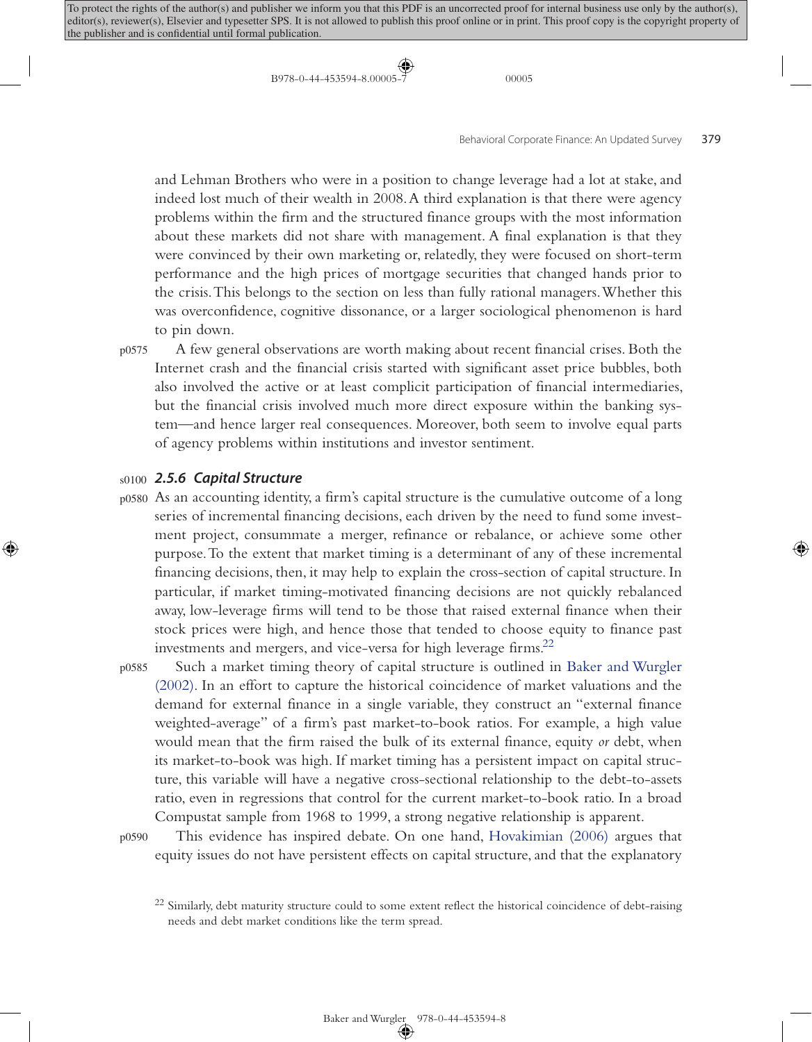and Lehman Brothers who were in a position to change leverage had a lot at stake, and indeed lost much of their wealth in 2008. A third explanation is that there were agency problems within the firm and the structured finance groups with the most information about these markets did not share with management. A final explanation is that they were convinced by their own marketing or, relatedly, they were focused on short-term performance and the high prices of mortgage securities that changed hands prior to the crisis. This belongs to the section on less than fully rational managers. Whether this was overconfidence, cognitive dissonance, or a larger sociological phenomenon is hard to pin down.

A few general observations are worth making about recent financial crises. Both the Internet crash and the financial crisis started with significant asset price bubbles, both also involved the active or at least complicit participation of financial intermediaries, but the financial crisis involved much more direct exposure within the banking system—and hence larger real consequences. Moreover, both seem to involve equal parts of agency problems within institutions and investor sentiment.

### 2.5.6 Capital Structure

As an accounting identity, a firm's capital structure is the cumulative outcome of a long series of incremental financing decisions, each driven by the need to fund some investment project, consummate a merger, refinance or rebalance, or achieve some other purpose. To the extent that market timing is a determinant of any of these incremental financing decisions, then, it may help to explain the cross-section of capital structure. In particular, if market timing-motivated financing decisions are not quickly rebalanced away, low-leverage firms will tend to be those that raised external finance when their stock prices were high, and hence those that tended to choose equity to finance past investments and mergers, and vice-versa for high leverage firms.[22]

Such a market timing theory of capital structure is outlined in Baker and Wurgler (2002). In an effort to capture the historical coincidence of market valuations and the demand for external finance in a single variable, they construct an "external finance weighted-average" of a firm's past market-to-book ratios. For example, a high value would mean that the firm raised the bulk of its external finance, equity *or* debt, when its market-to-book was high. If market timing has a persistent impact on capital structure, this variable will have a negative cross-sectional relationship to the debt-to-assets ratio, even in regressions that control for the current market-to-book ratio. In a broad Compustat sample from 1968 to 1999, a strong negative relationship is apparent.

This evidence has inspired debate. On one hand, Hovakimian (2006) argues that equity issues do not have persistent effects on capital structure, and that the explanatory

[22] Similarly, debt maturity structure could to some extent reflect the historical coincidence of debt-raising needs and debt market conditions like the term spread.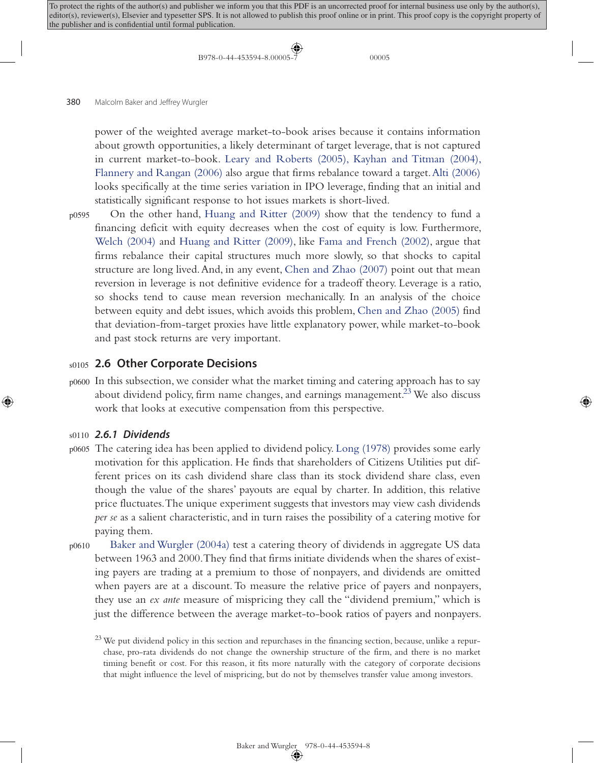power of the weighted average market-to-book arises because it contains information about growth opportunities, a likely determinant of target leverage, that is not captured in current market-to-book. Leary and Roberts (2005), Kayhan and Titman (2004), Flannery and Rangan (2006) also argue that firms rebalance toward a target. Alti (2006) looks specifically at the time series variation in IPO leverage, finding that an initial and statistically significant response to hot issues markets is short-lived.

On the other hand, Huang and Ritter (2009) show that the tendency to fund a financing deficit with equity decreases when the cost of equity is low. Furthermore, Welch (2004) and Huang and Ritter (2009), like Fama and French (2002), argue that firms rebalance their capital structures much more slowly, so that shocks to capital structure are long lived. And, in any event, Chen and Zhao (2007) point out that mean reversion in leverage is not definitive evidence for a tradeoff theory. Leverage is a ratio, so shocks tend to cause mean reversion mechanically. In an analysis of the choice between equity and debt issues, which avoids this problem, Chen and Zhao (2005) find that deviation-from-target proxies have little explanatory power, while market-to-book and past stock returns are very important.

## 2.6 Other Corporate Decisions

In this subsection, we consider what the market timing and catering approach has to say about dividend policy, firm name changes, and earnings management.[23] We also discuss work that looks at executive compensation from this perspective.

### *2.6.1 Dividends*

The catering idea has been applied to dividend policy. Long (1978) provides some early motivation for this application. He finds that shareholders of Citizens Utilities put different prices on its cash dividend share class than its stock dividend share class, even though the value of the shares' payouts are equal by charter. In addition, this relative price fluctuates. The unique experiment suggests that investors may view cash dividends *per se* as a salient characteristic, and in turn raises the possibility of a catering motive for paying them.

Baker and Wurgler (2004a) test a catering theory of dividends in aggregate US data between 1963 and 2000. They find that firms initiate dividends when the shares of existing payers are trading at a premium to those of nonpayers, and dividends are omitted when payers are at a discount. To measure the relative price of payers and nonpayers, they use an *ex ante* measure of mispricing they call the "dividend premium," which is just the difference between the average market-to-book ratios of payers and nonpayers.

[23] We put dividend policy in this section and repurchases in the financing section, because, unlike a repurchase, pro-rata dividends do not change the ownership structure of the firm, and there is no market timing benefit or cost. For this reason, it fits more naturally with the category of corporate decisions that might influence the level of mispricing, but do not by themselves transfer value among investors.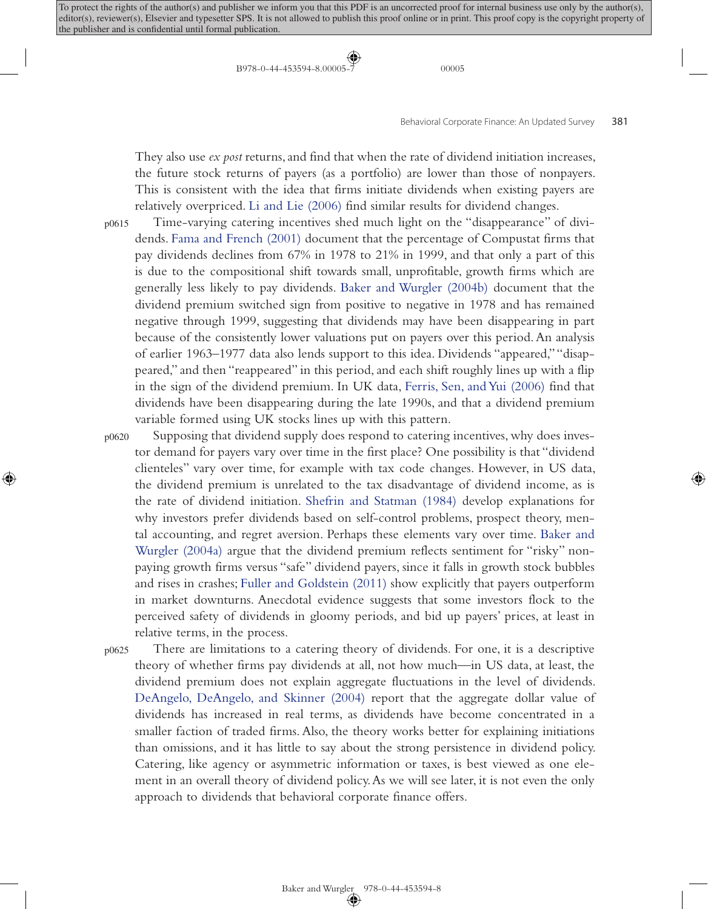They also use *ex post* returns, and find that when the rate of dividend initiation increases, the future stock returns of payers (as a portfolio) are lower than those of nonpayers. This is consistent with the idea that firms initiate dividends when existing payers are relatively overpriced. Li and Lie (2006) find similar results for dividend changes.

Time-varying catering incentives shed much light on the "disappearance" of dividends. Fama and French (2001) document that the percentage of Compustat firms that pay dividends declines from 67% in 1978 to 21% in 1999, and that only a part of this is due to the compositional shift towards small, unprofitable, growth firms which are generally less likely to pay dividends. Baker and Wurgler (2004b) document that the dividend premium switched sign from positive to negative in 1978 and has remained negative through 1999, suggesting that dividends may have been disappearing in part because of the consistently lower valuations put on payers over this period. An analysis of earlier 1963–1977 data also lends support to this idea. Dividends "appeared," "disappeared," and then "reappeared" in this period, and each shift roughly lines up with a flip in the sign of the dividend premium. In UK data, Ferris, Sen, and Yui (2006) find that dividends have been disappearing during the late 1990s, and that a dividend premium variable formed using UK stocks lines up with this pattern.

Supposing that dividend supply does respond to catering incentives, why does investor demand for payers vary over time in the first place? One possibility is that "dividend clienteles" vary over time, for example with tax code changes. However, in US data, the dividend premium is unrelated to the tax disadvantage of dividend income, as is the rate of dividend initiation. Shefrin and Statman (1984) develop explanations for why investors prefer dividends based on self-control problems, prospect theory, mental accounting, and regret aversion. Perhaps these elements vary over time. Baker and Wurgler (2004a) argue that the dividend premium reflects sentiment for "risky" nonpaying growth firms versus "safe" dividend payers, since it falls in growth stock bubbles and rises in crashes; Fuller and Goldstein (2011) show explicitly that payers outperform in market downturns. Anecdotal evidence suggests that some investors flock to the perceived safety of dividends in gloomy periods, and bid up payers' prices, at least in relative terms, in the process.

There are limitations to a catering theory of dividends. For one, it is a descriptive theory of whether firms pay dividends at all, not how much—in US data, at least, the dividend premium does not explain aggregate fluctuations in the level of dividends. DeAngelo, DeAngelo, and Skinner (2004) report that the aggregate dollar value of dividends has increased in real terms, as dividends have become concentrated in a smaller faction of traded firms. Also, the theory works better for explaining initiations than omissions, and it has little to say about the strong persistence in dividend policy. Catering, like agency or asymmetric information or taxes, is best viewed as one element in an overall theory of dividend policy. As we will see later, it is not even the only approach to dividends that behavioral corporate finance offers.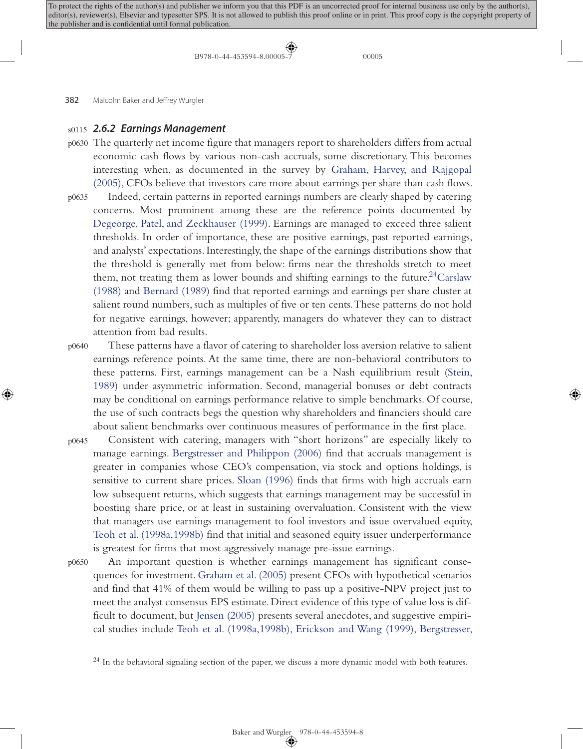### 2.6.2 Earnings Management

The quarterly net income figure that managers report to shareholders differs from actual economic cash flows by various non-cash accruals, some discretionary. This becomes interesting when, as documented in the survey by Graham, Harvey, and Rajgopal (2005), CFOs believe that investors care more about earnings per share than cash flows.

Indeed, certain patterns in reported earnings numbers are clearly shaped by catering concerns. Most prominent among these are the reference points documented by Degeorge, Patel, and Zeckhauser (1999). Earnings are managed to exceed three salient thresholds. In order of importance, these are positive earnings, past reported earnings, and analysts' expectations. Interestingly, the shape of the earnings distributions show that the threshold is generally met from below: firms near the thresholds stretch to meet them, not treating them as lower bounds and shifting earnings to the future.[24] Carslaw (1988) and Bernard (1989) find that reported earnings and earnings per share cluster at salient round numbers, such as multiples of five or ten cents. These patterns do not hold for negative earnings, however; apparently, managers do whatever they can to distract attention from bad results.

These patterns have a flavor of catering to shareholder loss aversion relative to salient earnings reference points. At the same time, there are non-behavioral contributors to these patterns. First, earnings management can be a Nash equilibrium result (Stein, 1989) under asymmetric information. Second, managerial bonuses or debt contracts may be conditional on earnings performance relative to simple benchmarks. Of course, the use of such contracts begs the question why shareholders and financiers should care about salient benchmarks over continuous measures of performance in the first place.

Consistent with catering, managers with "short horizons" are especially likely to manage earnings. Bergstresser and Philippon (2006) find that accruals management is greater in companies whose CEO's compensation, via stock and options holdings, is sensitive to current share prices. Sloan (1996) finds that firms with high accruals earn low subsequent returns, which suggests that earnings management may be successful in boosting share price, or at least in sustaining overvaluation. Consistent with the view that managers use earnings management to fool investors and issue overvalued equity, Teoh et al. (1998a,1998b) find that initial and seasoned equity issuer underperformance is greatest for firms that most aggressively manage pre-issue earnings.

An important question is whether earnings management has significant consequences for investment. Graham et al. (2005) present CFOs with hypothetical scenarios and find that 41% of them would be willing to pass up a positive-NPV project just to meet the analyst consensus EPS estimate. Direct evidence of this type of value loss is difficult to document, but Jensen (2005) presents several anecdotes, and suggestive empirical studies include Teoh et al. (1998a,1998b), Erickson and Wang (1999), Bergstresser,

[24] In the behavioral signaling section of the paper, we discuss a more dynamic model with both features.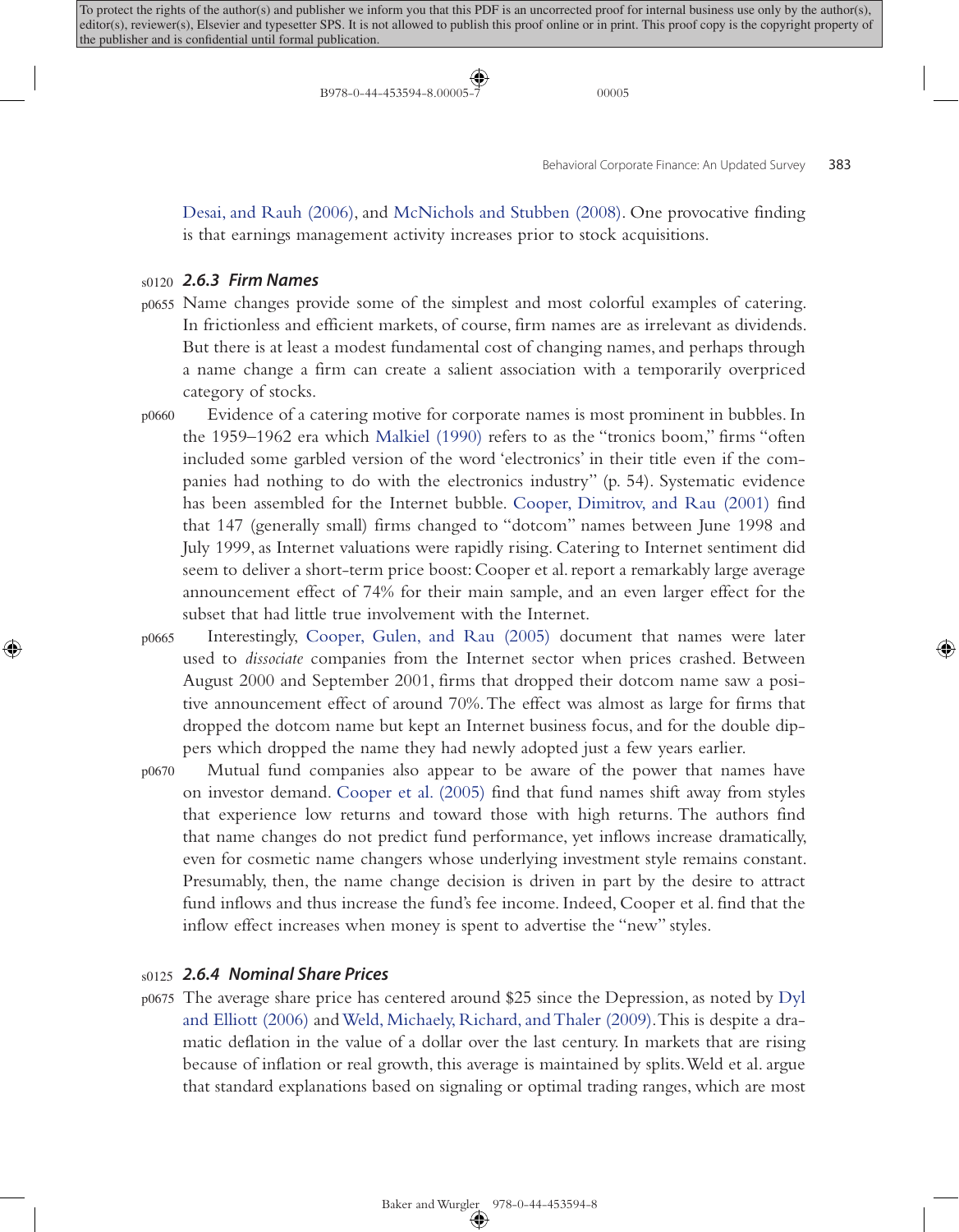Desai, and Rauh (2006), and McNichols and Stubben (2008). One provocative finding is that earnings management activity increases prior to stock acquisitions.

### 2.6.3 Firm Names

Name changes provide some of the simplest and most colorful examples of catering. In frictionless and efficient markets, of course, firm names are as irrelevant as dividends. But there is at least a modest fundamental cost of changing names, and perhaps through a name change a firm can create a salient association with a temporarily overpriced category of stocks.

Evidence of a catering motive for corporate names is most prominent in bubbles. In the 1959–1962 era which Malkiel (1990) refers to as the "tronics boom," firms "often included some garbled version of the word 'electronics' in their title even if the companies had nothing to do with the electronics industry" (p. 54). Systematic evidence has been assembled for the Internet bubble. Cooper, Dimitrov, and Rau (2001) find that 147 (generally small) firms changed to "dotcom" names between June 1998 and July 1999, as Internet valuations were rapidly rising. Catering to Internet sentiment did seem to deliver a short-term price boost: Cooper et al. report a remarkably large average announcement effect of 74% for their main sample, and an even larger effect for the subset that had little true involvement with the Internet.

Interestingly, Cooper, Gulen, and Rau (2005) document that names were later used to *dissociate* companies from the Internet sector when prices crashed. Between August 2000 and September 2001, firms that dropped their dotcom name saw a positive announcement effect of around 70%. The effect was almost as large for firms that dropped the dotcom name but kept an Internet business focus, and for the double dippers which dropped the name they had newly adopted just a few years earlier.

Mutual fund companies also appear to be aware of the power that names have on investor demand. Cooper et al. (2005) find that fund names shift away from styles that experience low returns and toward those with high returns. The authors find that name changes do not predict fund performance, yet inflows increase dramatically, even for cosmetic name changers whose underlying investment style remains constant. Presumably, then, the name change decision is driven in part by the desire to attract fund inflows and thus increase the fund's fee income. Indeed, Cooper et al. find that the inflow effect increases when money is spent to advertise the "new" styles.

### 2.6.4 Nominal Share Prices

The average share price has centered around $25 since the Depression, as noted by Dyl and Elliott (2006) and Weld, Michaely, Richard, and Thaler (2009). This is despite a dramatic deflation in the value of a dollar over the last century. In markets that are rising because of inflation or real growth, this average is maintained by splits. Weld et al. argue that standard explanations based on signaling or optimal trading ranges, which are most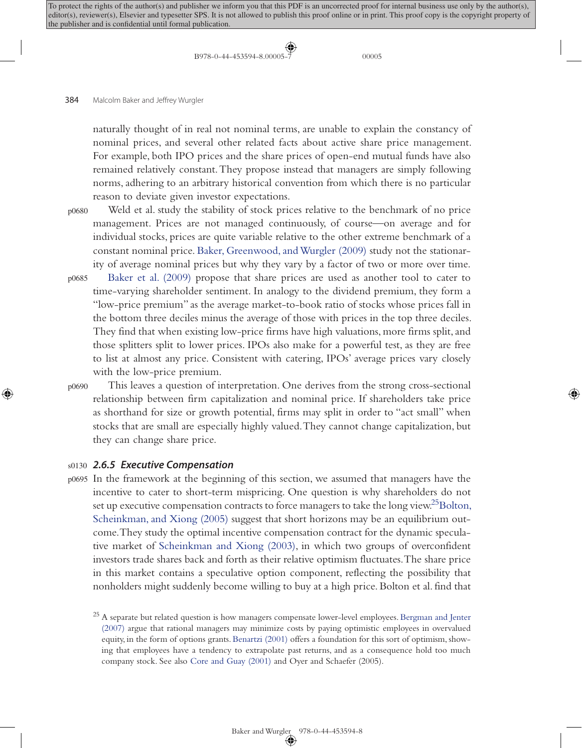naturally thought of in real not nominal terms, are unable to explain the constancy of nominal prices, and several other related facts about active share price management. For example, both IPO prices and the share prices of open-end mutual funds have also remained relatively constant. They propose instead that managers are simply following norms, adhering to an arbitrary historical convention from which there is no particular reason to deviate given investor expectations.

Weld et al. study the stability of stock prices relative to the benchmark of no price management. Prices are not managed continuously, of course—on average and for individual stocks, prices are quite variable relative to the other extreme benchmark of a constant nominal price. Baker, Greenwood, and Wurgler (2009) study not the stationarity of average nominal prices but why they vary by a factor of two or more over time.

Baker et al. (2009) propose that share prices are used as another tool to cater to time-varying shareholder sentiment. In analogy to the dividend premium, they form a "low-price premium" as the average market-to-book ratio of stocks whose prices fall in the bottom three deciles minus the average of those with prices in the top three deciles. They find that when existing low-price firms have high valuations, more firms split, and those splitters split to lower prices. IPOs also make for a powerful test, as they are free to list at almost any price. Consistent with catering, IPOs' average prices vary closely with the low-price premium.

This leaves a question of interpretation. One derives from the strong cross-sectional relationship between firm capitalization and nominal price. If shareholders take price as shorthand for size or growth potential, firms may split in order to "act small" when stocks that are small are especially highly valued. They cannot change capitalization, but they can change share price.

### 2.6.5 Executive Compensation

In the framework at the beginning of this section, we assumed that managers have the incentive to cater to short-term mispricing. One question is why shareholders do not set up executive compensation contracts to force managers to take the long view.[25] Bolton, Scheinkman, and Xiong (2005) suggest that short horizons may be an equilibrium outcome. They study the optimal incentive compensation contract for the dynamic speculative market of Scheinkman and Xiong (2003), in which two groups of overconfident investors trade shares back and forth as their relative optimism fluctuates. The share price in this market contains a speculative option component, reflecting the possibility that nonholders might suddenly become willing to buy at a high price. Bolton et al. find that

[25] A separate but related question is how managers compensate lower-level employees. Bergman and Jenter (2007) argue that rational managers may minimize costs by paying optimistic employees in overvalued equity, in the form of options grants. Benartzi (2001) offers a foundation for this sort of optimism, showing that employees have a tendency to extrapolate past returns, and as a consequence hold too much company stock. See also Core and Guay (2001) and Oyer and Schaefer (2005).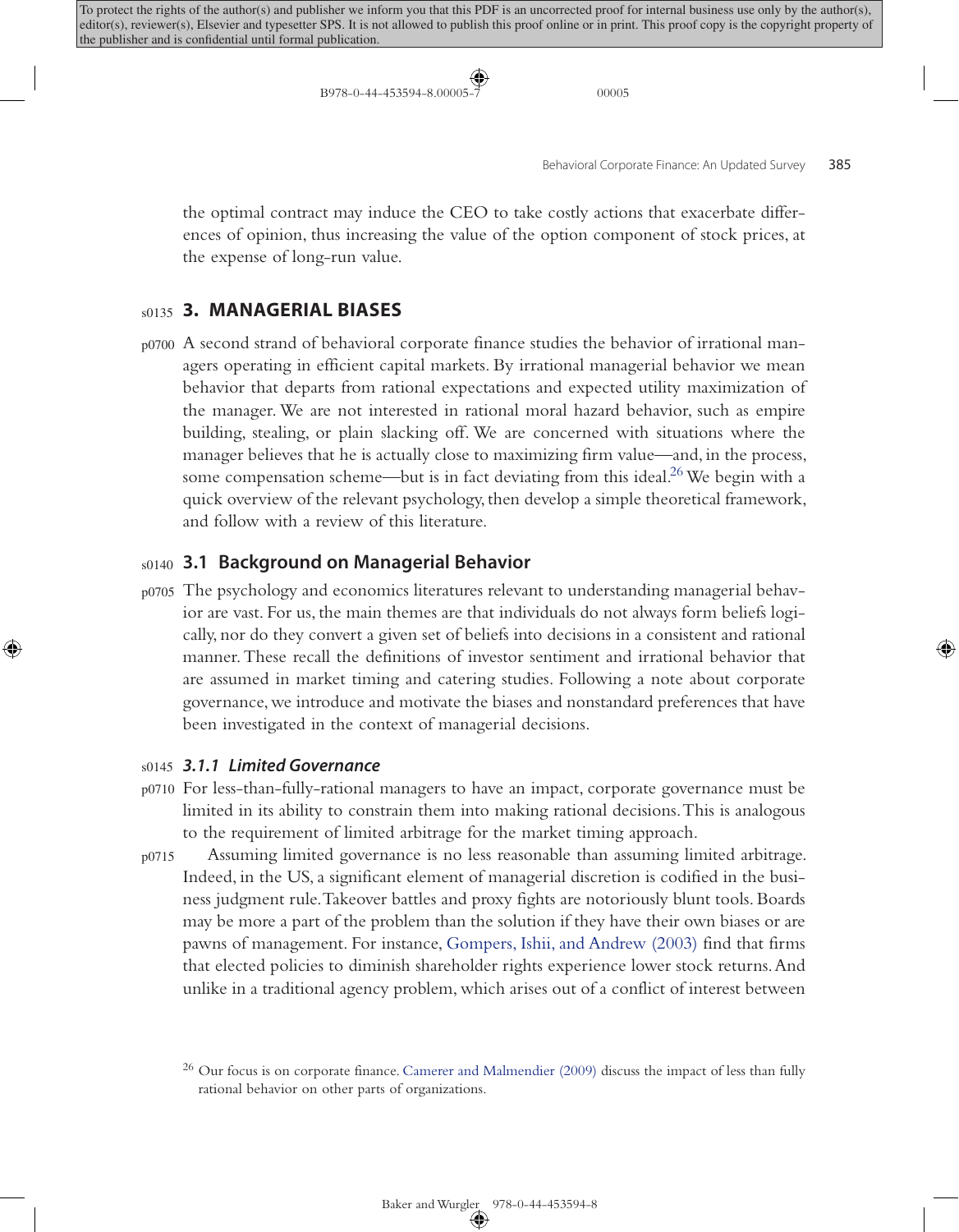the optimal contract may induce the CEO to take costly actions that exacerbate differences of opinion, thus increasing the value of the option component of stock prices, at the expense of long-run value.

## 3. MANAGERIAL BIASES

A second strand of behavioral corporate finance studies the behavior of irrational managers operating in efficient capital markets. By irrational managerial behavior we mean behavior that departs from rational expectations and expected utility maximization of the manager. We are not interested in rational moral hazard behavior, such as empire building, stealing, or plain slacking off. We are concerned with situations where the manager believes that he is actually close to maximizing firm value—and, in the process, some compensation scheme—but is in fact deviating from this ideal.[26] We begin with a quick overview of the relevant psychology, then develop a simple theoretical framework, and follow with a review of this literature.

### 3.1 Background on Managerial Behavior

The psychology and economics literatures relevant to understanding managerial behavior are vast. For us, the main themes are that individuals do not always form beliefs logically, nor do they convert a given set of beliefs into decisions in a consistent and rational manner. These recall the definitions of investor sentiment and irrational behavior that are assumed in market timing and catering studies. Following a note about corporate governance, we introduce and motivate the biases and nonstandard preferences that have been investigated in the context of managerial decisions.

#### *3.1.1 Limited Governance*

For less-than-fully-rational managers to have an impact, corporate governance must be limited in its ability to constrain them into making rational decisions. This is analogous to the requirement of limited arbitrage for the market timing approach.

Assuming limited governance is no less reasonable than assuming limited arbitrage. Indeed, in the US, a significant element of managerial discretion is codified in the business judgment rule. Takeover battles and proxy fights are notoriously blunt tools. Boards may be more a part of the problem than the solution if they have their own biases or are pawns of management. For instance, Gompers, Ishii, and Andrew (2003) find that firms that elected policies to diminish shareholder rights experience lower stock returns. And unlike in a traditional agency problem, which arises out of a conflict of interest between

[26] Our focus is on corporate finance. Camerer and Malmendier (2009) discuss the impact of less than fully rational behavior on other parts of organizations.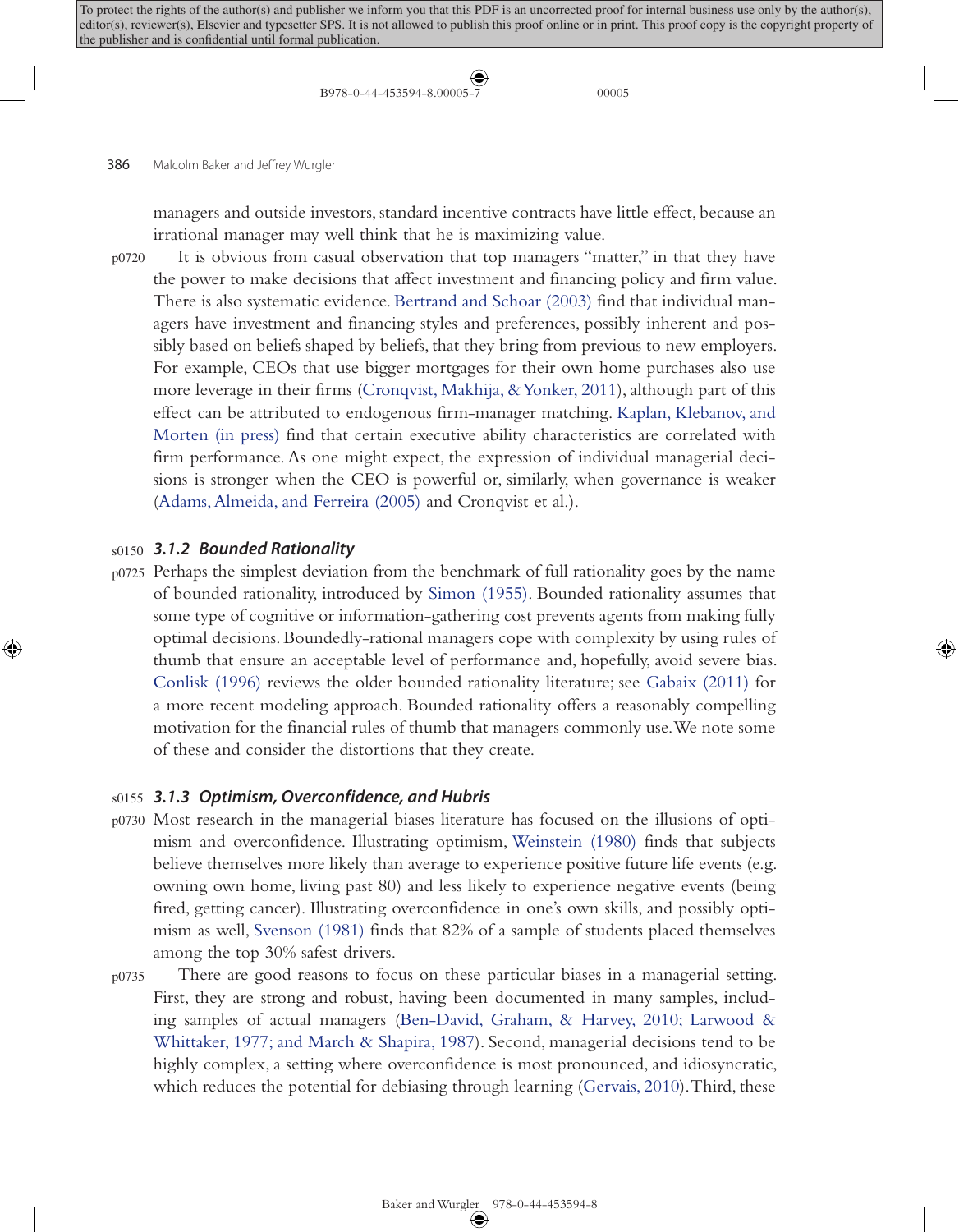managers and outside investors, standard incentive contracts have little effect, because an irrational manager may well think that he is maximizing value.

It is obvious from casual observation that top managers "matter," in that they have the power to make decisions that affect investment and financing policy and firm value. There is also systematic evidence. Bertrand and Schoar (2003) find that individual managers have investment and financing styles and preferences, possibly inherent and possibly based on beliefs shaped by beliefs, that they bring from previous to new employers. For example, CEOs that use bigger mortgages for their own home purchases also use more leverage in their firms (Cronqvist, Makhija, & Yonker, 2011), although part of this effect can be attributed to endogenous firm-manager matching. Kaplan, Klebanov, and Morten (in press) find that certain executive ability characteristics are correlated with firm performance. As one might expect, the expression of individual managerial decisions is stronger when the CEO is powerful or, similarly, when governance is weaker (Adams, Almeida, and Ferreira (2005) and Cronqvist et al.).

### 3.1.2 Bounded Rationality

Perhaps the simplest deviation from the benchmark of full rationality goes by the name of bounded rationality, introduced by Simon (1955). Bounded rationality assumes that some type of cognitive or information-gathering cost prevents agents from making fully optimal decisions. Boundedly-rational managers cope with complexity by using rules of thumb that ensure an acceptable level of performance and, hopefully, avoid severe bias. Conlisk (1996) reviews the older bounded rationality literature; see Gabaix (2011) for a more recent modeling approach. Bounded rationality offers a reasonably compelling motivation for the financial rules of thumb that managers commonly use. We note some of these and consider the distortions that they create.

### 3.1.3 Optimism, Overconfidence, and Hubris

Most research in the managerial biases literature has focused on the illusions of optimism and overconfidence. Illustrating optimism, Weinstein (1980) finds that subjects believe themselves more likely than average to experience positive future life events (e.g. owning own home, living past 80) and less likely to experience negative events (being fired, getting cancer). Illustrating overconfidence in one's own skills, and possibly optimism as well, Svenson (1981) finds that 82% of a sample of students placed themselves among the top 30% safest drivers.

There are good reasons to focus on these particular biases in a managerial setting. First, they are strong and robust, having been documented in many samples, including samples of actual managers (Ben-David, Graham, & Harvey, 2010; Larwood & Whittaker, 1977; and March & Shapira, 1987). Second, managerial decisions tend to be highly complex, a setting where overconfidence is most pronounced, and idiosyncratic, which reduces the potential for debiasing through learning (Gervais, 2010). Third, these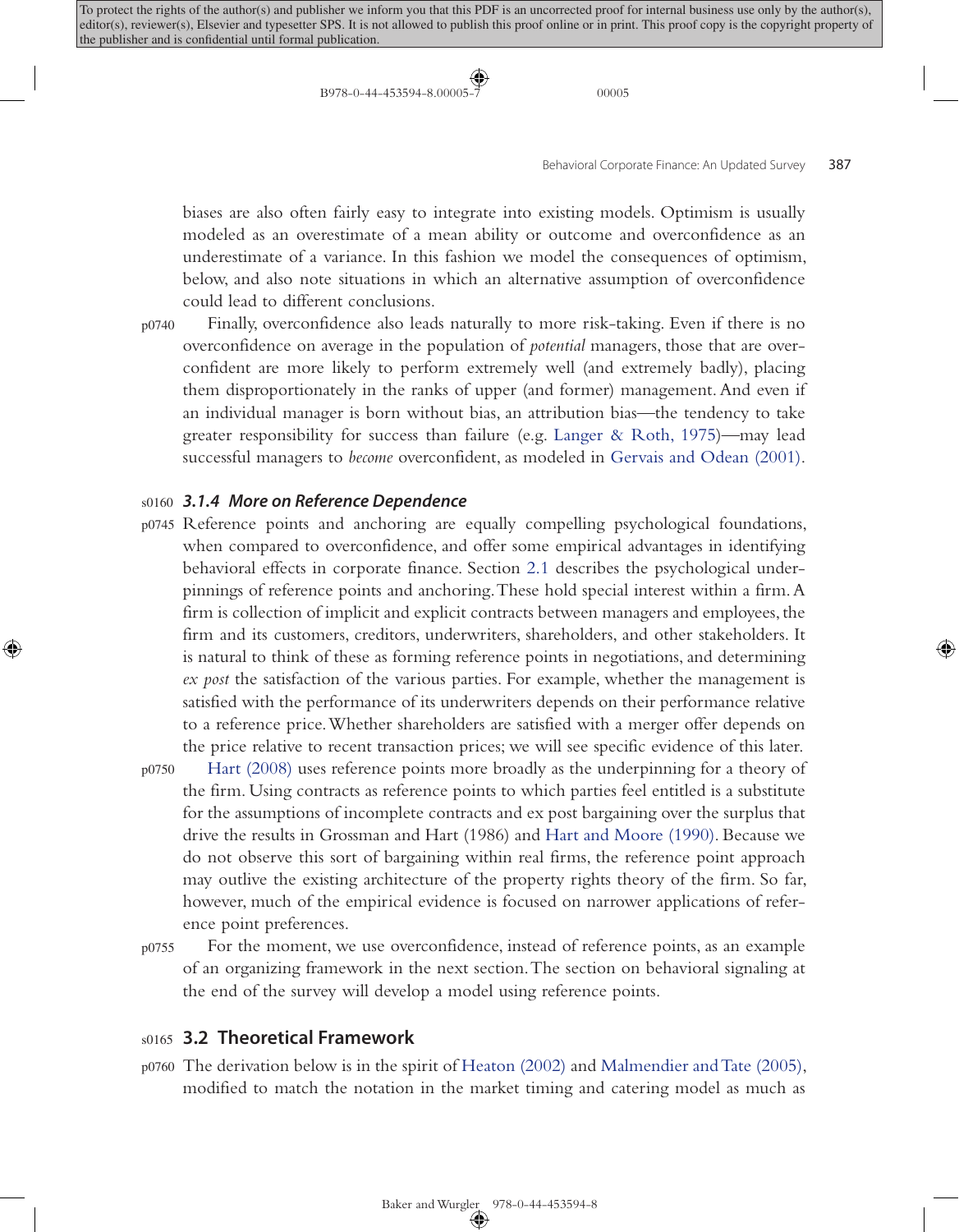biases are also often fairly easy to integrate into existing models. Optimism is usually modeled as an overestimate of a mean ability or outcome and overconfidence as an underestimate of a variance. In this fashion we model the consequences of optimism, below, and also note situations in which an alternative assumption of overconfidence could lead to different conclusions.

Finally, overconfidence also leads naturally to more risk-taking. Even if there is no overconfidence on average in the population of *potential* managers, those that are overconfident are more likely to perform extremely well (and extremely badly), placing them disproportionately in the ranks of upper (and former) management. And even if an individual manager is born without bias, an attribution bias—the tendency to take greater responsibility for success than failure (e.g. Langer & Roth, 1975)—may lead successful managers to *become* overconfident, as modeled in Gervais and Odean (2001).

### 3.1.4 More on Reference Dependence

Reference points and anchoring are equally compelling psychological foundations, when compared to overconfidence, and offer some empirical advantages in identifying behavioral effects in corporate finance. Section 2.1 describes the psychological underpinnings of reference points and anchoring. These hold special interest within a firm. A firm is collection of implicit and explicit contracts between managers and employees, the firm and its customers, creditors, underwriters, shareholders, and other stakeholders. It is natural to think of these as forming reference points in negotiations, and determining *ex post* the satisfaction of the various parties. For example, whether the management is satisfied with the performance of its underwriters depends on their performance relative to a reference price. Whether shareholders are satisfied with a merger offer depends on the price relative to recent transaction prices; we will see specific evidence of this later.

Hart (2008) uses reference points more broadly as the underpinning for a theory of the firm. Using contracts as reference points to which parties feel entitled is a substitute for the assumptions of incomplete contracts and ex post bargaining over the surplus that drive the results in Grossman and Hart (1986) and Hart and Moore (1990). Because we do not observe this sort of bargaining within real firms, the reference point approach may outlive the existing architecture of the property rights theory of the firm. So far, however, much of the empirical evidence is focused on narrower applications of reference point preferences.

For the moment, we use overconfidence, instead of reference points, as an example of an organizing framework in the next section. The section on behavioral signaling at the end of the survey will develop a model using reference points.

## 3.2 Theoretical Framework

The derivation below is in the spirit of Heaton (2002) and Malmendier and Tate (2005), modified to match the notation in the market timing and catering model as much as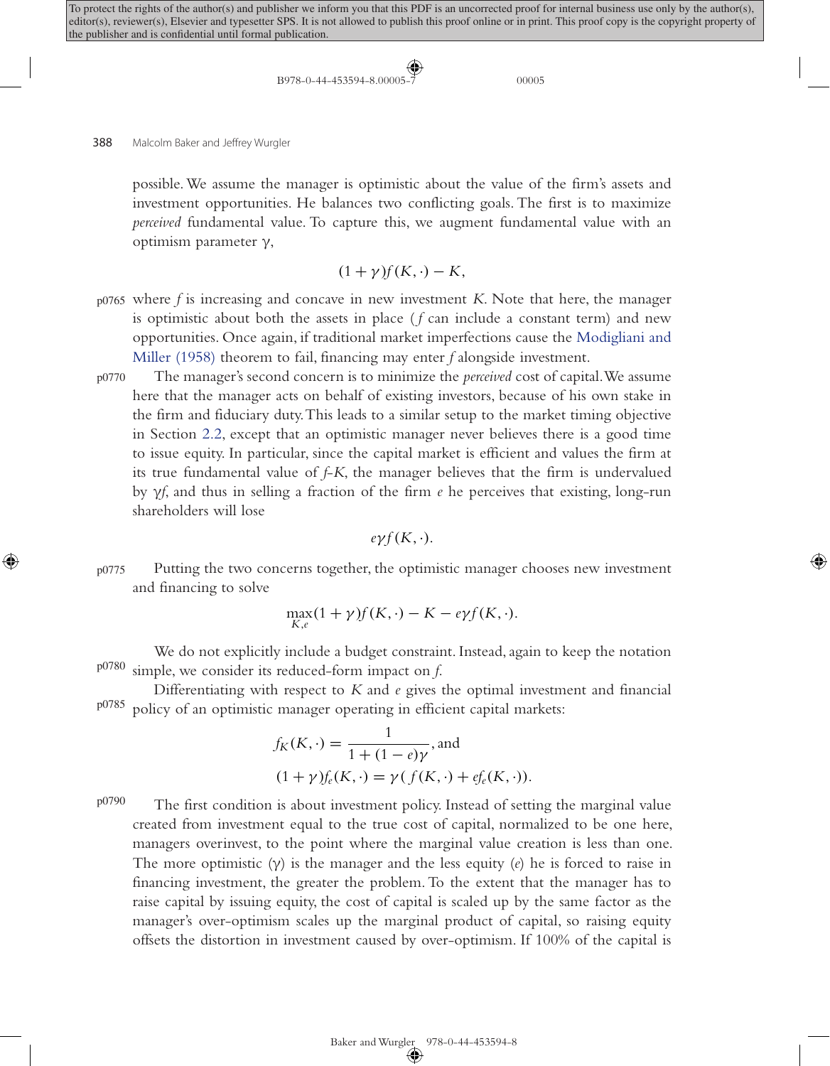possible. We assume the manager is optimistic about the value of the firm's assets and investment opportunities. He balances two conflicting goals. The first is to maximize *perceived* fundamental value. To capture this, we augment fundamental value with an optimism parameter $\gamma$,

$$(1+\gamma)f(K,\cdot)-K,$$

where $f$ is increasing and concave in new investment $K$. Note that here, the manager is optimistic about both the assets in place ($f$ can include a constant term) and new opportunities. Once again, if traditional market imperfections cause the Modigliani and Miller (1958) theorem to fail, financing may enter $f$ alongside investment.

The manager's second concern is to minimize the *perceived* cost of capital. We assume here that the manager acts on behalf of existing investors, because of his own stake in the firm and fiduciary duty. This leads to a similar setup to the market timing objective in Section 2.2, except that an optimistic manager never believes there is a good time to issue equity. In particular, since the capital market is efficient and values the firm at its true fundamental value of $f$-$K$, the manager believes that the firm is undervalued by $\gamma f$, and thus in selling a fraction of the firm $e$ he perceives that existing, long-run shareholders will lose

$$e\gamma f(K,\cdot).$$

Putting the two concerns together, the optimistic manager chooses new investment and financing to solve

$$\max_{K,e}(1+\gamma)f(K,\cdot)-K-e\gamma f(K,\cdot).$$

We do not explicitly include a budget constraint. Instead, again to keep the notation simple, we consider its reduced-form impact on $f$.

Differentiating with respect to $K$ and $e$ gives the optimal investment and financial policy of an optimistic manager operating in efficient capital markets:

$$f_K(K,\cdot)=\frac{1}{1+(1-e)\gamma}, \text{ and}$$
$$(1+\gamma)f_e(K,\cdot)=\gamma\left(f(K,\cdot)+ef_e(K,\cdot)\right).$$

The first condition is about investment policy. Instead of setting the marginal value created from investment equal to the true cost of capital, normalized to be one here, managers overinvest, to the point where the marginal value creation is less than one. The more optimistic ($\gamma$) is the manager and the less equity ($e$) he is forced to raise in financing investment, the greater the problem. To the extent that the manager has to raise capital by issuing equity, the cost of capital is scaled up by the same factor as the manager's over-optimism scales up the marginal product of capital, so raising equity offsets the distortion in investment caused by over-optimism. If 100% of the capital is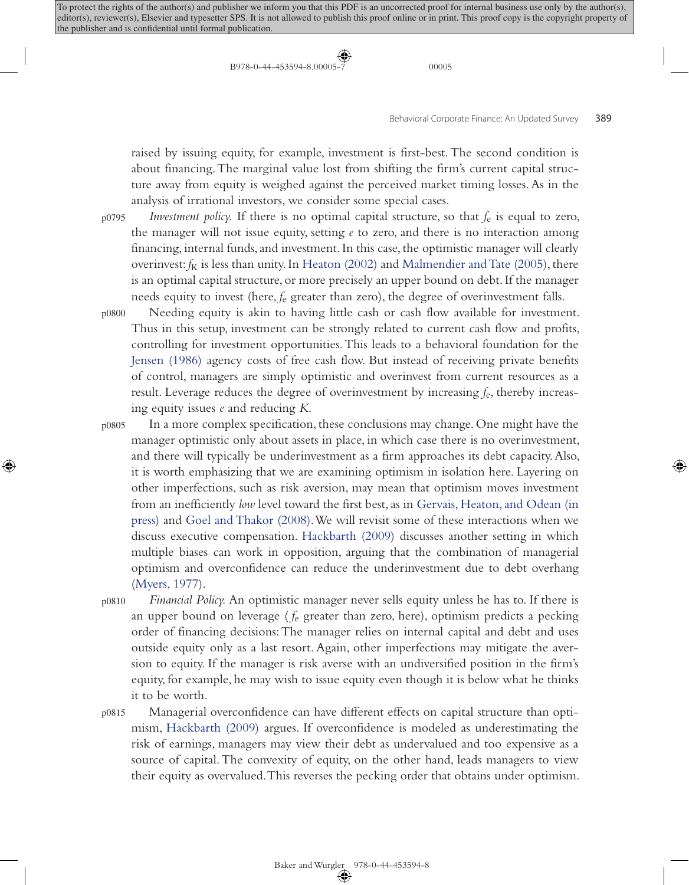raised by issuing equity, for example, investment is first-best. The second condition is about financing. The marginal value lost from shifting the firm's current capital structure away from equity is weighed against the perceived market timing losses. As in the analysis of irrational investors, we consider some special cases.

*Investment policy.* If there is no optimal capital structure, so that $f_e$ is equal to zero, the manager will not issue equity, setting $e$ to zero, and there is no interaction among financing, internal funds, and investment. In this case, the optimistic manager will clearly overinvest: $f_K$ is less than unity. In Heaton (2002) and Malmendier and Tate (2005), there is an optimal capital structure, or more precisely an upper bound on debt. If the manager needs equity to invest (here, $f_e$ greater than zero), the degree of overinvestment falls.

Needing equity is akin to having little cash or cash flow available for investment. Thus in this setup, investment can be strongly related to current cash flow and profits, controlling for investment opportunities. This leads to a behavioral foundation for the Jensen (1986) agency costs of free cash flow. But instead of receiving private benefits of control, managers are simply optimistic and overinvest from current resources as a result. Leverage reduces the degree of overinvestment by increasing $f_e$, thereby increasing equity issues $e$ and reducing $K$.

In a more complex specification, these conclusions may change. One might have the manager optimistic only about assets in place, in which case there is no overinvestment, and there will typically be underinvestment as a firm approaches its debt capacity. Also, it is worth emphasizing that we are examining optimism in isolation here. Layering on other imperfections, such as risk aversion, may mean that optimism moves investment from an inefficiently *low* level toward the first best, as in Gervais, Heaton, and Odean (in press) and Goel and Thakor (2008). We will revisit some of these interactions when we discuss executive compensation. Hackbarth (2009) discusses another setting in which multiple biases can work in opposition, arguing that the combination of managerial optimism and overconfidence can reduce the underinvestment due to debt overhang (Myers, 1977).

*Financial Policy.* An optimistic manager never sells equity unless he has to. If there is an upper bound on leverage ($f_e$ greater than zero, here), optimism predicts a pecking order of financing decisions: The manager relies on internal capital and debt and uses outside equity only as a last resort. Again, other imperfections may mitigate the aversion to equity. If the manager is risk averse with an undiversified position in the firm's equity, for example, he may wish to issue equity even though it is below what he thinks it to be worth.

Managerial overconfidence can have different effects on capital structure than optimism, Hackbarth (2009) argues. If overconfidence is modeled as underestimating the risk of earnings, managers may view their debt as undervalued and too expensive as a source of capital. The convexity of equity, on the other hand, leads managers to view their equity as overvalued. This reverses the pecking order that obtains under optimism.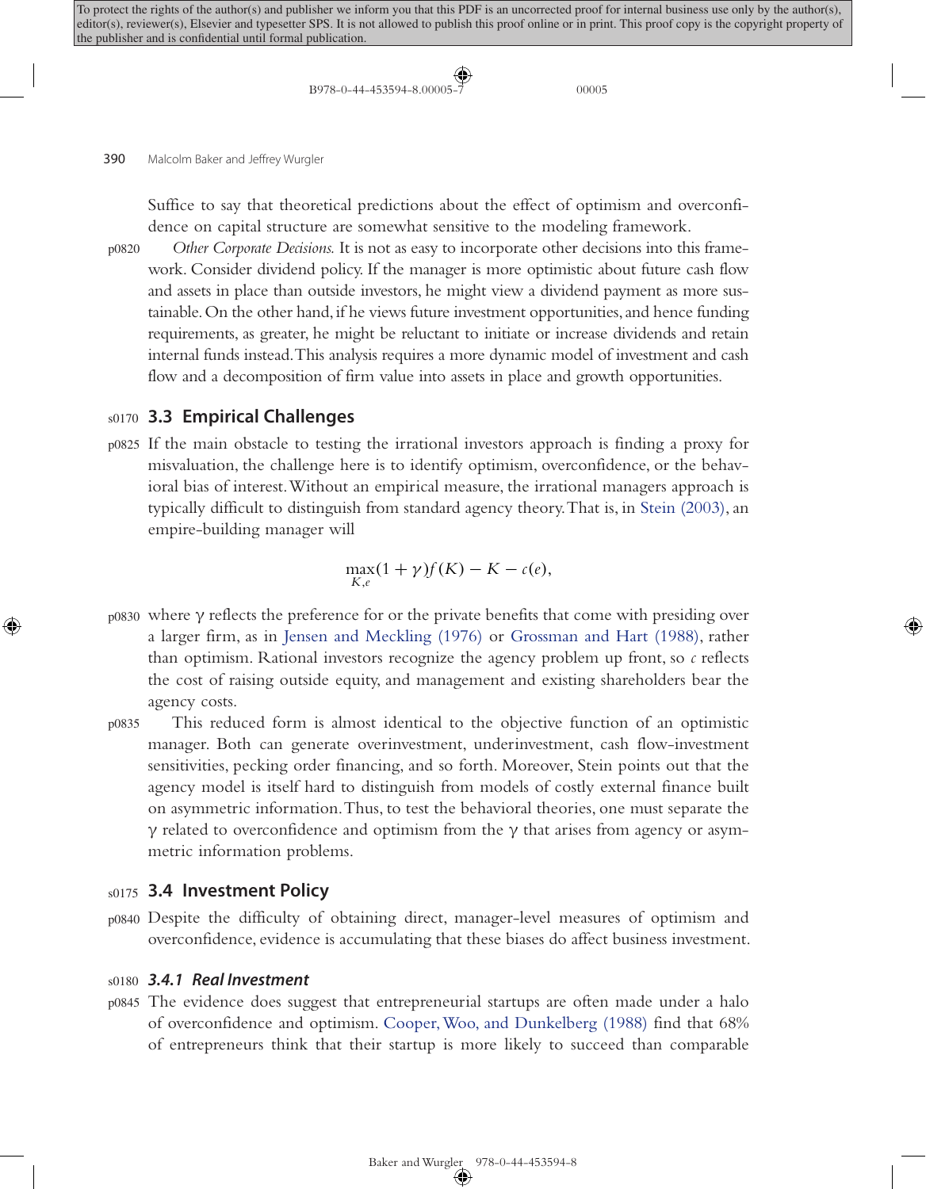Suffice to say that theoretical predictions about the effect of optimism and overconfidence on capital structure are somewhat sensitive to the modeling framework.

*Other Corporate Decisions.* It is not as easy to incorporate other decisions into this framework. Consider dividend policy. If the manager is more optimistic about future cash flow and assets in place than outside investors, he might view a dividend payment as more sustainable. On the other hand, if he views future investment opportunities, and hence funding requirements, as greater, he might be reluctant to initiate or increase dividends and retain internal funds instead. This analysis requires a more dynamic model of investment and cash flow and a decomposition of firm value into assets in place and growth opportunities.

## 3.3 Empirical Challenges

If the main obstacle to testing the irrational investors approach is finding a proxy for misvaluation, the challenge here is to identify optimism, overconfidence, or the behavioral bias of interest. Without an empirical measure, the irrational managers approach is typically difficult to distinguish from standard agency theory. That is, in Stein (2003), an empire-building manager will

$$\max_{K,e}(1+\gamma)f(K) - K - c(e),$$

where $\gamma$ reflects the preference for or the private benefits that come with presiding over a larger firm, as in Jensen and Meckling (1976) or Grossman and Hart (1988), rather than optimism. Rational investors recognize the agency problem up front, so $c$ reflects the cost of raising outside equity, and management and existing shareholders bear the agency costs.

This reduced form is almost identical to the objective function of an optimistic manager. Both can generate overinvestment, underinvestment, cash flow-investment sensitivities, pecking order financing, and so forth. Moreover, Stein points out that the agency model is itself hard to distinguish from models of costly external finance built on asymmetric information. Thus, to test the behavioral theories, one must separate the $\gamma$ related to overconfidence and optimism from the $\gamma$ that arises from agency or asymmetric information problems.

## 3.4 Investment Policy

Despite the difficulty of obtaining direct, manager-level measures of optimism and overconfidence, evidence is accumulating that these biases do affect business investment.

### *3.4.1 Real Investment*

The evidence does suggest that entrepreneurial startups are often made under a halo of overconfidence and optimism. Cooper, Woo, and Dunkelberg (1988) find that 68% of entrepreneurs think that their startup is more likely to succeed than comparable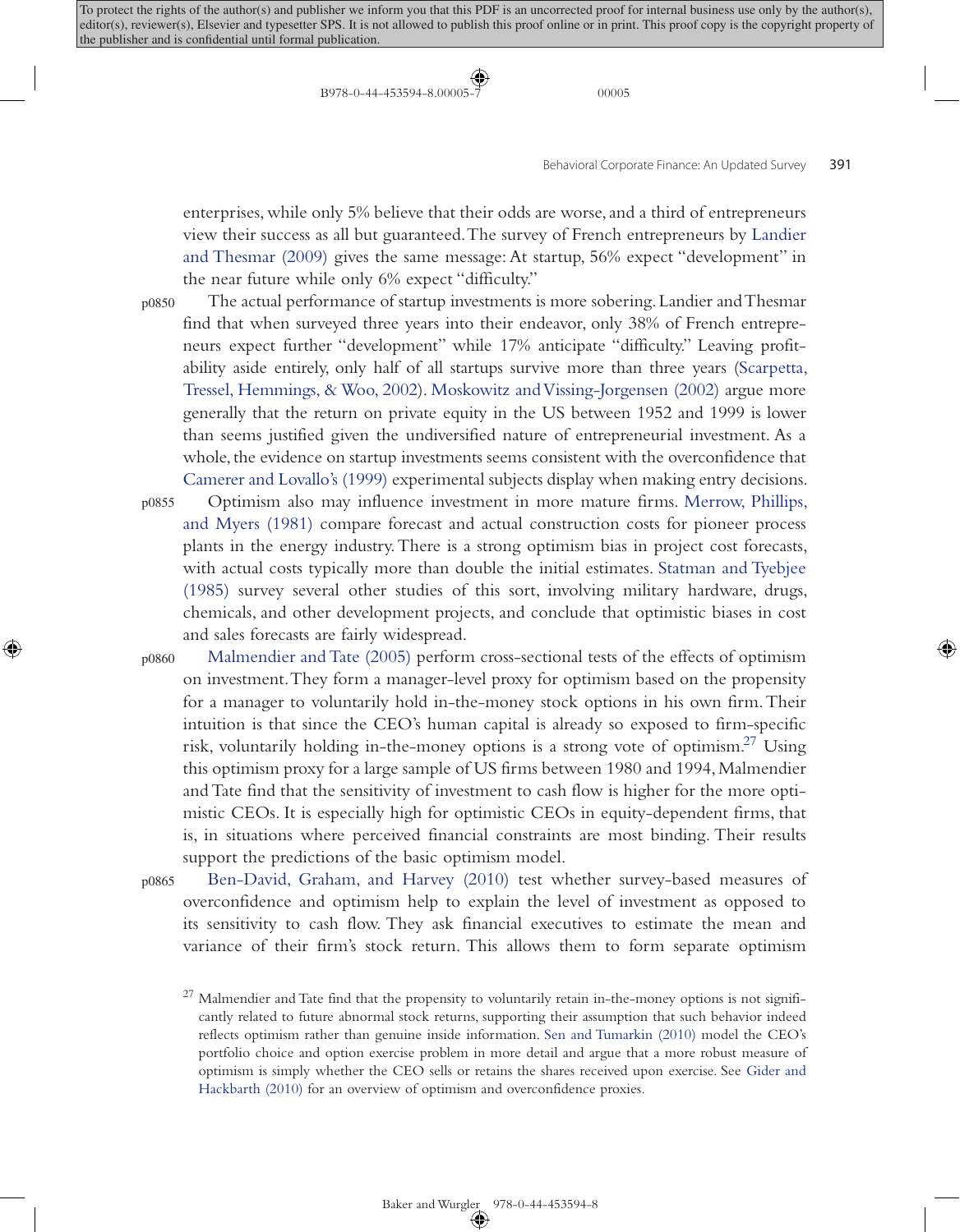enterprises, while only 5% believe that their odds are worse, and a third of entrepreneurs view their success as all but guaranteed. The survey of French entrepreneurs by Landier and Thesmar (2009) gives the same message: At startup, 56% expect "development" in the near future while only 6% expect "difficulty."

The actual performance of startup investments is more sobering. Landier and Thesmar find that when surveyed three years into their endeavor, only 38% of French entrepreneurs expect further "development" while 17% anticipate "difficulty." Leaving profitability aside entirely, only half of all startups survive more than three years (Scarpetta, Tressel, Hemmings, & Woo, 2002). Moskowitz and Vissing-Jorgensen (2002) argue more generally that the return on private equity in the US between 1952 and 1999 is lower than seems justified given the undiversified nature of entrepreneurial investment. As a whole, the evidence on startup investments seems consistent with the overconfidence that Camerer and Lovallo's (1999) experimental subjects display when making entry decisions.

Optimism also may influence investment in more mature firms. Merrow, Phillips, and Myers (1981) compare forecast and actual construction costs for pioneer process plants in the energy industry. There is a strong optimism bias in project cost forecasts, with actual costs typically more than double the initial estimates. Statman and Tyebjee (1985) survey several other studies of this sort, involving military hardware, drugs, chemicals, and other development projects, and conclude that optimistic biases in cost and sales forecasts are fairly widespread.

Malmendier and Tate (2005) perform cross-sectional tests of the effects of optimism on investment. They form a manager-level proxy for optimism based on the propensity for a manager to voluntarily hold in-the-money stock options in his own firm. Their intuition is that since the CEO's human capital is already so exposed to firm-specific risk, voluntarily holding in-the-money options is a strong vote of optimism.[27] Using this optimism proxy for a large sample of US firms between 1980 and 1994, Malmendier and Tate find that the sensitivity of investment to cash flow is higher for the more optimistic CEOs. It is especially high for optimistic CEOs in equity-dependent firms, that is, in situations where perceived financial constraints are most binding. Their results support the predictions of the basic optimism model.

Ben-David, Graham, and Harvey (2010) test whether survey-based measures of overconfidence and optimism help to explain the level of investment as opposed to its sensitivity to cash flow. They ask financial executives to estimate the mean and variance of their firm's stock return. This allows them to form separate optimism

[27] Malmendier and Tate find that the propensity to voluntarily retain in-the-money options is not significantly related to future abnormal stock returns, supporting their assumption that such behavior indeed reflects optimism rather than genuine inside information. Sen and Tumarkin (2010) model the CEO's portfolio choice and option exercise problem in more detail and argue that a more robust measure of optimism is simply whether the CEO sells or retains the shares received upon exercise. See Gider and Hackbarth (2010) for an overview of optimism and overconfidence proxies.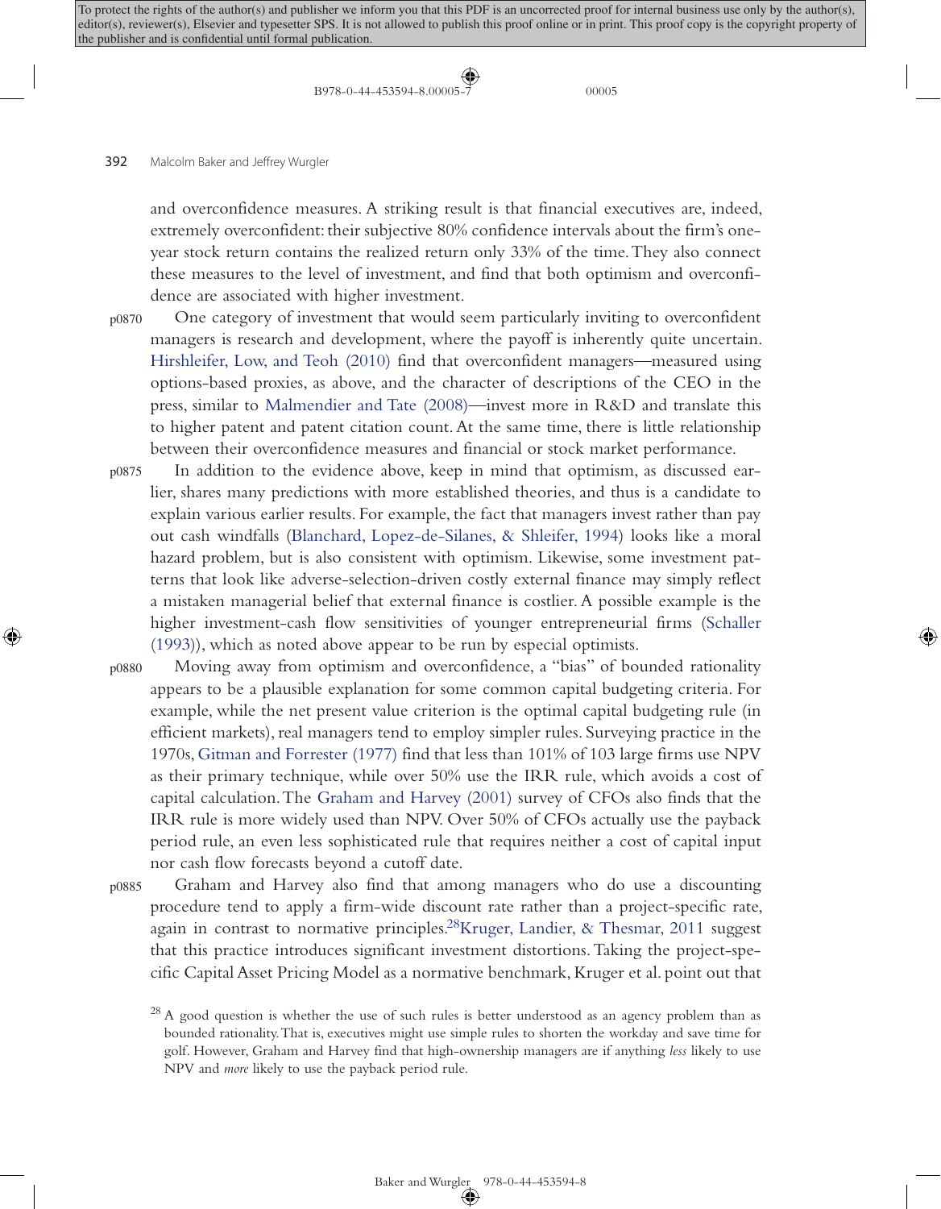and overconfidence measures. A striking result is that financial executives are, indeed, extremely overconfident: their subjective 80% confidence intervals about the firm's one-year stock return contains the realized return only 33% of the time. They also connect these measures to the level of investment, and find that both optimism and overconfidence are associated with higher investment.

One category of investment that would seem particularly inviting to overconfident managers is research and development, where the payoff is inherently quite uncertain. Hirshleifer, Low, and Teoh (2010) find that overconfident managers—measured using options-based proxies, as above, and the character of descriptions of the CEO in the press, similar to Malmendier and Tate (2008)—invest more in R&D and translate this to higher patent and patent citation count. At the same time, there is little relationship between their overconfidence measures and financial or stock market performance.

In addition to the evidence above, keep in mind that optimism, as discussed earlier, shares many predictions with more established theories, and thus is a candidate to explain various earlier results. For example, the fact that managers invest rather than pay out cash windfalls (Blanchard, Lopez-de-Silanes, & Shleifer, 1994) looks like a moral hazard problem, but is also consistent with optimism. Likewise, some investment patterns that look like adverse-selection-driven costly external finance may simply reflect a mistaken managerial belief that external finance is costlier. A possible example is the higher investment-cash flow sensitivities of younger entrepreneurial firms (Schaller (1993)), which as noted above appear to be run by especial optimists.

Moving away from optimism and overconfidence, a "bias" of bounded rationality appears to be a plausible explanation for some common capital budgeting criteria. For example, while the net present value criterion is the optimal capital budgeting rule (in efficient markets), real managers tend to employ simpler rules. Surveying practice in the 1970s, Gitman and Forrester (1977) find that less than 101% of 103 large firms use NPV as their primary technique, while over 50% use the IRR rule, which avoids a cost of capital calculation. The Graham and Harvey (2001) survey of CFOs also finds that the IRR rule is more widely used than NPV. Over 50% of CFOs actually use the payback period rule, an even less sophisticated rule that requires neither a cost of capital input nor cash flow forecasts beyond a cutoff date.

Graham and Harvey also find that among managers who do use a discounting procedure tend to apply a firm-wide discount rate rather than a project-specific rate, again in contrast to normative principles.[28]Kruger, Landier, & Thesmar, 2011 suggest that this practice introduces significant investment distortions. Taking the project-specific Capital Asset Pricing Model as a normative benchmark, Kruger et al. point out that

[28] A good question is whether the use of such rules is better understood as an agency problem than as bounded rationality. That is, executives might use simple rules to shorten the workday and save time for golf. However, Graham and Harvey find that high-ownership managers are if anything *less* likely to use NPV and *more* likely to use the payback period rule.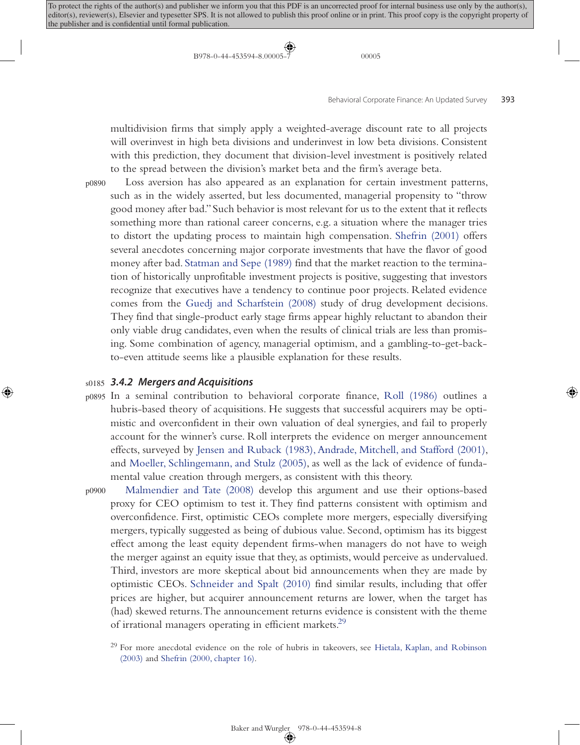multidivision firms that simply apply a weighted-average discount rate to all projects will overinvest in high beta divisions and underinvest in low beta divisions. Consistent with this prediction, they document that division-level investment is positively related to the spread between the division's market beta and the firm's average beta.

Loss aversion has also appeared as an explanation for certain investment patterns, such as in the widely asserted, but less documented, managerial propensity to "throw good money after bad." Such behavior is most relevant for us to the extent that it reflects something more than rational career concerns, e.g. a situation where the manager tries to distort the updating process to maintain high compensation. Shefrin (2001) offers several anecdotes concerning major corporate investments that have the flavor of good money after bad. Statman and Sepe (1989) find that the market reaction to the termination of historically unprofitable investment projects is positive, suggesting that investors recognize that executives have a tendency to continue poor projects. Related evidence comes from the Guedj and Scharfstein (2008) study of drug development decisions. They find that single-product early stage firms appear highly reluctant to abandon their only viable drug candidates, even when the results of clinical trials are less than promising. Some combination of agency, managerial optimism, and a gambling-to-get-back-to-even attitude seems like a plausible explanation for these results.

### 3.4.2 Mergers and Acquisitions

In a seminal contribution to behavioral corporate finance, Roll (1986) outlines a hubris-based theory of acquisitions. He suggests that successful acquirers may be optimistic and overconfident in their own valuation of deal synergies, and fail to properly account for the winner's curse. Roll interprets the evidence on merger announcement effects, surveyed by Jensen and Ruback (1983), Andrade, Mitchell, and Stafford (2001), and Moeller, Schlingemann, and Stulz (2005), as well as the lack of evidence of fundamental value creation through mergers, as consistent with this theory.

Malmendier and Tate (2008) develop this argument and use their options-based proxy for CEO optimism to test it. They find patterns consistent with optimism and overconfidence. First, optimistic CEOs complete more mergers, especially diversifying mergers, typically suggested as being of dubious value. Second, optimism has its biggest effect among the least equity dependent firms-when managers do not have to weigh the merger against an equity issue that they, as optimists, would perceive as undervalued. Third, investors are more skeptical about bid announcements when they are made by optimistic CEOs. Schneider and Spalt (2010) find similar results, including that offer prices are higher, but acquirer announcement returns are lower, when the target has (had) skewed returns. The announcement returns evidence is consistent with the theme of irrational managers operating in efficient markets.[29]

[29] For more anecdotal evidence on the role of hubris in takeovers, see Hietala, Kaplan, and Robinson (2003) and Shefrin (2000, chapter 16).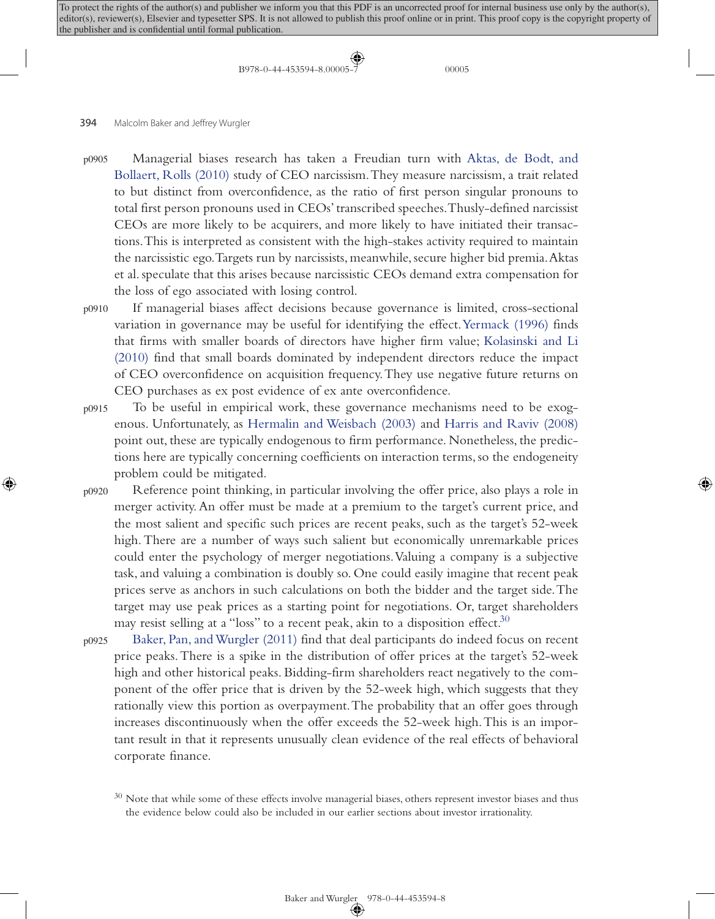Managerial biases research has taken a Freudian turn with Aktas, de Bodt, and Bollaert, Rolls (2010) study of CEO narcissism. They measure narcissism, a trait related to but distinct from overconfidence, as the ratio of first person singular pronouns to total first person pronouns used in CEOs' transcribed speeches. Thusly-defined narcissist CEOs are more likely to be acquirers, and more likely to have initiated their transactions. This is interpreted as consistent with the high-stakes activity required to maintain the narcissistic ego. Targets run by narcissists, meanwhile, secure higher bid premia. Aktas et al. speculate that this arises because narcissistic CEOs demand extra compensation for the loss of ego associated with losing control.

If managerial biases affect decisions because governance is limited, cross-sectional variation in governance may be useful for identifying the effect. Yermack (1996) finds that firms with smaller boards of directors have higher firm value; Kolasinski and Li (2010) find that small boards dominated by independent directors reduce the impact of CEO overconfidence on acquisition frequency. They use negative future returns on CEO purchases as ex post evidence of ex ante overconfidence.

To be useful in empirical work, these governance mechanisms need to be exogenous. Unfortunately, as Hermalin and Weisbach (2003) and Harris and Raviv (2008) point out, these are typically endogenous to firm performance. Nonetheless, the predictions here are typically concerning coefficients on interaction terms, so the endogeneity problem could be mitigated.

Reference point thinking, in particular involving the offer price, also plays a role in merger activity. An offer must be made at a premium to the target's current price, and the most salient and specific such prices are recent peaks, such as the target's 52-week high. There are a number of ways such salient but economically unremarkable prices could enter the psychology of merger negotiations. Valuing a company is a subjective task, and valuing a combination is doubly so. One could easily imagine that recent peak prices serve as anchors in such calculations on both the bidder and the target side. The target may use peak prices as a starting point for negotiations. Or, target shareholders may resist selling at a "loss" to a recent peak, akin to a disposition effect.[30]

Baker, Pan, and Wurgler (2011) find that deal participants do indeed focus on recent price peaks. There is a spike in the distribution of offer prices at the target's 52-week high and other historical peaks. Bidding-firm shareholders react negatively to the component of the offer price that is driven by the 52-week high, which suggests that they rationally view this portion as overpayment. The probability that an offer goes through increases discontinuously when the offer exceeds the 52-week high. This is an important result in that it represents unusually clean evidence of the real effects of behavioral corporate finance.

[30] Note that while some of these effects involve managerial biases, others represent investor biases and thus the evidence below could also be included in our earlier sections about investor irrationality.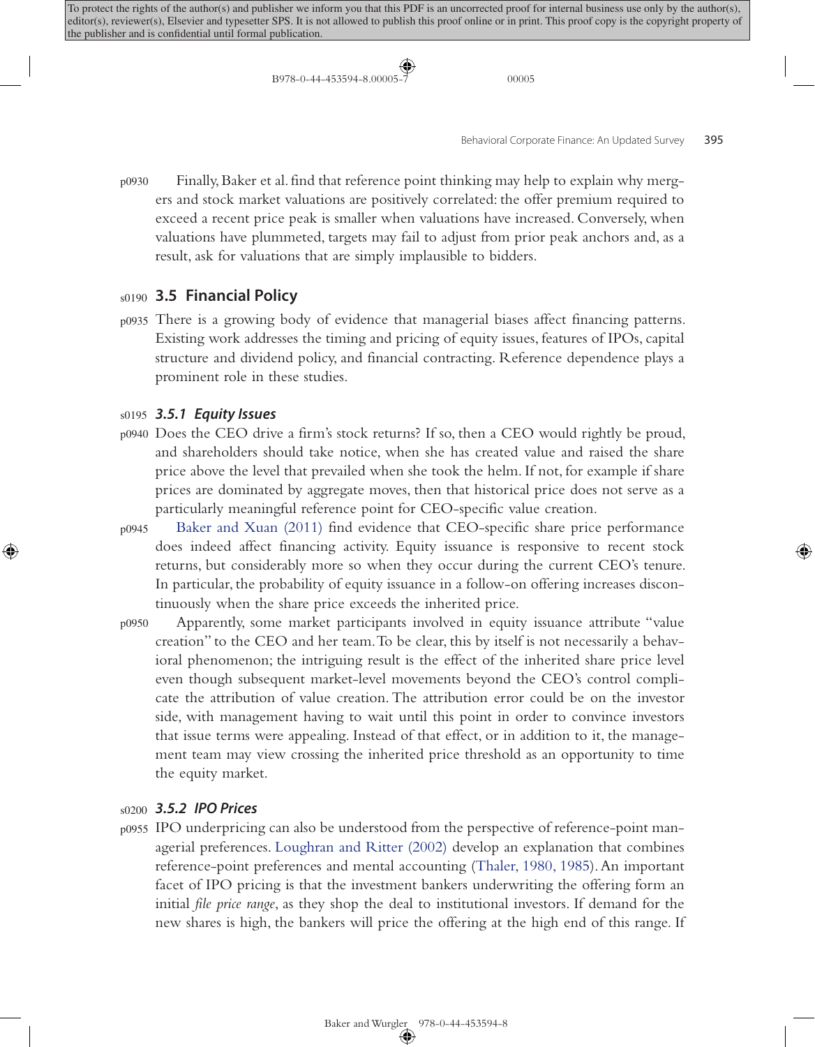Finally, Baker et al. find that reference point thinking may help to explain why mergers and stock market valuations are positively correlated: the offer premium required to exceed a recent price peak is smaller when valuations have increased. Conversely, when valuations have plummeted, targets may fail to adjust from prior peak anchors and, as a result, ask for valuations that are simply implausible to bidders.

## 3.5 Financial Policy

There is a growing body of evidence that managerial biases affect financing patterns. Existing work addresses the timing and pricing of equity issues, features of IPOs, capital structure and dividend policy, and financial contracting. Reference dependence plays a prominent role in these studies.

### 3.5.1 Equity Issues

Does the CEO drive a firm's stock returns? If so, then a CEO would rightly be proud, and shareholders should take notice, when she has created value and raised the share price above the level that prevailed when she took the helm. If not, for example if share prices are dominated by aggregate moves, then that historical price does not serve as a particularly meaningful reference point for CEO-specific value creation.

Baker and Xuan (2011) find evidence that CEO-specific share price performance does indeed affect financing activity. Equity issuance is responsive to recent stock returns, but considerably more so when they occur during the current CEO's tenure. In particular, the probability of equity issuance in a follow-on offering increases discontinuously when the share price exceeds the inherited price.

Apparently, some market participants involved in equity issuance attribute "value creation" to the CEO and her team. To be clear, this by itself is not necessarily a behavioral phenomenon; the intriguing result is the effect of the inherited share price level even though subsequent market-level movements beyond the CEO's control complicate the attribution of value creation. The attribution error could be on the investor side, with management having to wait until this point in order to convince investors that issue terms were appealing. Instead of that effect, or in addition to it, the management team may view crossing the inherited price threshold as an opportunity to time the equity market.

### 3.5.2 IPO Prices

IPO underpricing can also be understood from the perspective of reference-point managerial preferences. Loughran and Ritter (2002) develop an explanation that combines reference-point preferences and mental accounting (Thaler, 1980, 1985). An important facet of IPO pricing is that the investment bankers underwriting the offering form an initial *file price range*, as they shop the deal to institutional investors. If demand for the new shares is high, the bankers will price the offering at the high end of this range. If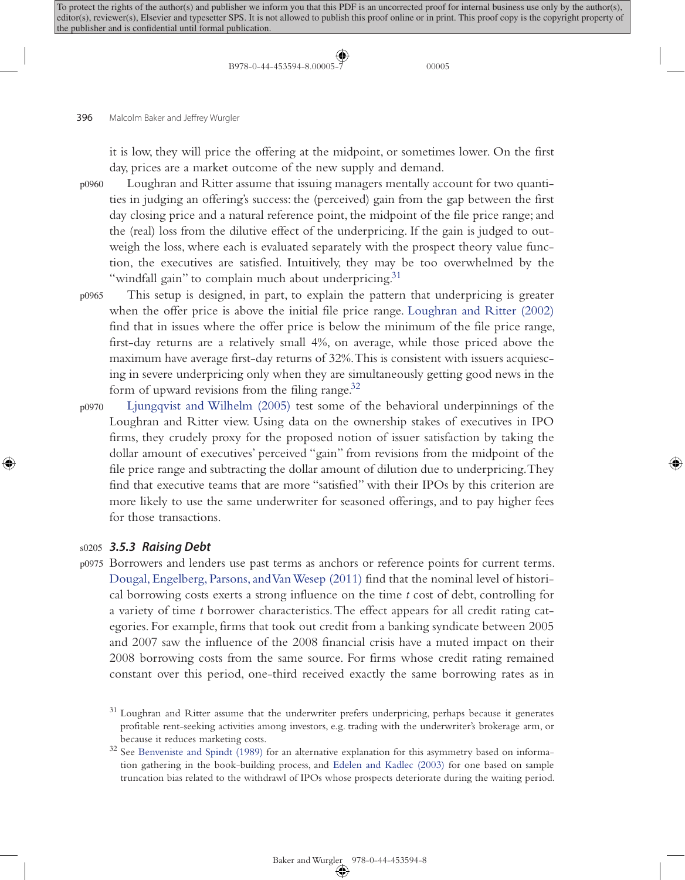it is low, they will price the offering at the midpoint, or sometimes lower. On the first day, prices are a market outcome of the new supply and demand.

Loughran and Ritter assume that issuing managers mentally account for two quantities in judging an offering's success: the (perceived) gain from the gap between the first day closing price and a natural reference point, the midpoint of the file price range; and the (real) loss from the dilutive effect of the underpricing. If the gain is judged to outweigh the loss, where each is evaluated separately with the prospect theory value function, the executives are satisfied. Intuitively, they may be too overwhelmed by the "windfall gain" to complain much about underpricing.[31]

This setup is designed, in part, to explain the pattern that underpricing is greater when the offer price is above the initial file price range. Loughran and Ritter (2002) find that in issues where the offer price is below the minimum of the file price range, first-day returns are a relatively small 4%, on average, while those priced above the maximum have average first-day returns of 32%. This is consistent with issuers acquiescing in severe underpricing only when they are simultaneously getting good news in the form of upward revisions from the filing range.[32]

Ljungqvist and Wilhelm (2005) test some of the behavioral underpinnings of the Loughran and Ritter view. Using data on the ownership stakes of executives in IPO firms, they crudely proxy for the proposed notion of issuer satisfaction by taking the dollar amount of executives' perceived "gain" from revisions from the midpoint of the file price range and subtracting the dollar amount of dilution due to underpricing. They find that executive teams that are more "satisfied" with their IPOs by this criterion are more likely to use the same underwriter for seasoned offerings, and to pay higher fees for those transactions.

### *3.5.3 Raising Debt*

Borrowers and lenders use past terms as anchors or reference points for current terms. Dougal, Engelberg, Parsons, and Van Wesep (2011) find that the nominal level of historical borrowing costs exerts a strong influence on the time $t$ cost of debt, controlling for a variety of time $t$ borrower characteristics. The effect appears for all credit rating categories. For example, firms that took out credit from a banking syndicate between 2005 and 2007 saw the influence of the 2008 financial crisis have a muted impact on their 2008 borrowing costs from the same source. For firms whose credit rating remained constant over this period, one-third received exactly the same borrowing rates as in

[31] Loughran and Ritter assume that the underwriter prefers underpricing, perhaps because it generates profitable rent-seeking activities among investors, e.g. trading with the underwriter's brokerage arm, or because it reduces marketing costs.

[32] See Benveniste and Spindt (1989) for an alternative explanation for this asymmetry based on information gathering in the book-building process, and Edelen and Kadlec (2003) for one based on sample truncation bias related to the withdrawl of IPOs whose prospects deteriorate during the waiting period.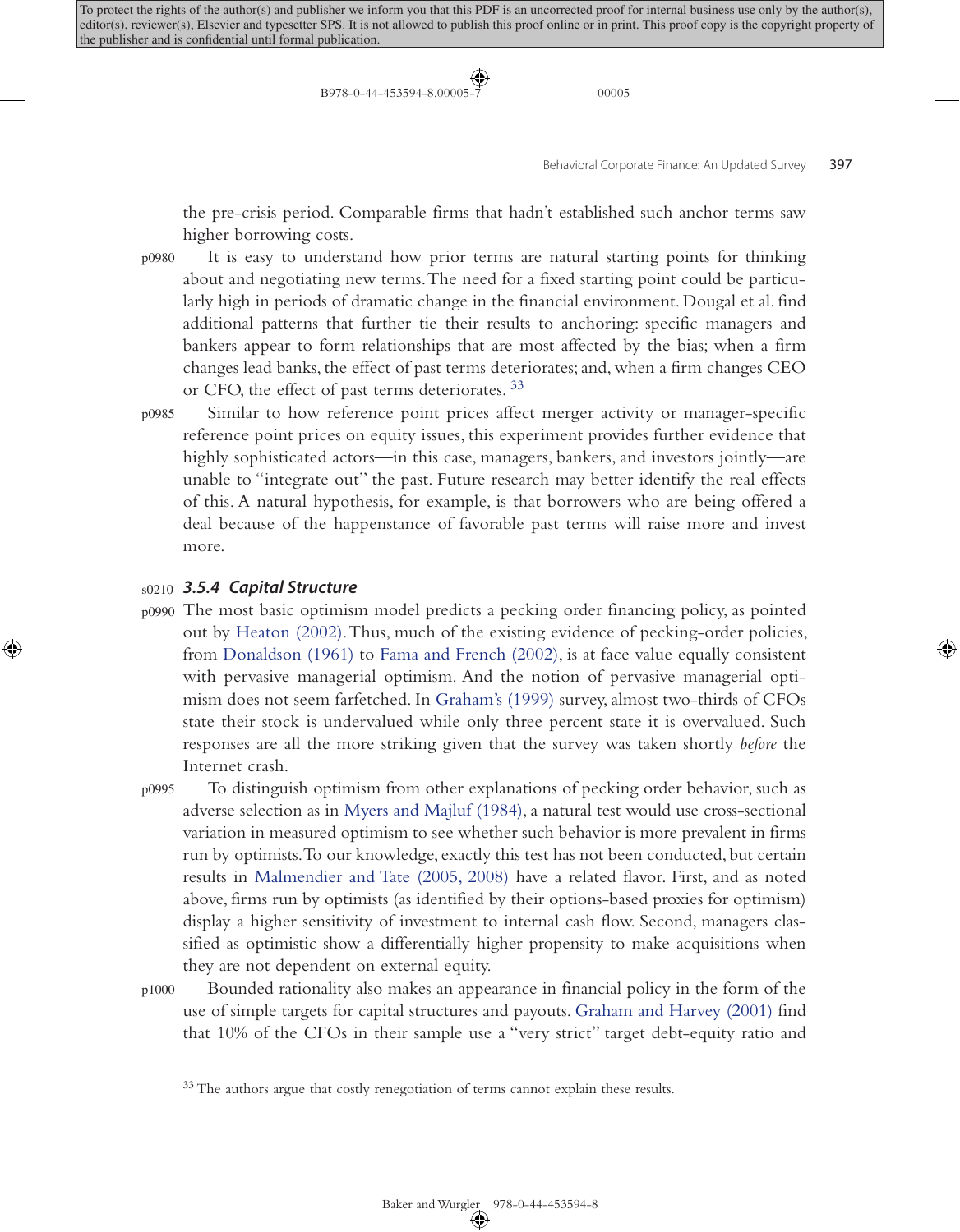the pre-crisis period. Comparable firms that hadn't established such anchor terms saw higher borrowing costs.

It is easy to understand how prior terms are natural starting points for thinking about and negotiating new terms. The need for a fixed starting point could be particularly high in periods of dramatic change in the financial environment. Dougal et al. find additional patterns that further tie their results to anchoring: specific managers and bankers appear to form relationships that are most affected by the bias; when a firm changes lead banks, the effect of past terms deteriorates; and, when a firm changes CEO or CFO, the effect of past terms deteriorates. [33]

Similar to how reference point prices affect merger activity or manager-specific reference point prices on equity issues, this experiment provides further evidence that highly sophisticated actors—in this case, managers, bankers, and investors jointly—are unable to "integrate out" the past. Future research may better identify the real effects of this. A natural hypothesis, for example, is that borrowers who are being offered a deal because of the happenstance of favorable past terms will raise more and invest more.

### 3.5.4 Capital Structure

The most basic optimism model predicts a pecking order financing policy, as pointed out by Heaton (2002). Thus, much of the existing evidence of pecking-order policies, from Donaldson (1961) to Fama and French (2002), is at face value equally consistent with pervasive managerial optimism. And the notion of pervasive managerial optimism does not seem farfetched. In Graham's (1999) survey, almost two-thirds of CFOs state their stock is undervalued while only three percent state it is overvalued. Such responses are all the more striking given that the survey was taken shortly *before* the Internet crash.

To distinguish optimism from other explanations of pecking order behavior, such as adverse selection as in Myers and Majluf (1984), a natural test would use cross-sectional variation in measured optimism to see whether such behavior is more prevalent in firms run by optimists. To our knowledge, exactly this test has not been conducted, but certain results in Malmendier and Tate (2005, 2008) have a related flavor. First, and as noted above, firms run by optimists (as identified by their options-based proxies for optimism) display a higher sensitivity of investment to internal cash flow. Second, managers classified as optimistic show a differentially higher propensity to make acquisitions when they are not dependent on external equity.

Bounded rationality also makes an appearance in financial policy in the form of the use of simple targets for capital structures and payouts. Graham and Harvey (2001) find that 10% of the CFOs in their sample use a "very strict" target debt-equity ratio and

[33] The authors argue that costly renegotiation of terms cannot explain these results.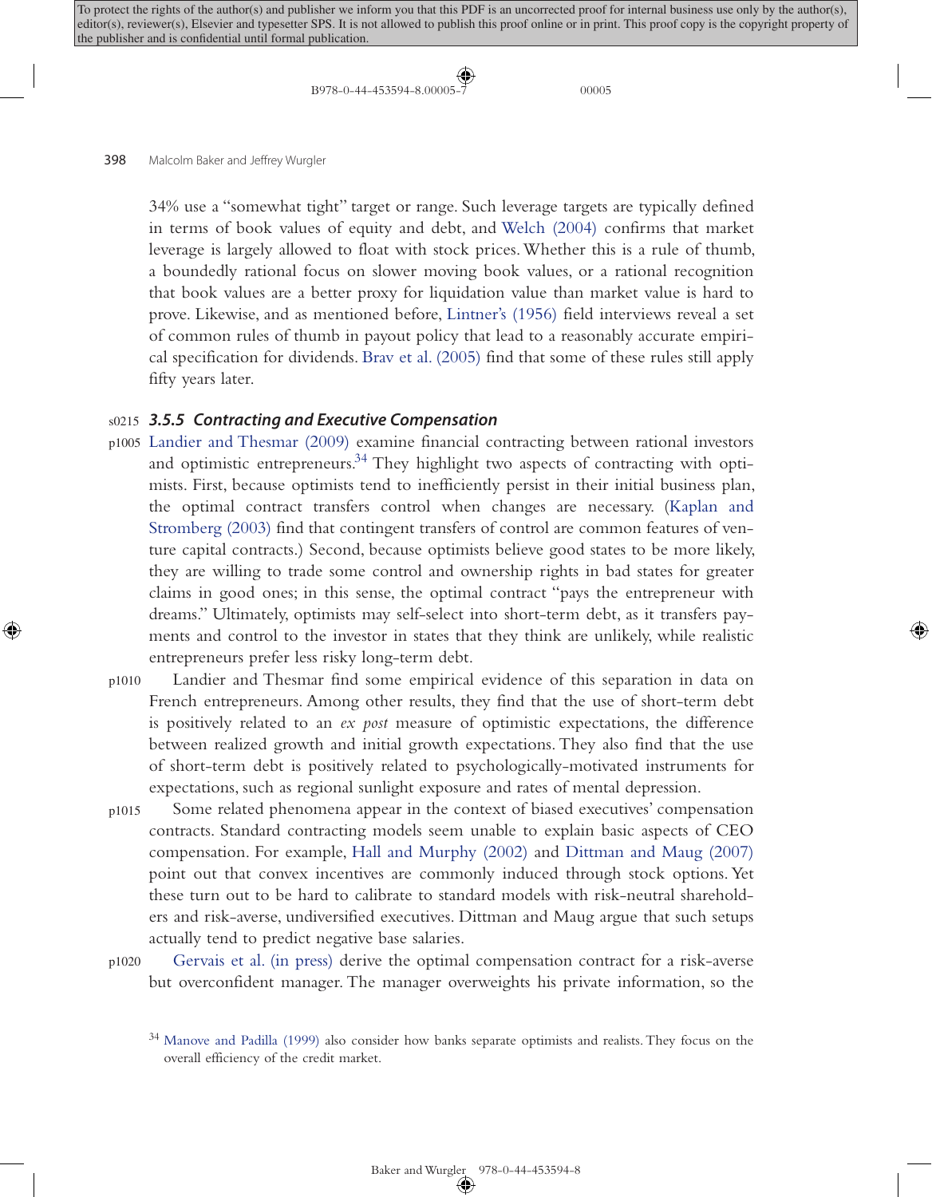34% use a "somewhat tight" target or range. Such leverage targets are typically defined in terms of book values of equity and debt, and Welch (2004) confirms that market leverage is largely allowed to float with stock prices. Whether this is a rule of thumb, a boundedly rational focus on slower moving book values, or a rational recognition that book values are a better proxy for liquidation value than market value is hard to prove. Likewise, and as mentioned before, Lintner's (1956) field interviews reveal a set of common rules of thumb in payout policy that lead to a reasonably accurate empirical specification for dividends. Brav et al. (2005) find that some of these rules still apply fifty years later.

### 3.5.5 Contracting and Executive Compensation

Landier and Thesmar (2009) examine financial contracting between rational investors and optimistic entrepreneurs.[34] They highlight two aspects of contracting with optimists. First, because optimists tend to inefficiently persist in their initial business plan, the optimal contract transfers control when changes are necessary. (Kaplan and Stromberg (2003) find that contingent transfers of control are common features of venture capital contracts.) Second, because optimists believe good states to be more likely, they are willing to trade some control and ownership rights in bad states for greater claims in good ones; in this sense, the optimal contract "pays the entrepreneur with dreams." Ultimately, optimists may self-select into short-term debt, as it transfers payments and control to the investor in states that they think are unlikely, while realistic entrepreneurs prefer less risky long-term debt.

Landier and Thesmar find some empirical evidence of this separation in data on French entrepreneurs. Among other results, they find that the use of short-term debt is positively related to an *ex post* measure of optimistic expectations, the difference between realized growth and initial growth expectations. They also find that the use of short-term debt is positively related to psychologically-motivated instruments for expectations, such as regional sunlight exposure and rates of mental depression.

Some related phenomena appear in the context of biased executives' compensation contracts. Standard contracting models seem unable to explain basic aspects of CEO compensation. For example, Hall and Murphy (2002) and Dittman and Maug (2007) point out that convex incentives are commonly induced through stock options. Yet these turn out to be hard to calibrate to standard models with risk-neutral shareholders and risk-averse, undiversified executives. Dittman and Maug argue that such setups actually tend to predict negative base salaries.

Gervais et al. (in press) derive the optimal compensation contract for a risk-averse but overconfident manager. The manager overweights his private information, so the

[34] Manove and Padilla (1999) also consider how banks separate optimists and realists. They focus on the overall efficiency of the credit market.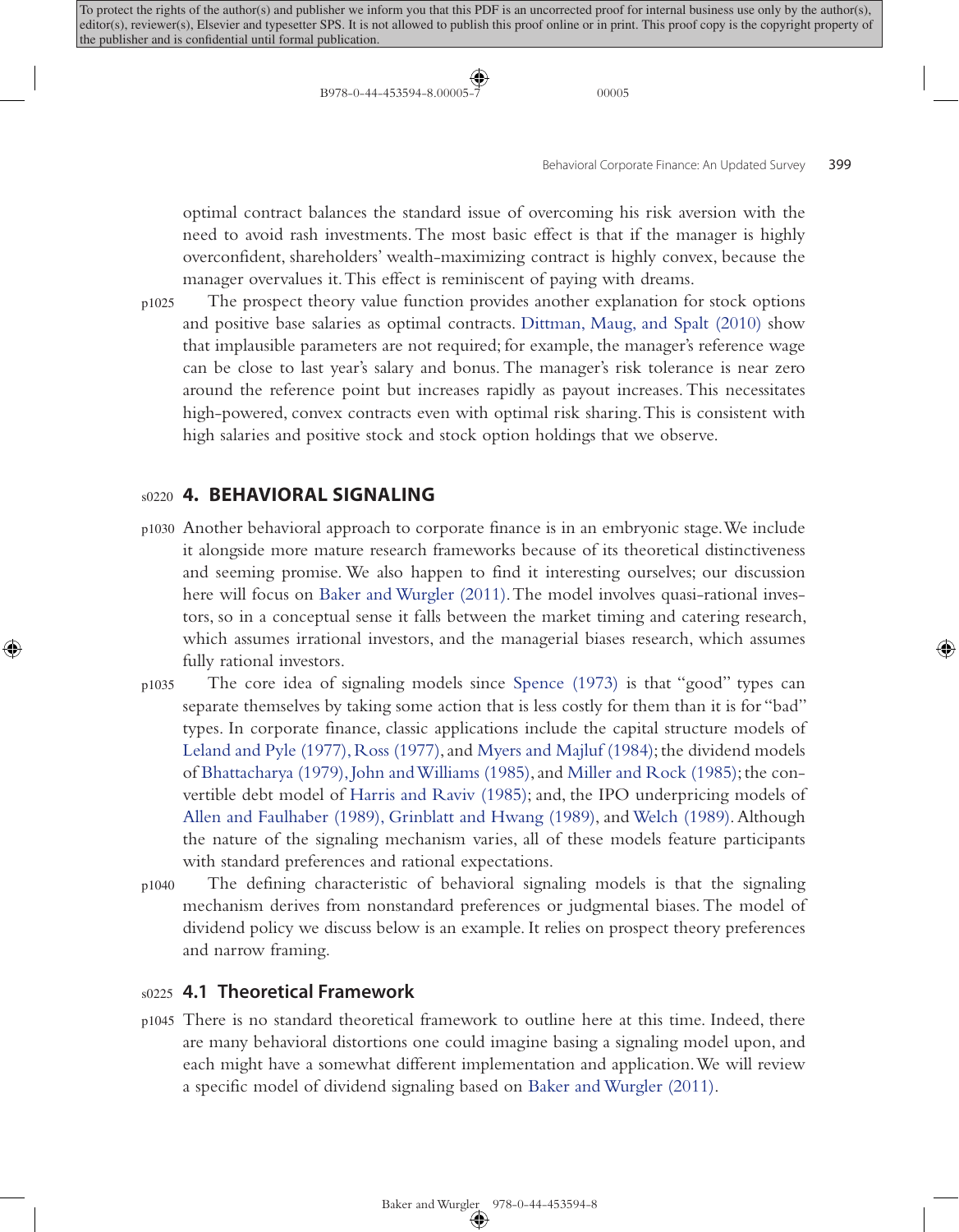optimal contract balances the standard issue of overcoming his risk aversion with the need to avoid rash investments. The most basic effect is that if the manager is highly overconfident, shareholders' wealth-maximizing contract is highly convex, because the manager overvalues it. This effect is reminiscent of paying with dreams.

The prospect theory value function provides another explanation for stock options and positive base salaries as optimal contracts. Dittman, Maug, and Spalt (2010) show that implausible parameters are not required; for example, the manager's reference wage can be close to last year's salary and bonus. The manager's risk tolerance is near zero around the reference point but increases rapidly as payout increases. This necessitates high-powered, convex contracts even with optimal risk sharing. This is consistent with high salaries and positive stock and stock option holdings that we observe.

## 4. BEHAVIORAL SIGNALING

Another behavioral approach to corporate finance is in an embryonic stage. We include it alongside more mature research frameworks because of its theoretical distinctiveness and seeming promise. We also happen to find it interesting ourselves; our discussion here will focus on Baker and Wurgler (2011). The model involves quasi-rational investors, so in a conceptual sense it falls between the market timing and catering research, which assumes irrational investors, and the managerial biases research, which assumes fully rational investors.

The core idea of signaling models since Spence (1973) is that "good" types can separate themselves by taking some action that is less costly for them than it is for "bad" types. In corporate finance, classic applications include the capital structure models of Leland and Pyle (1977), Ross (1977), and Myers and Majluf (1984); the dividend models of Bhattacharya (1979), John and Williams (1985), and Miller and Rock (1985); the convertible debt model of Harris and Raviv (1985); and, the IPO underpricing models of Allen and Faulhaber (1989), Grinblatt and Hwang (1989), and Welch (1989). Although the nature of the signaling mechanism varies, all of these models feature participants with standard preferences and rational expectations.

The defining characteristic of behavioral signaling models is that the signaling mechanism derives from nonstandard preferences or judgmental biases. The model of dividend policy we discuss below is an example. It relies on prospect theory preferences and narrow framing.

### 4.1 Theoretical Framework

There is no standard theoretical framework to outline here at this time. Indeed, there are many behavioral distortions one could imagine basing a signaling model upon, and each might have a somewhat different implementation and application. We will review a specific model of dividend signaling based on Baker and Wurgler (2011).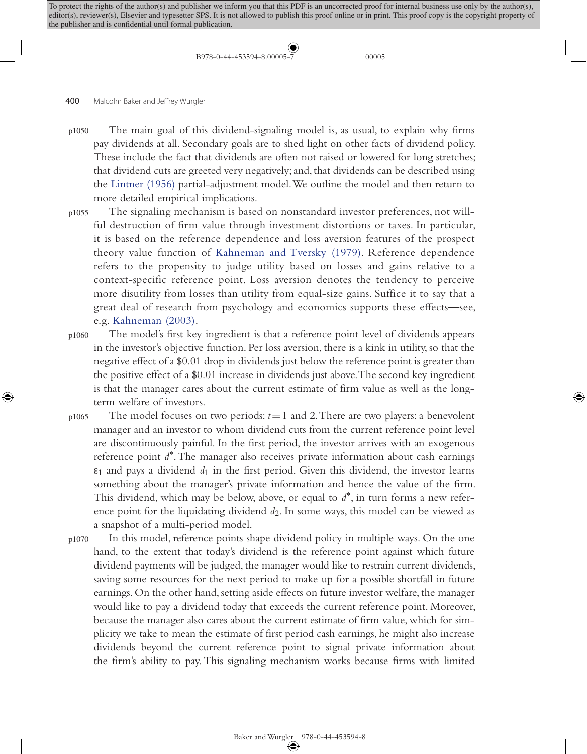The main goal of this dividend-signaling model is, as usual, to explain why firms pay dividends at all. Secondary goals are to shed light on other facts of dividend policy. These include the fact that dividends are often not raised or lowered for long stretches; that dividend cuts are greeted very negatively; and, that dividends can be described using the Lintner (1956) partial-adjustment model. We outline the model and then return to more detailed empirical implications.

The signaling mechanism is based on nonstandard investor preferences, not willful destruction of firm value through investment distortions or taxes. In particular, it is based on the reference dependence and loss aversion features of the prospect theory value function of Kahneman and Tversky (1979). Reference dependence refers to the propensity to judge utility based on losses and gains relative to a context-specific reference point. Loss aversion denotes the tendency to perceive more disutility from losses than utility from equal-size gains. Suffice it to say that a great deal of research from psychology and economics supports these effects—see, e.g. Kahneman (2003).

The model's first key ingredient is that a reference point level of dividends appears in the investor's objective function. Per loss aversion, there is a kink in utility, so that the negative effect of a \$0.01 drop in dividends just below the reference point is greater than the positive effect of a \$0.01 increase in dividends just above. The second key ingredient is that the manager cares about the current estimate of firm value as well as the long-term welfare of investors.

The model focuses on two periods: $t = 1$ and 2. There are two players: a benevolent manager and an investor to whom dividend cuts from the current reference point level are discontinuously painful. In the first period, the investor arrives with an exogenous reference point $d^*$. The manager also receives private information about cash earnings $\varepsilon_1$ and pays a dividend $d_1$ in the first period. Given this dividend, the investor learns something about the manager's private information and hence the value of the firm. This dividend, which may be below, above, or equal to $d^*$, in turn forms a new reference point for the liquidating dividend $d_2$. In some ways, this model can be viewed as a snapshot of a multi-period model.

In this model, reference points shape dividend policy in multiple ways. On the one hand, to the extent that today's dividend is the reference point against which future dividend payments will be judged, the manager would like to restrain current dividends, saving some resources for the next period to make up for a possible shortfall in future earnings. On the other hand, setting aside effects on future investor welfare, the manager would like to pay a dividend today that exceeds the current reference point. Moreover, because the manager also cares about the current estimate of firm value, which for simplicity we take to mean the estimate of first period cash earnings, he might also increase dividends beyond the current reference point to signal private information about the firm's ability to pay. This signaling mechanism works because firms with limited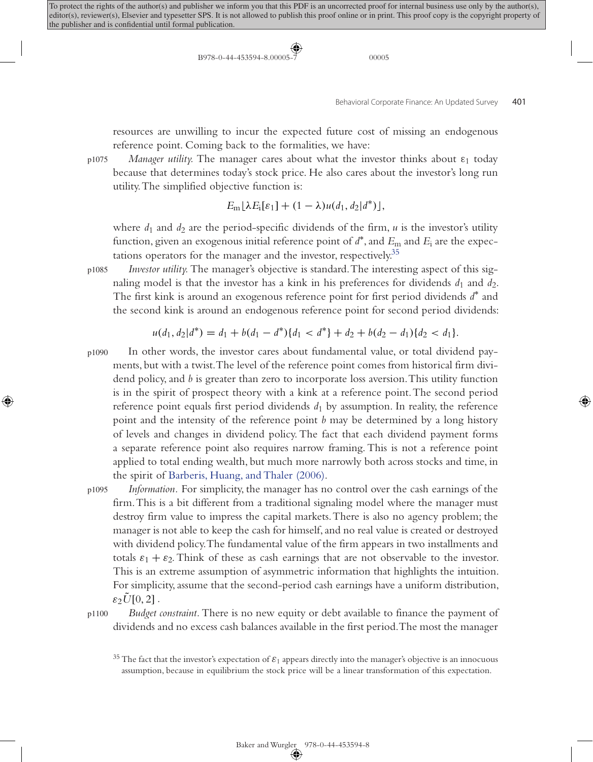resources are unwilling to incur the expected future cost of missing an endogenous reference point. Coming back to the formalities, we have:

*Manager utility.* The manager cares about what the investor thinks about $\varepsilon_1$ today because that determines today's stock price. He also cares about the investor's long run utility. The simplified objective function is:

$$E_{\mathrm{m}}\lfloor \lambda E_{\mathrm{i}}[\varepsilon_1] + (1-\lambda)u(d_1, d_2|d^*)\rfloor,$$

where $d_1$ and $d_2$ are the period-specific dividends of the firm, $u$ is the investor's utility function, given an exogenous initial reference point of $d^*$, and $E_{\mathrm{m}}$ and $E_{\mathrm{i}}$ are the expectations operators for the manager and the investor, respectively.[35]

*Investor utility.* The manager's objective is standard. The interesting aspect of this signaling model is that the investor has a kink in his preferences for dividends $d_1$ and $d_2$. The first kink is around an exogenous reference point for first period dividends $d^*$ and the second kink is around an endogenous reference point for second period dividends:

$$u(d_1, d_2|d^*) = d_1 + b(d_1 - d^*)\{d_1 < d^*\} + d_2 + b(d_2 - d_1)\{d_2 < d_1\}.$$

In other words, the investor cares about fundamental value, or total dividend payments, but with a twist. The level of the reference point comes from historical firm dividend policy, and $b$ is greater than zero to incorporate loss aversion. This utility function is in the spirit of prospect theory with a kink at a reference point. The second period reference point equals first period dividends $d_1$ by assumption. In reality, the reference point and the intensity of the reference point $b$ may be determined by a long history of levels and changes in dividend policy. The fact that each dividend payment forms a separate reference point also requires narrow framing. This is not a reference point applied to total ending wealth, but much more narrowly both across stocks and time, in the spirit of Barberis, Huang, and Thaler (2006).

*Information.* For simplicity, the manager has no control over the cash earnings of the firm. This is a bit different from a traditional signaling model where the manager must destroy firm value to impress the capital markets. There is also no agency problem; the manager is not able to keep the cash for himself, and no real value is created or destroyed with dividend policy. The fundamental value of the firm appears in two installments and totals $\varepsilon_1 + \varepsilon_2$. Think of these as cash earnings that are not observable to the investor. This is an extreme assumption of asymmetric information that highlights the intuition. For simplicity, assume that the second-period cash earnings have a uniform distribution, $\varepsilon_2 \tilde{U}[0, 2]$.

*Budget constraint.* There is no new equity or debt available to finance the payment of dividends and no excess cash balances available in the first period. The most the manager

[35] The fact that the investor's expectation of $\varepsilon_1$ appears directly into the manager's objective is an innocuous assumption, because in equilibrium the stock price will be a linear transformation of this expectation.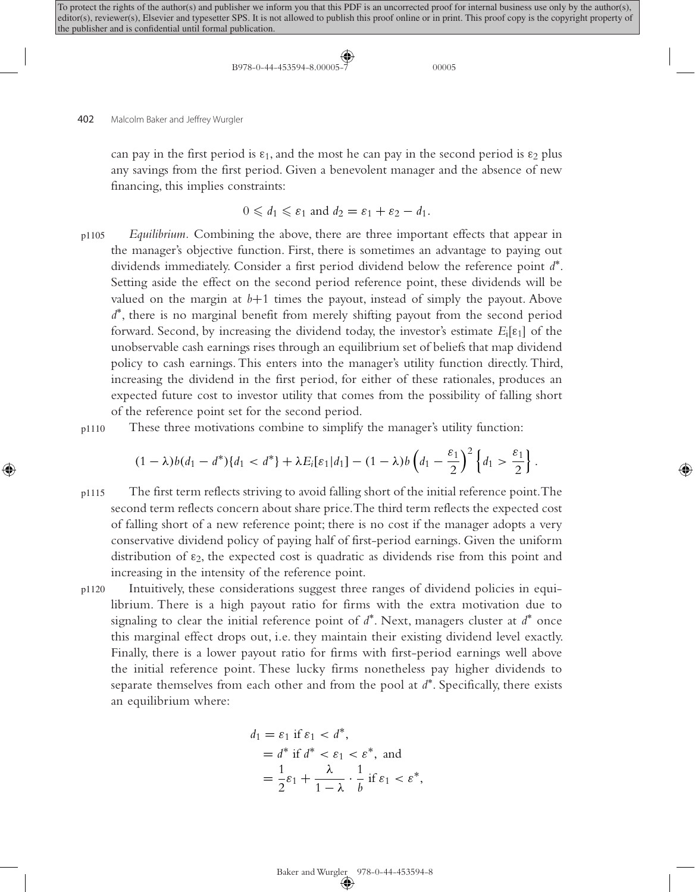can pay in the first period is $\varepsilon_1$, and the most he can pay in the second period is $\varepsilon_2$ plus any savings from the first period. Given a benevolent manager and the absence of new financing, this implies constraints:

$$0 \leqslant d_1 \leqslant \varepsilon_1 \text{ and } d_2 = \varepsilon_1 + \varepsilon_2 - d_1.$$

*Equilibrium.* Combining the above, there are three important effects that appear in the manager's objective function. First, there is sometimes an advantage to paying out dividends immediately. Consider a first period dividend below the reference point $d^*$. Setting aside the effect on the second period reference point, these dividends will be valued on the margin at $b$+1 times the payout, instead of simply the payout. Above $d^*$, there is no marginal benefit from merely shifting payout from the second period forward. Second, by increasing the dividend today, the investor's estimate $E_i[\varepsilon_1]$ of the unobservable cash earnings rises through an equilibrium set of beliefs that map dividend policy to cash earnings. This enters into the manager's utility function directly. Third, increasing the dividend in the first period, for either of these rationales, produces an expected future cost to investor utility that comes from the possibility of falling short of the reference point set for the second period.

These three motivations combine to simplify the manager's utility function:

$$(1-\lambda)b(d_1 - d^*)\{d_1 < d^*\} + \lambda E_i[\varepsilon_1|d_1] - (1-\lambda)b\left(d_1 - \frac{\varepsilon_1}{2}\right)^2\left\{d_1 > \frac{\varepsilon_1}{2}\right\}.$$

The first term reflects striving to avoid falling short of the initial reference point. The second term reflects concern about share price. The third term reflects the expected cost of falling short of a new reference point; there is no cost if the manager adopts a very conservative dividend policy of paying half of first-period earnings. Given the uniform distribution of $\varepsilon_2$, the expected cost is quadratic as dividends rise from this point and increasing in the intensity of the reference point.

Intuitively, these considerations suggest three ranges of dividend policies in equilibrium. There is a high payout ratio for firms with the extra motivation due to signaling to clear the initial reference point of $d^*$. Next, managers cluster at $d^*$ once this marginal effect drops out, i.e. they maintain their existing dividend level exactly. Finally, there is a lower payout ratio for firms with first-period earnings well above the initial reference point. These lucky firms nonetheless pay higher dividends to separate themselves from each other and from the pool at $d^*$. Specifically, there exists an equilibrium where:

$$\begin{aligned} d_1 &= \varepsilon_1 \text{ if } \varepsilon_1 < d^*, \\ &= d^* \text{ if } d^* < \varepsilon_1 < \varepsilon^*, \text{ and} \\ &= \frac{1}{2}\varepsilon_1 + \frac{\lambda}{1-\lambda} \cdot \frac{1}{b} \text{ if } \varepsilon_1 < \varepsilon^*, \end{aligned}$$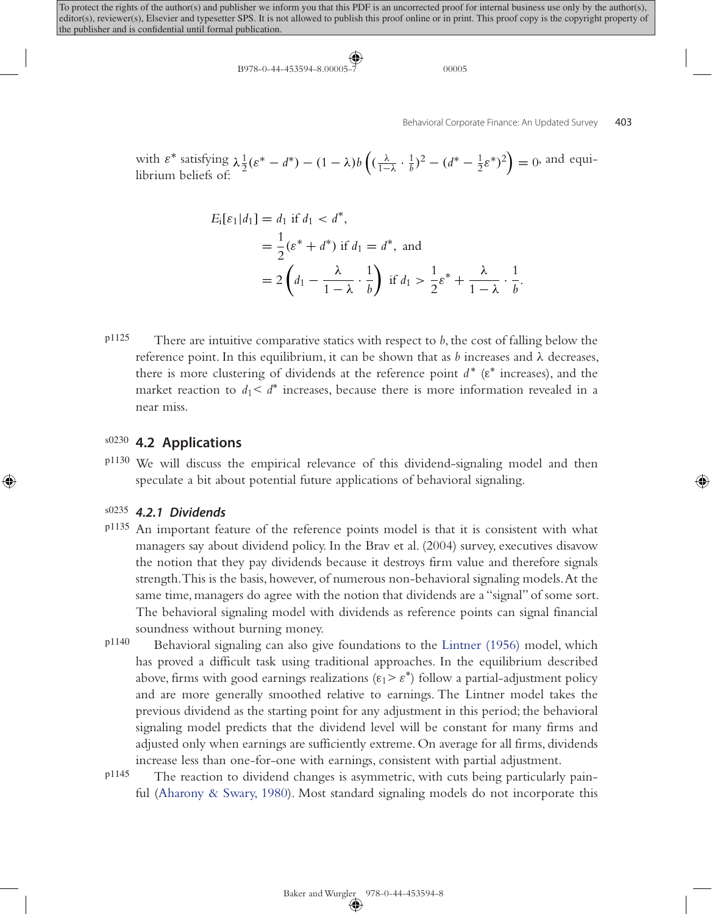with $\varepsilon^*$ satisfying $\lambda \frac{1}{2}(\varepsilon^* - d^*) - (1-\lambda) b \left( (\frac{\lambda}{1-\lambda} \cdot \frac{1}{b})^2 - (d^* - \frac{1}{2}\varepsilon^*)^2 \right) = 0$, and equilibrium beliefs of:

$$
\begin{aligned}
E_1[\varepsilon_1 | d_1] &= d_1 \text{ if } d_1 < d^*, \\
&= \frac{1}{2}(\varepsilon^* + d^*) \text{ if } d_1 = d^*, \text{ and} \\
&= 2\left(d_1 - \frac{\lambda}{1-\lambda} \cdot \frac{1}{b}\right) \text{ if } d_1 > \frac{1}{2}\varepsilon^* + \frac{\lambda}{1-\lambda} \cdot \frac{1}{b}.
\end{aligned}
$$

There are intuitive comparative statics with respect to $b$, the cost of falling below the reference point. In this equilibrium, it can be shown that as $b$ increases and $\lambda$ decreases, there is more clustering of dividends at the reference point $d^*$ ($\varepsilon^*$ increases), and the market reaction to $d_1 < d^*$ increases, because there is more information revealed in a near miss.

## 4.2 Applications

We will discuss the empirical relevance of this dividend-signaling model and then speculate a bit about potential future applications of behavioral signaling.

### 4.2.1 Dividends

An important feature of the reference points model is that it is consistent with what managers say about dividend policy. In the Brav et al. (2004) survey, executives disavow the notion that they pay dividends because it destroys firm value and therefore signals strength. This is the basis, however, of numerous non-behavioral signaling models. At the same time, managers do agree with the notion that dividends are a "signal" of some sort. The behavioral signaling model with dividends as reference points can signal financial soundness without burning money.

Behavioral signaling can also give foundations to the Lintner (1956) model, which has proved a difficult task using traditional approaches. In the equilibrium described above, firms with good earnings realizations ($\varepsilon_1 > \varepsilon^*$) follow a partial-adjustment policy and are more generally smoothed relative to earnings. The Lintner model takes the previous dividend as the starting point for any adjustment in this period; the behavioral signaling model predicts that the dividend level will be constant for many firms and adjusted only when earnings are sufficiently extreme. On average for all firms, dividends increase less than one-for-one with earnings, consistent with partial adjustment.

The reaction to dividend changes is asymmetric, with cuts being particularly painful (Aharony & Swary, 1980). Most standard signaling models do not incorporate this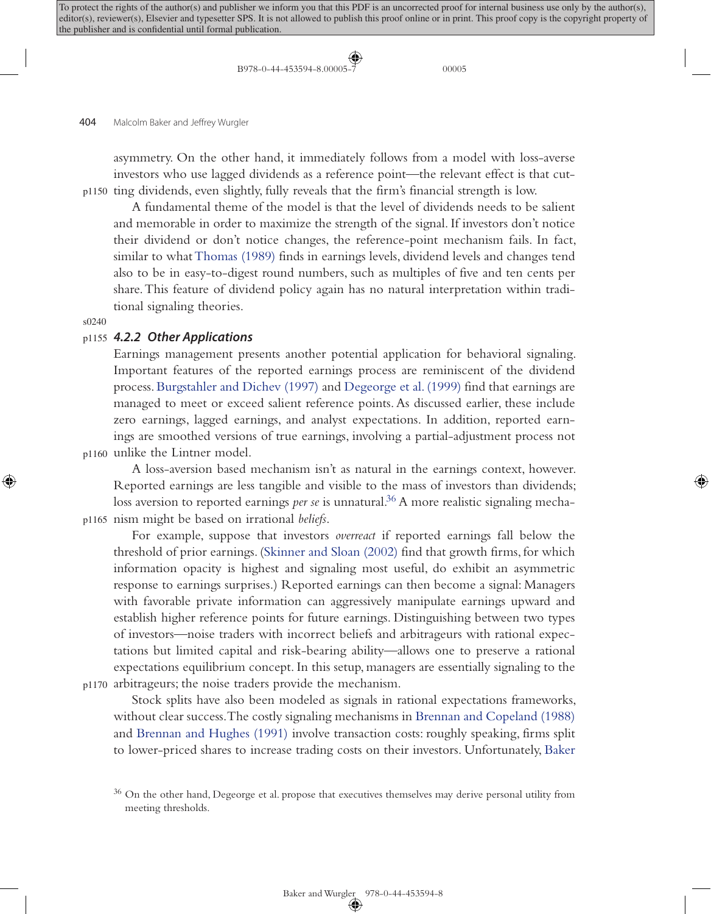asymmetry. On the other hand, it immediately follows from a model with loss-averse investors who use lagged dividends as a reference point—the relevant effect is that cutting dividends, even slightly, fully reveals that the firm's financial strength is low.

A fundamental theme of the model is that the level of dividends needs to be salient and memorable in order to maximize the strength of the signal. If investors don't notice their dividend or don't notice changes, the reference-point mechanism fails. In fact, similar to what Thomas (1989) finds in earnings levels, dividend levels and changes tend also to be in easy-to-digest round numbers, such as multiples of five and ten cents per share. This feature of dividend policy again has no natural interpretation within traditional signaling theories.

### 4.2.2 Other Applications

Earnings management presents another potential application for behavioral signaling. Important features of the reported earnings process are reminiscent of the dividend process. Burgstahler and Dichev (1997) and Degeorge et al. (1999) find that earnings are managed to meet or exceed salient reference points. As discussed earlier, these include zero earnings, lagged earnings, and analyst expectations. In addition, reported earnings are smoothed versions of true earnings, involving a partial-adjustment process not unlike the Lintner model.

A loss-aversion based mechanism isn't as natural in the earnings context, however. Reported earnings are less tangible and visible to the mass of investors than dividends; loss aversion to reported earnings *per se* is unnatural.[36] A more realistic signaling mechanism might be based on irrational *beliefs*.

For example, suppose that investors *overreact* if reported earnings fall below the threshold of prior earnings. (Skinner and Sloan (2002) find that growth firms, for which information opacity is highest and signaling most useful, do exhibit an asymmetric response to earnings surprises.) Reported earnings can then become a signal: Managers with favorable private information can aggressively manipulate earnings upward and establish higher reference points for future earnings. Distinguishing between two types of investors—noise traders with incorrect beliefs and arbitrageurs with rational expectations but limited capital and risk-bearing ability—allows one to preserve a rational expectations equilibrium concept. In this setup, managers are essentially signaling to the arbitrageurs; the noise traders provide the mechanism.

Stock splits have also been modeled as signals in rational expectations frameworks, without clear success. The costly signaling mechanisms in Brennan and Copeland (1988) and Brennan and Hughes (1991) involve transaction costs: roughly speaking, firms split to lower-priced shares to increase trading costs on their investors. Unfortunately, Baker

[36] On the other hand, Degeorge et al. propose that executives themselves may derive personal utility from meeting thresholds.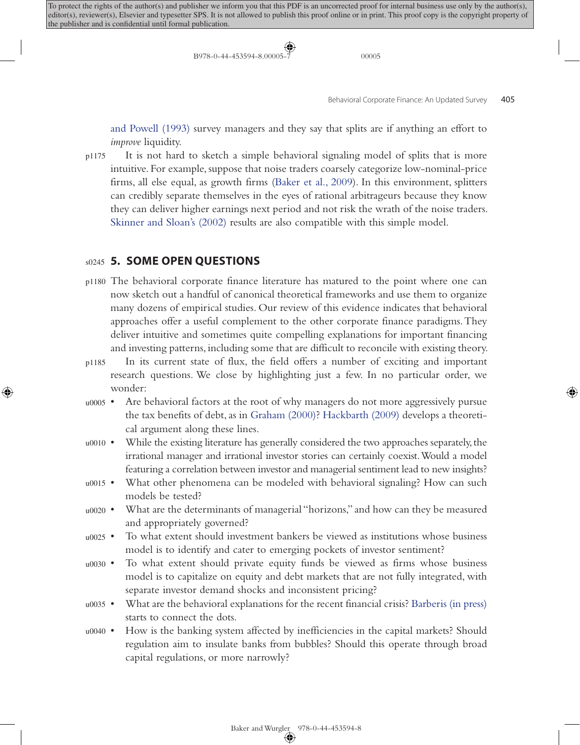and Powell (1993) survey managers and they say that splits are if anything an effort to *improve* liquidity.

It is not hard to sketch a simple behavioral signaling model of splits that is more intuitive. For example, suppose that noise traders coarsely categorize low-nominal-price firms, all else equal, as growth firms (Baker et al., 2009). In this environment, splitters can credibly separate themselves in the eyes of rational arbitrageurs because they know they can deliver higher earnings next period and not risk the wrath of the noise traders. Skinner and Sloan's (2002) results are also compatible with this simple model.

## 5. SOME OPEN QUESTIONS

The behavioral corporate finance literature has matured to the point where one can now sketch out a handful of canonical theoretical frameworks and use them to organize many dozens of empirical studies. Our review of this evidence indicates that behavioral approaches offer a useful complement to the other corporate finance paradigms. They deliver intuitive and sometimes quite compelling explanations for important financing and investing patterns, including some that are difficult to reconcile with existing theory.

In its current state of flux, the field offers a number of exciting and important research questions. We close by highlighting just a few. In no particular order, we wonder:

- Are behavioral factors at the root of why managers do not more aggressively pursue the tax benefits of debt, as in Graham (2000)? Hackbarth (2009) develops a theoretical argument along these lines.
- While the existing literature has generally considered the two approaches separately, the irrational manager and irrational investor stories can certainly coexist. Would a model featuring a correlation between investor and managerial sentiment lead to new insights?
- What other phenomena can be modeled with behavioral signaling? How can such models be tested?
- What are the determinants of managerial "horizons," and how can they be measured and appropriately governed?
- To what extent should investment bankers be viewed as institutions whose business model is to identify and cater to emerging pockets of investor sentiment?
- To what extent should private equity funds be viewed as firms whose business model is to capitalize on equity and debt markets that are not fully integrated, with separate investor demand shocks and inconsistent pricing?
- What are the behavioral explanations for the recent financial crisis? Barberis (in press) starts to connect the dots.
- How is the banking system affected by inefficiencies in the capital markets? Should regulation aim to insulate banks from bubbles? Should this operate through broad capital regulations, or more narrowly?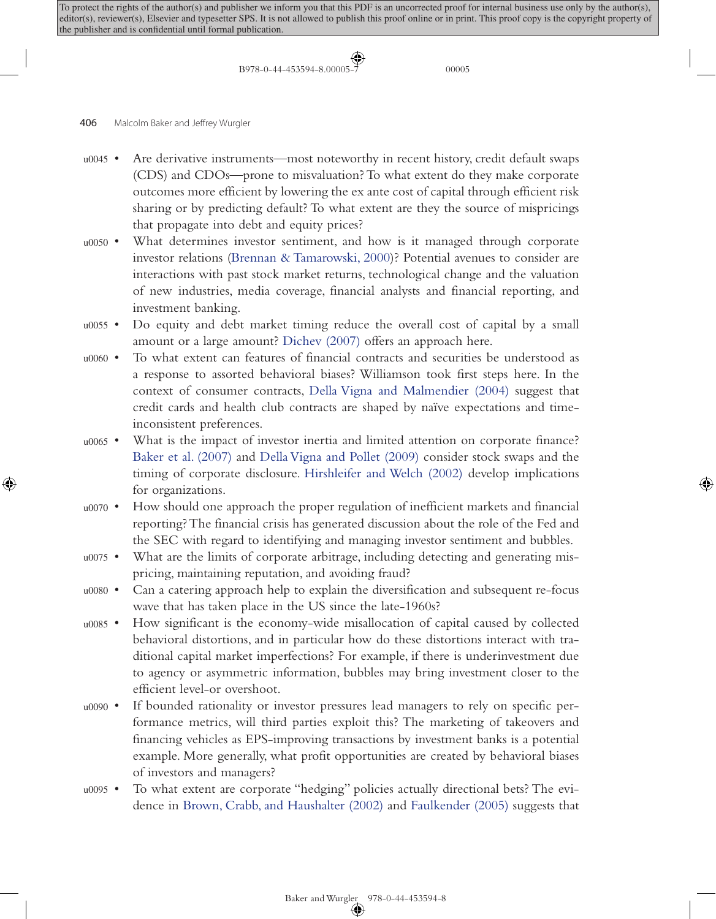- Are derivative instruments—most noteworthy in recent history, credit default swaps (CDS) and CDOs—prone to misvaluation? To what extent do they make corporate outcomes more efficient by lowering the ex ante cost of capital through efficient risk sharing or by predicting default? To what extent are they the source of mispricings that propagate into debt and equity prices?
- What determines investor sentiment, and how is it managed through corporate investor relations (Brennan & Tamarowski, 2000)? Potential avenues to consider are interactions with past stock market returns, technological change and the valuation of new industries, media coverage, financial analysts and financial reporting, and investment banking.
- Do equity and debt market timing reduce the overall cost of capital by a small amount or a large amount? Dichev (2007) offers an approach here.
- To what extent can features of financial contracts and securities be understood as a response to assorted behavioral biases? Williamson took first steps here. In the context of consumer contracts, Della Vigna and Malmendier (2004) suggest that credit cards and health club contracts are shaped by naïve expectations and time-inconsistent preferences.
- What is the impact of investor inertia and limited attention on corporate finance? Baker et al. (2007) and Della Vigna and Pollet (2009) consider stock swaps and the timing of corporate disclosure. Hirshleifer and Welch (2002) develop implications for organizations.
- How should one approach the proper regulation of inefficient markets and financial reporting? The financial crisis has generated discussion about the role of the Fed and the SEC with regard to identifying and managing investor sentiment and bubbles.
- What are the limits of corporate arbitrage, including detecting and generating mispricing, maintaining reputation, and avoiding fraud?
- Can a catering approach help to explain the diversification and subsequent re-focus wave that has taken place in the US since the late-1960s?
- How significant is the economy-wide misallocation of capital caused by collected behavioral distortions, and in particular how do these distortions interact with traditional capital market imperfections? For example, if there is underinvestment due to agency or asymmetric information, bubbles may bring investment closer to the efficient level-or overshoot.
- If bounded rationality or investor pressures lead managers to rely on specific performance metrics, will third parties exploit this? The marketing of takeovers and financing vehicles as EPS-improving transactions by investment banks is a potential example. More generally, what profit opportunities are created by behavioral biases of investors and managers?
- To what extent are corporate "hedging" policies actually directional bets? The evidence in Brown, Crabb, and Haushalter (2002) and Faulkender (2005) suggests that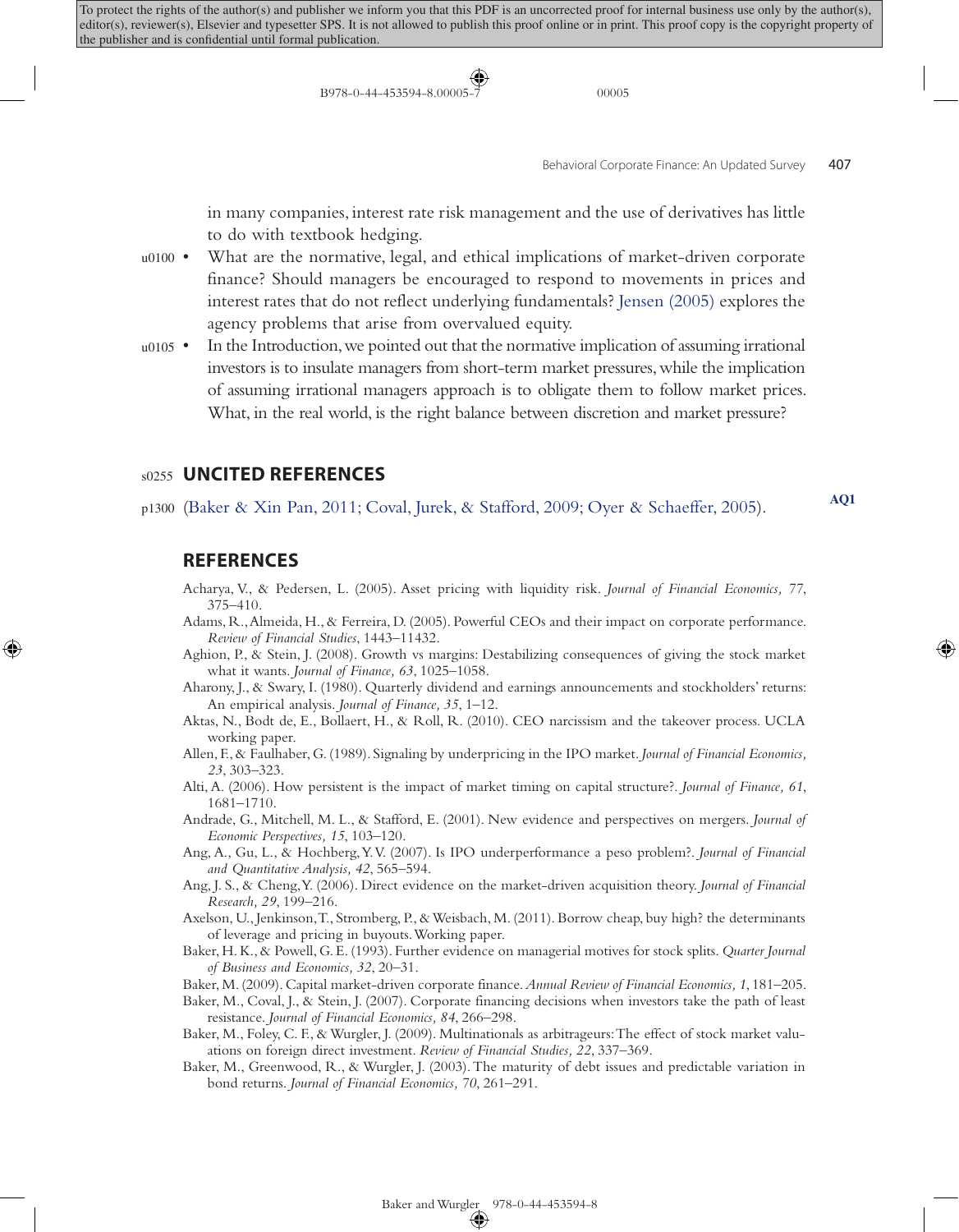in many companies, interest rate risk management and the use of derivatives has little to do with textbook hedging.

- What are the normative, legal, and ethical implications of market-driven corporate finance? Should managers be encouraged to respond to movements in prices and interest rates that do not reflect underlying fundamentals? Jensen (2005) explores the agency problems that arise from overvalued equity.
- In the Introduction, we pointed out that the normative implication of assuming irrational investors is to insulate managers from short-term market pressures, while the implication of assuming irrational managers approach is to obligate them to follow market prices. What, in the real world, is the right balance between discretion and market pressure?

## UNCITED REFERENCES

(Baker & Xin Pan, 2011; Coval, Jurek, & Stafford, 2009; Oyer & Schaeffer, 2005).

## REFERENCES

Acharya, V., & Pedersen, L. (2005). Asset pricing with liquidity risk. *Journal of Financial Economics, 77*, 375–410.

Adams, R., Almeida, H., & Ferreira, D. (2005). Powerful CEOs and their impact on corporate performance. *Review of Financial Studies*, 1443–11432.

Aghion, P., & Stein, J. (2008). Growth vs margins: Destabilizing consequences of giving the stock market what it wants. *Journal of Finance, 63*, 1025–1058.

Aharony, J., & Swary, I. (1980). Quarterly dividend and earnings announcements and stockholders' returns: An empirical analysis. *Journal of Finance, 35*, 1–12.

Aktas, N., Bodt de, E., Bollaert, H., & Roll, R. (2010). CEO narcissism and the takeover process. UCLA working paper.

Allen, F., & Faulhaber, G. (1989). Signaling by underpricing in the IPO market. *Journal of Financial Economics, 23*, 303–323.

Alti, A. (2006). How persistent is the impact of market timing on capital structure?. *Journal of Finance, 61*, 1681–1710.

Andrade, G., Mitchell, M. L., & Stafford, E. (2001). New evidence and perspectives on mergers. *Journal of Economic Perspectives, 15*, 103–120.

Ang, A., Gu, L., & Hochberg, Y. V. (2007). Is IPO underperformance a peso problem?. *Journal of Financial and Quantitative Analysis, 42*, 565–594.

Ang, J. S., & Cheng, Y. (2006). Direct evidence on the market-driven acquisition theory. *Journal of Financial Research, 29*, 199–216.

Axelson, U., Jenkinson, T., Stromberg, P., & Weisbach, M. (2011). Borrow cheap, buy high? the determinants of leverage and pricing in buyouts. Working paper.

Baker, H. K., & Powell, G. E. (1993). Further evidence on managerial motives for stock splits. *Quarter Journal of Business and Economics, 32*, 20–31.

Baker, M. (2009). Capital market-driven corporate finance. *Annual Review of Financial Economics, 1*, 181–205.

Baker, M., Coval, J., & Stein, J. (2007). Corporate financing decisions when investors take the path of least resistance. *Journal of Financial Economics, 84*, 266–298.

Baker, M., Foley, C. F., & Wurgler, J. (2009). Multinationals as arbitrageurs: The effect of stock market valuations on foreign direct investment. *Review of Financial Studies, 22*, 337–369.

Baker, M., Greenwood, R., & Wurgler, J. (2003). The maturity of debt issues and predictable variation in bond returns. *Journal of Financial Economics, 70*, 261–291.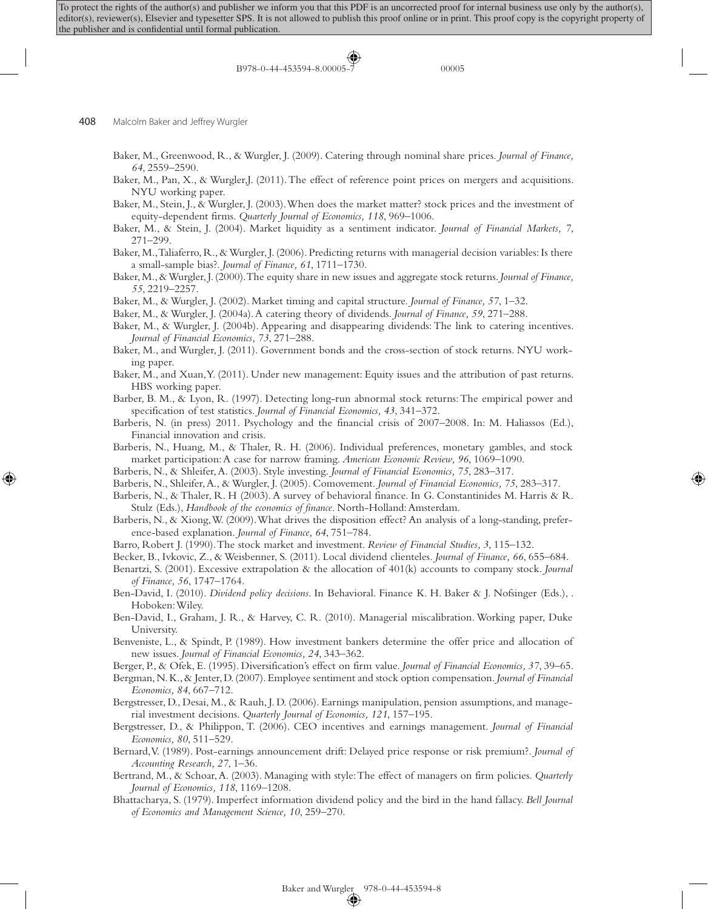Baker, M., Greenwood, R., & Wurgler, J. (2009). Catering through nominal share prices. *Journal of Finance, 64*, 2559–2590.

Baker, M., Pan, X., & Wurgler,J. (2011). The effect of reference point prices on mergers and acquisitions. NYU working paper.

Baker, M., Stein, J., & Wurgler, J. (2003). When does the market matter? stock prices and the investment of equity-dependent firms. *Quarterly Journal of Economics, 118*, 969–1006.

Baker, M., & Stein, J. (2004). Market liquidity as a sentiment indicator. *Journal of Financial Markets, 7*, 271–299.

Baker, M., Taliaferro, R., & Wurgler, J. (2006). Predicting returns with managerial decision variables: Is there a small-sample bias?. *Journal of Finance, 61*, 1711–1730.

Baker, M., & Wurgler, J. (2000). The equity share in new issues and aggregate stock returns. *Journal of Finance, 55*, 2219–2257.

Baker, M., & Wurgler, J. (2002). Market timing and capital structure. *Journal of Finance, 57*, 1–32.

Baker, M., & Wurgler, J. (2004a). A catering theory of dividends. *Journal of Finance, 59*, 271–288.

Baker, M., & Wurgler, J. (2004b). Appearing and disappearing dividends: The link to catering incentives. *Journal of Financial Economics, 73*, 271–288.

Baker, M., and Wurgler, J. (2011). Government bonds and the cross-section of stock returns. NYU working paper.

Baker, M., and Xuan, Y. (2011). Under new management: Equity issues and the attribution of past returns. HBS working paper.

Barber, B. M., & Lyon, R. (1997). Detecting long-run abnormal stock returns: The empirical power and specification of test statistics. *Journal of Financial Economics, 43*, 341–372.

Barberis, N. (in press) 2011. Psychology and the financial crisis of 2007–2008. In: M. Haliassos (Ed.), Financial innovation and crisis.

Barberis, N., Huang, M., & Thaler, R. H. (2006). Individual preferences, monetary gambles, and stock market participation: A case for narrow framing. *American Economic Review, 96*, 1069–1090.

Barberis, N., & Shleifer, A. (2003). Style investing. *Journal of Financial Economics, 75*, 283–317.

Barberis, N., Shleifer, A., & Wurgler, J. (2005). Comovement. *Journal of Financial Economics, 75*, 283–317.

Barberis, N., & Thaler, R. H (2003). A survey of behavioral finance. In G. Constantinides M. Harris & R. Stulz (Eds.), *Handbook of the economics of finance*. North-Holland: Amsterdam.

Barberis, N., & Xiong, W. (2009). What drives the disposition effect? An analysis of a long-standing, preference-based explanation. *Journal of Finance, 64*, 751–784.

Barro, Robert J. (1990). The stock market and investment. *Review of Financial Studies, 3*, 115–132.

Becker, B., Ivkovic, Z., & Weisbenner, S. (2011). Local dividend clienteles. *Journal of Finance, 66*, 655–684.

Benartzi, S. (2001). Excessive extrapolation & the allocation of 401(k) accounts to company stock. *Journal of Finance, 56*, 1747–1764.

Ben-David, I. (2010). *Dividend policy decisions*. In Behavioral. Finance K. H. Baker & J. Nofsinger (Eds.), . Hoboken: Wiley.

Ben-David, I., Graham, J. R., & Harvey, C. R. (2010). Managerial miscalibration. Working paper, Duke University.

Benveniste, L., & Spindt, P. (1989). How investment bankers determine the offer price and allocation of new issues. *Journal of Financial Economics, 24*, 343–362.

Berger, P., & Ofek, E. (1995). Diversification's effect on firm value. *Journal of Financial Economics, 37*, 39–65.

Bergman, N. K., & Jenter, D. (2007). Employee sentiment and stock option compensation. *Journal of Financial Economics, 84*, 667–712.

Bergstresser, D., Desai, M., & Rauh, J. D. (2006). Earnings manipulation, pension assumptions, and managerial investment decisions. *Quarterly Journal of Economics, 121*, 157–195.

Bergstresser, D., & Philippon, T. (2006). CEO incentives and earnings management. *Journal of Financial Economics, 80*, 511–529.

Bernard, V. (1989). Post-earnings announcement drift: Delayed price response or risk premium?. *Journal of Accounting Research, 27*, 1–36.

Bertrand, M., & Schoar, A. (2003). Managing with style: The effect of managers on firm policies. *Quarterly Journal of Economics, 118*, 1169–1208.

Bhattacharya, S. (1979). Imperfect information dividend policy and the bird in the hand fallacy. *Bell Journal of Economics and Management Science, 10*, 259–270.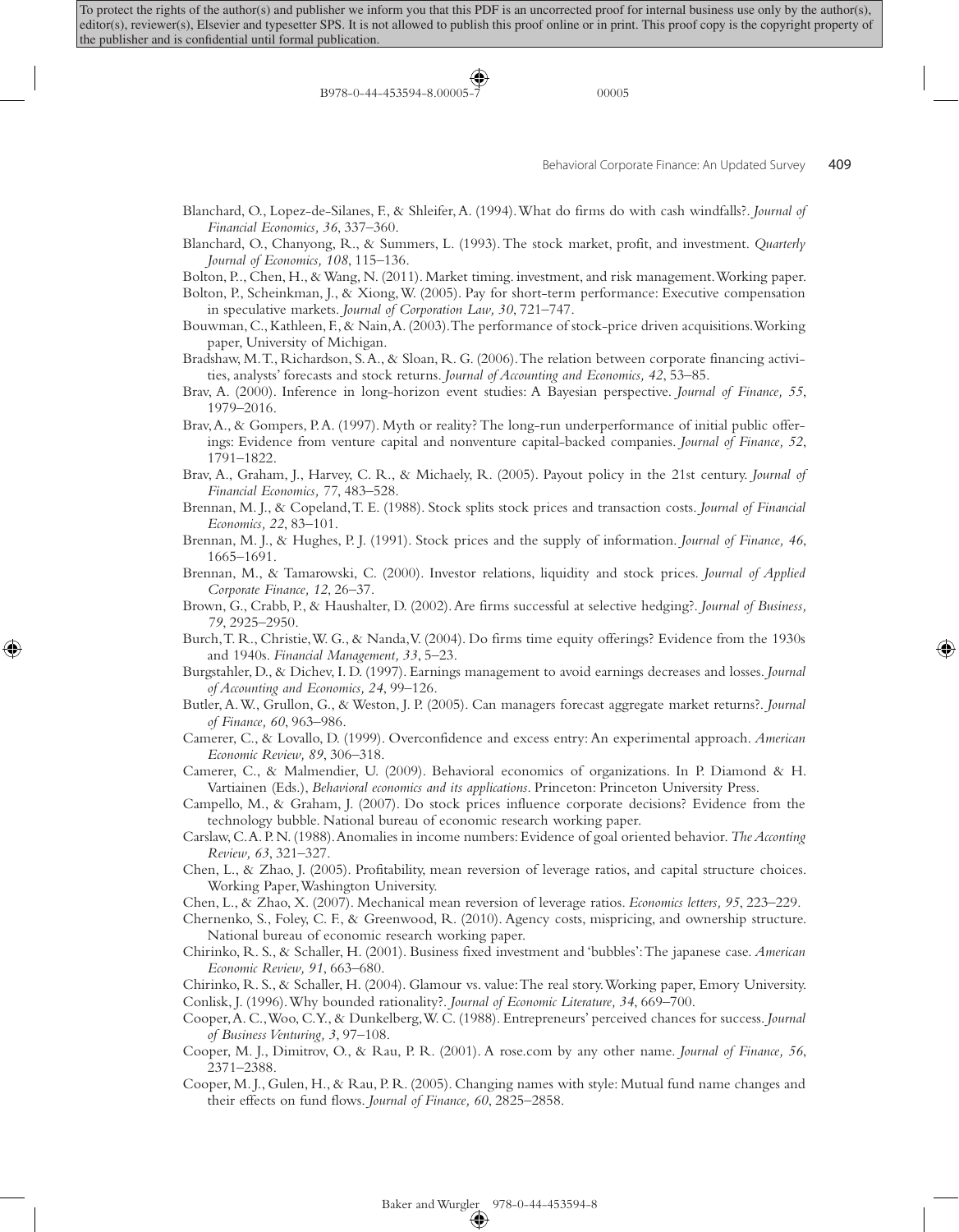Blanchard, O., Lopez-de-Silanes, F., & Shleifer, A. (1994). What do firms do with cash windfalls?. *Journal of Financial Economics, 36*, 337–360.

Blanchard, O., Chanyong, R., & Summers, L. (1993). The stock market, profit, and investment. *Quarterly Journal of Economics, 108*, 115–136.

Bolton, P.., Chen, H., & Wang, N. (2011). Market timing. investment, and risk management. Working paper.

Bolton, P., Scheinkman, J., & Xiong, W. (2005). Pay for short-term performance: Executive compensation in speculative markets. *Journal of Corporation Law, 30*, 721–747.

Bouwman, C., Kathleen, F., & Nain, A. (2003). The performance of stock-price driven acquisitions. Working paper, University of Michigan.

Bradshaw, M. T., Richardson, S. A., & Sloan, R. G. (2006). The relation between corporate financing activities, analysts' forecasts and stock returns. *Journal of Accounting and Economics, 42*, 53–85.

Brav, A. (2000). Inference in long-horizon event studies: A Bayesian perspective. *Journal of Finance, 55*, 1979–2016.

Brav, A., & Gompers, P. A. (1997). Myth or reality? The long-run underperformance of initial public offerings: Evidence from venture capital and nonventure capital-backed companies. *Journal of Finance, 52*, 1791–1822.

Brav, A., Graham, J., Harvey, C. R., & Michaely, R. (2005). Payout policy in the 21st century. *Journal of Financial Economics, 77*, 483–528.

Brennan, M. J., & Copeland, T. E. (1988). Stock splits stock prices and transaction costs. *Journal of Financial Economics, 22*, 83–101.

Brennan, M. J., & Hughes, P. J. (1991). Stock prices and the supply of information. *Journal of Finance, 46*, 1665–1691.

Brennan, M., & Tamarowski, C. (2000). Investor relations, liquidity and stock prices. *Journal of Applied Corporate Finance, 12*, 26–37.

Brown, G., Crabb, P., & Haushalter, D. (2002). Are firms successful at selective hedging?. *Journal of Business, 79*, 2925–2950.

Burch, T. R., Christie, W. G., & Nanda, V. (2004). Do firms time equity offerings? Evidence from the 1930s and 1940s. *Financial Management, 33*, 5–23.

Burgstahler, D., & Dichev, I. D. (1997). Earnings management to avoid earnings decreases and losses. *Journal of Accounting and Economics, 24*, 99–126.

Butler, A. W., Grullon, G., & Weston, J. P. (2005). Can managers forecast aggregate market returns?. *Journal of Finance, 60*, 963–986.

Camerer, C., & Lovallo, D. (1999). Overconfidence and excess entry: An experimental approach. *American Economic Review, 89*, 306–318.

Camerer, C., & Malmendier, U. (2009). Behavioral economics of organizations. In P. Diamond & H. Vartiainen (Eds.), *Behavioral economics and its applications*. Princeton: Princeton University Press.

Campello, M., & Graham, J. (2007). Do stock prices influence corporate decisions? Evidence from the technology bubble. National bureau of economic research working paper.

Carslaw, C. A. P. N. (1988). Anomalies in income numbers: Evidence of goal oriented behavior. *The Acconting Review, 63*, 321–327.

Chen, L., & Zhao, J. (2005). Profitability, mean reversion of leverage ratios, and capital structure choices. Working Paper, Washington University.

Chen, L., & Zhao, X. (2007). Mechanical mean reversion of leverage ratios. *Economics letters, 95*, 223–229.

Chernenko, S., Foley, C. F., & Greenwood, R. (2010). Agency costs, mispricing, and ownership structure. National bureau of economic research working paper.

Chirinko, R. S., & Schaller, H. (2001). Business fixed investment and 'bubbles': The japanese case. *American Economic Review, 91*, 663–680.

Chirinko, R. S., & Schaller, H. (2004). Glamour vs. value: The real story. Working paper, Emory University.

Conlisk, J. (1996). Why bounded rationality?. *Journal of Economic Literature, 34*, 669–700.

Cooper, A. C., Woo, C. Y., & Dunkelberg, W. C. (1988). Entrepreneurs' perceived chances for success. *Journal of Business Venturing, 3*, 97–108.

Cooper, M. J., Dimitrov, O., & Rau, P. R. (2001). A rose.com by any other name. *Journal of Finance, 56*, 2371–2388.

Cooper, M. J., Gulen, H., & Rau, P. R. (2005). Changing names with style: Mutual fund name changes and their effects on fund flows. *Journal of Finance, 60*, 2825–2858.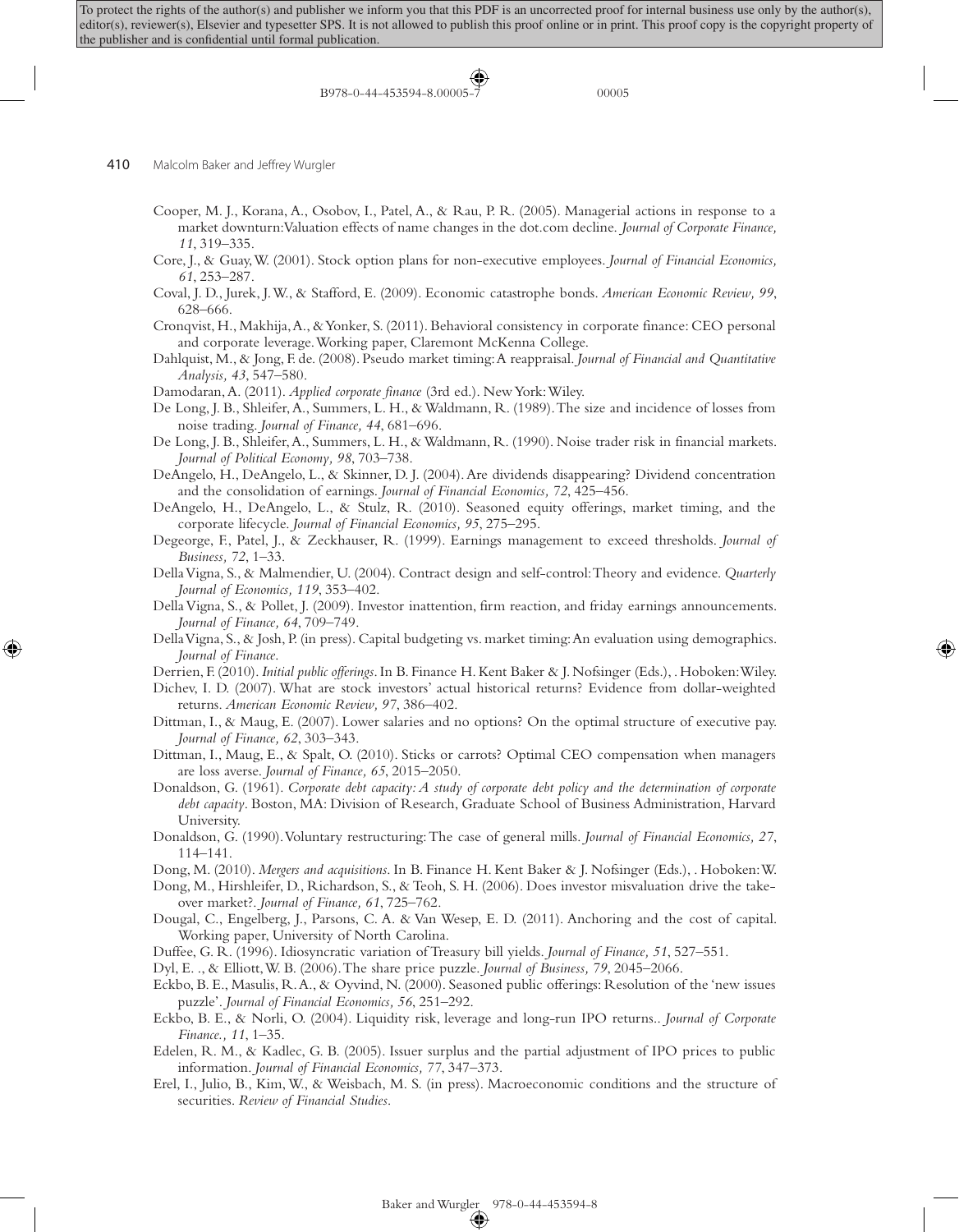Cooper, M. J., Korana, A., Osobov, I., Patel, A., & Rau, P. R. (2005). Managerial actions in response to a market downturn: Valuation effects of name changes in the dot.com decline. *Journal of Corporate Finance, 11*, 319–335.

Core, J., & Guay, W. (2001). Stock option plans for non-executive employees. *Journal of Financial Economics, 61*, 253–287.

Coval, J. D., Jurek, J. W., & Stafford, E. (2009). Economic catastrophe bonds. *American Economic Review, 99*, 628–666.

Cronqvist, H., Makhija, A., & Yonker, S. (2011). Behavioral consistency in corporate finance: CEO personal and corporate leverage. Working paper, Claremont McKenna College.

Dahlquist, M., & Jong, F. de. (2008). Pseudo market timing: A reappraisal. *Journal of Financial and Quantitative Analysis, 43*, 547–580.

Damodaran, A. (2011). *Applied corporate finance* (3rd ed.). New York: Wiley.

De Long, J. B., Shleifer, A., Summers, L. H., & Waldmann, R. (1989). The size and incidence of losses from noise trading. *Journal of Finance, 44*, 681–696.

De Long, J. B., Shleifer, A., Summers, L. H., & Waldmann, R. (1990). Noise trader risk in financial markets. *Journal of Political Economy, 98*, 703–738.

DeAngelo, H., DeAngelo, L., & Skinner, D. J. (2004). Are dividends disappearing? Dividend concentration and the consolidation of earnings. *Journal of Financial Economics, 72*, 425–456.

DeAngelo, H., DeAngelo, L., & Stulz, R. (2010). Seasoned equity offerings, market timing, and the corporate lifecycle. *Journal of Financial Economics, 95*, 275–295.

Degeorge, F., Patel, J., & Zeckhauser, R. (1999). Earnings management to exceed thresholds. *Journal of Business, 72*, 1–33.

Della Vigna, S., & Malmendier, U. (2004). Contract design and self-control: Theory and evidence. *Quarterly Journal of Economics, 119*, 353–402.

Della Vigna, S., & Pollet, J. (2009). Investor inattention, firm reaction, and friday earnings announcements. *Journal of Finance, 64*, 709–749.

Della Vigna, S., & Josh, P. (in press). Capital budgeting vs. market timing: An evaluation using demographics. *Journal of Finance*.

Derrien, F. (2010). *Initial public offerings*. In B. Finance H. Kent Baker & J. Nofsinger (Eds.), . Hoboken: Wiley.

Dichev, I. D. (2007). What are stock investors' actual historical returns? Evidence from dollar-weighted returns. *American Economic Review, 97*, 386–402.

Dittman, I., & Maug, E. (2007). Lower salaries and no options? On the optimal structure of executive pay. *Journal of Finance, 62*, 303–343.

Dittman, I., Maug, E., & Spalt, O. (2010). Sticks or carrots? Optimal CEO compensation when managers are loss averse. *Journal of Finance, 65*, 2015–2050.

Donaldson, G. (1961). *Corporate debt capacity: A study of corporate debt policy and the determination of corporate debt capacity*. Boston, MA: Division of Research, Graduate School of Business Administration, Harvard University.

Donaldson, G. (1990). Voluntary restructuring: The case of general mills. *Journal of Financial Economics, 27*, 114–141.

Dong, M. (2010). *Mergers and acquisitions*. In B. Finance H. Kent Baker & J. Nofsinger (Eds.), . Hoboken: W.

Dong, M., Hirshleifer, D., Richardson, S., & Teoh, S. H. (2006). Does investor misvaluation drive the takeover market?. *Journal of Finance, 61*, 725–762.

Dougal, C., Engelberg, J., Parsons, C. A. & Van Wesep, E. D. (2011). Anchoring and the cost of capital. Working paper, University of North Carolina.

Duffee, G. R. (1996). Idiosyncratic variation of Treasury bill yields. *Journal of Finance, 51*, 527–551.

Dyl, E. ., & Elliott, W. B. (2006). The share price puzzle. *Journal of Business, 79*, 2045–2066.

Eckbo, B. E., Masulis, R. A., & Oyvind, N. (2000). Seasoned public offerings: Resolution of the 'new issues puzzle'. *Journal of Financial Economics, 56*, 251–292.

Eckbo, B. E., & Norli, O. (2004). Liquidity risk, leverage and long-run IPO returns.. *Journal of Corporate Finance., 11*, 1–35.

Edelen, R. M., & Kadlec, G. B. (2005). Issuer surplus and the partial adjustment of IPO prices to public information. *Journal of Financial Economics, 77*, 347–373.

Erel, I., Julio, B., Kim, W., & Weisbach, M. S. (in press). Macroeconomic conditions and the structure of securities. *Review of Financial Studies*.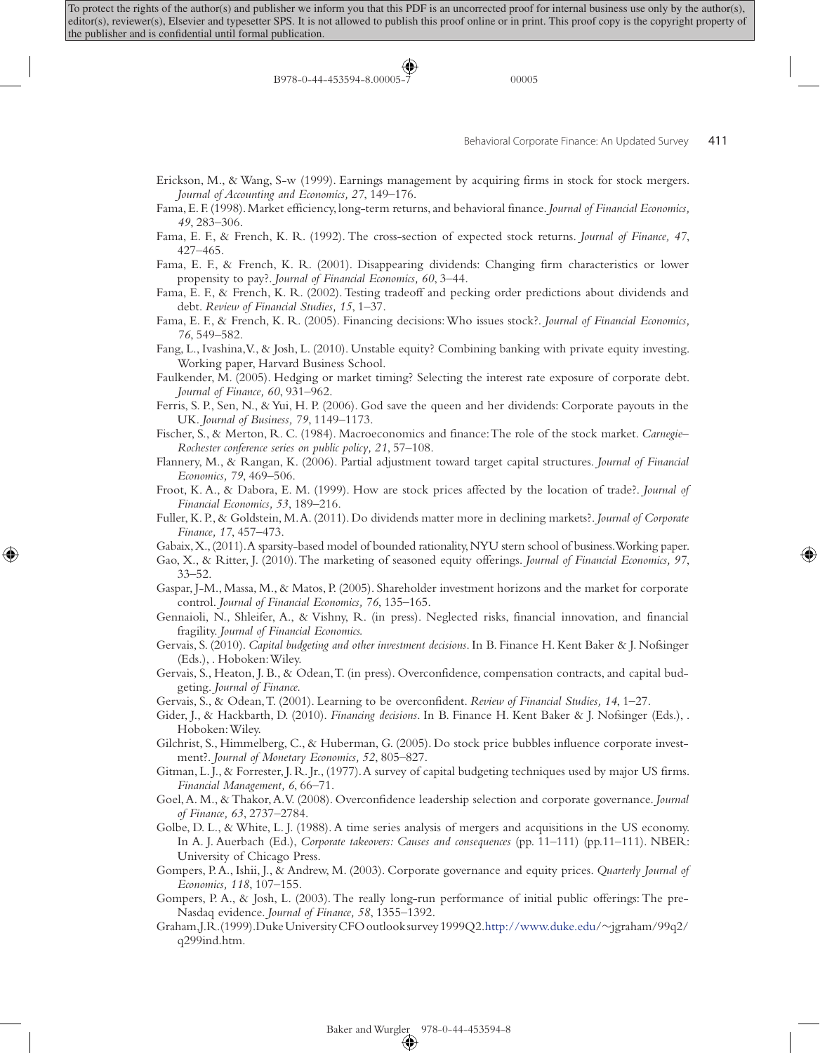Erickson, M., & Wang, S-w (1999). Earnings management by acquiring firms in stock for stock mergers. *Journal of Accounting and Economics, 27*, 149–176.

Fama, E. F. (1998). Market efficiency, long-term returns, and behavioral finance. *Journal of Financial Economics, 49*, 283–306.

Fama, E. F., & French, K. R. (1992). The cross-section of expected stock returns. *Journal of Finance, 47*, 427–465.

Fama, E. F., & French, K. R. (2001). Disappearing dividends: Changing firm characteristics or lower propensity to pay?. *Journal of Financial Economics, 60*, 3–44.

Fama, E. F., & French, K. R. (2002). Testing tradeoff and pecking order predictions about dividends and debt. *Review of Financial Studies, 15*, 1–37.

Fama, E. F., & French, K. R. (2005). Financing decisions: Who issues stock?. *Journal of Financial Economics, 76*, 549–582.

Fang, L., Ivashina, V., & Josh, L. (2010). Unstable equity? Combining banking with private equity investing. Working paper, Harvard Business School.

Faulkender, M. (2005). Hedging or market timing? Selecting the interest rate exposure of corporate debt. *Journal of Finance, 60*, 931–962.

Ferris, S. P., Sen, N., & Yui, H. P. (2006). God save the queen and her dividends: Corporate payouts in the UK. *Journal of Business, 79*, 1149–1173.

Fischer, S., & Merton, R. C. (1984). Macroeconomics and finance: The role of the stock market. *Carnegie–Rochester conference series on public policy, 21*, 57–108.

Flannery, M., & Rangan, K. (2006). Partial adjustment toward target capital structures. *Journal of Financial Economics, 79*, 469–506.

Froot, K. A., & Dabora, E. M. (1999). How are stock prices affected by the location of trade?. *Journal of Financial Economics, 53*, 189–216.

Fuller, K. P., & Goldstein, M. A. (2011). Do dividends matter more in declining markets?. *Journal of Corporate Finance, 17*, 457–473.

Gabaix, X., (2011). A sparsity-based model of bounded rationality, NYU stern school of business. Working paper.

Gao, X., & Ritter, J. (2010). The marketing of seasoned equity offerings. *Journal of Financial Economics, 97*, 33–52.

Gaspar, J-M., Massa, M., & Matos, P. (2005). Shareholder investment horizons and the market for corporate control. *Journal of Financial Economics, 76*, 135–165.

Gennaioli, N., Shleifer, A., & Vishny, R. (in press). Neglected risks, financial innovation, and financial fragility. *Journal of Financial Economics.*

Gervais, S. (2010). *Capital budgeting and other investment decisions*. In B. Finance H. Kent Baker & J. Nofsinger (Eds.), . Hoboken: Wiley.

Gervais, S., Heaton, J. B., & Odean, T. (in press). Overconfidence, compensation contracts, and capital budgeting. *Journal of Finance.*

Gervais, S., & Odean, T. (2001). Learning to be overconfident. *Review of Financial Studies, 14*, 1–27.

Gider, J., & Hackbarth, D. (2010). *Financing decisions*. In B. Finance H. Kent Baker & J. Nofsinger (Eds.), . Hoboken: Wiley.

Gilchrist, S., Himmelberg, C., & Huberman, G. (2005). Do stock price bubbles influence corporate investment?. *Journal of Monetary Economics, 52*, 805–827.

Gitman, L. J., & Forrester, J. R. Jr., (1977). A survey of capital budgeting techniques used by major US firms. *Financial Management, 6*, 66–71.

Goel, A. M., & Thakor, A. V. (2008). Overconfidence leadership selection and corporate governance. *Journal of Finance, 63*, 2737–2784.

Golbe, D. L., & White, L. J. (1988). A time series analysis of mergers and acquisitions in the US economy. In A. J. Auerbach (Ed.), *Corporate takeovers: Causes and consequences* (pp. 11–111) (pp.11–111). NBER: University of Chicago Press.

Gompers, P. A., Ishii, J., & Andrew, M. (2003). Corporate governance and equity prices. *Quarterly Journal of Economics, 118*, 107–155.

Gompers, P. A., & Josh, L. (2003). The really long-run performance of initial public offerings: The pre-Nasdaq evidence. *Journal of Finance, 58*, 1355–1392.

Graham, J. R. (1999). Duke University CFO outlook survey 1999Q2. http://www.duke.edu/~jgraham/99q2/q299ind.htm.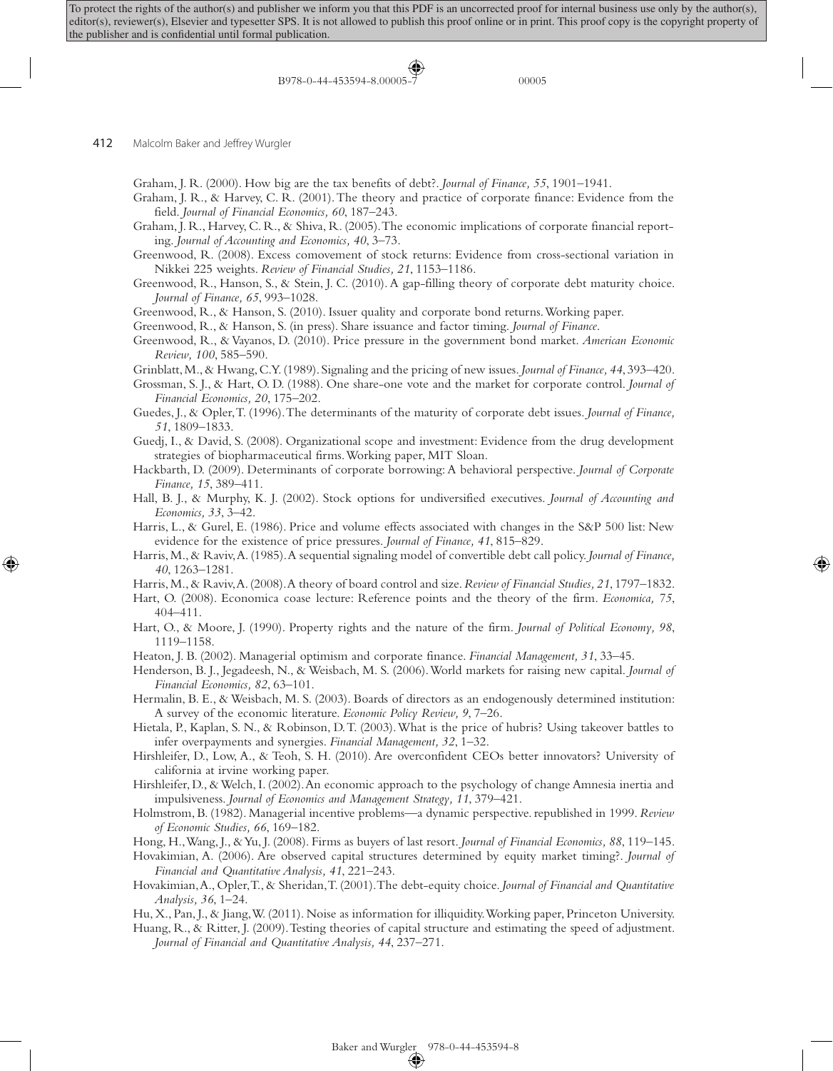Graham, J. R. (2000). How big are the tax benefits of debt?. *Journal of Finance, 55*, 1901–1941.

Graham, J. R., & Harvey, C. R. (2001). The theory and practice of corporate finance: Evidence from the field. *Journal of Financial Economics, 60*, 187–243.

Graham, J. R., Harvey, C. R., & Shiva, R. (2005). The economic implications of corporate financial reporting. *Journal of Accounting and Economics, 40*, 3–73.

Greenwood, R. (2008). Excess comovement of stock returns: Evidence from cross-sectional variation in Nikkei 225 weights. *Review of Financial Studies, 21*, 1153–1186.

Greenwood, R., Hanson, S., & Stein, J. C. (2010). A gap-filling theory of corporate debt maturity choice. *Journal of Finance, 65*, 993–1028.

Greenwood, R., & Hanson, S. (2010). Issuer quality and corporate bond returns. Working paper.

Greenwood, R., & Hanson, S. (in press). Share issuance and factor timing. *Journal of Finance.*

Greenwood, R., & Vayanos, D. (2010). Price pressure in the government bond market. *American Economic Review, 100*, 585–590.

Grinblatt, M., & Hwang, C.Y. (1989). Signaling and the pricing of new issues. *Journal of Finance, 44*, 393–420.

Grossman, S. J., & Hart, O. D. (1988). One share-one vote and the market for corporate control. *Journal of Financial Economics, 20*, 175–202.

Guedes, J., & Opler, T. (1996). The determinants of the maturity of corporate debt issues. *Journal of Finance, 51*, 1809–1833.

Guedj, I., & David, S. (2008). Organizational scope and investment: Evidence from the drug development strategies of biopharmaceutical firms. Working paper, MIT Sloan.

Hackbarth, D. (2009). Determinants of corporate borrowing: A behavioral perspective. *Journal of Corporate Finance, 15*, 389–411.

Hall, B. J., & Murphy, K. J. (2002). Stock options for undiversified executives. *Journal of Accounting and Economics, 33*, 3–42.

Harris, L., & Gurel, E. (1986). Price and volume effects associated with changes in the S&P 500 list: New evidence for the existence of price pressures. *Journal of Finance, 41*, 815–829.

Harris, M., & Raviv, A. (1985). A sequential signaling model of convertible debt call policy. *Journal of Finance, 40*, 1263–1281.

Harris, M., & Raviv, A. (2008). A theory of board control and size. *Review of Financial Studies, 21*, 1797–1832.

Hart, O. (2008). Economica coase lecture: Reference points and the theory of the firm. *Economica, 75*, 404–411.

Hart, O., & Moore, J. (1990). Property rights and the nature of the firm. *Journal of Political Economy, 98*, 1119–1158.

Heaton, J. B. (2002). Managerial optimism and corporate finance. *Financial Management, 31*, 33–45.

Henderson, B. J., Jegadeesh, N., & Weisbach, M. S. (2006). World markets for raising new capital. *Journal of Financial Economics, 82*, 63–101.

Hermalin, B. E., & Weisbach, M. S. (2003). Boards of directors as an endogenously determined institution: A survey of the economic literature. *Economic Policy Review, 9*, 7–26.

Hietala, P., Kaplan, S. N., & Robinson, D. T. (2003). What is the price of hubris? Using takeover battles to infer overpayments and synergies. *Financial Management, 32*, 1–32.

Hirshleifer, D., Low, A., & Teoh, S. H. (2010). Are overconfident CEOs better innovators? University of california at irvine working paper.

Hirshleifer, D., & Welch, I. (2002). An economic approach to the psychology of change Amnesia inertia and impulsiveness. *Journal of Economics and Management Strategy, 11*, 379–421.

Holmstrom, B. (1982). Managerial incentive problems—a dynamic perspective. republished in 1999. *Review of Economic Studies, 66*, 169–182.

Hong, H., Wang, J., & Yu, J. (2008). Firms as buyers of last resort. *Journal of Financial Economics, 88*, 119–145.

Hovakimian, A. (2006). Are observed capital structures determined by equity market timing?. *Journal of Financial and Quantitative Analysis, 41*, 221–243.

Hovakimian, A., Opler, T., & Sheridan, T. (2001). The debt-equity choice. *Journal of Financial and Quantitative Analysis, 36*, 1–24.

Hu, X., Pan, J., & Jiang, W. (2011). Noise as information for illiquidity. Working paper, Princeton University.

Huang, R., & Ritter, J. (2009). Testing theories of capital structure and estimating the speed of adjustment. *Journal of Financial and Quantitative Analysis, 44*, 237–271.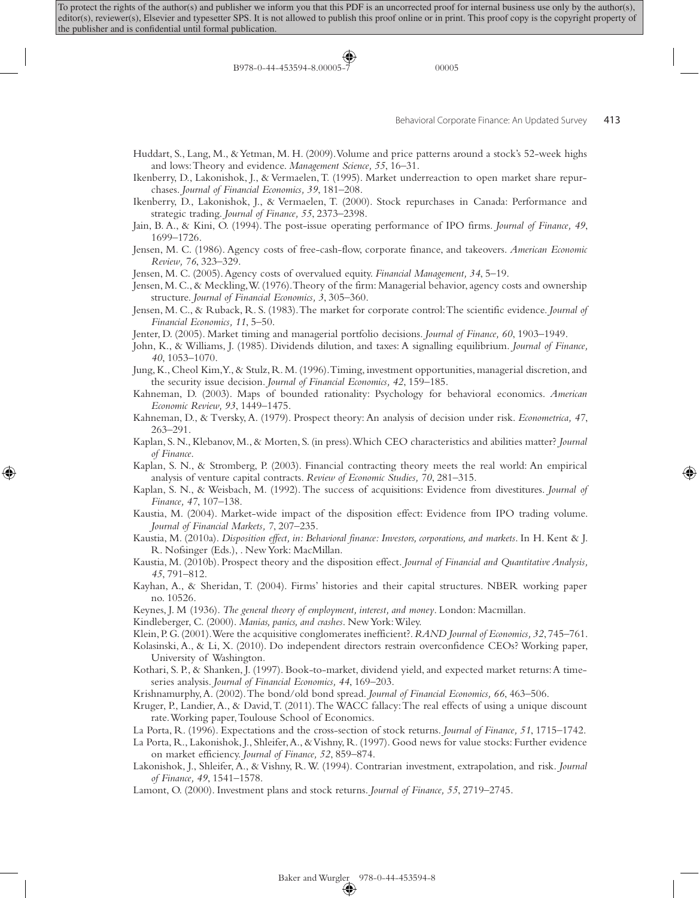Huddart, S., Lang, M., & Yetman, M. H. (2009). Volume and price patterns around a stock's 52-week highs and lows: Theory and evidence. *Management Science, 55*, 16–31.

Ikenberry, D., Lakonishok, J., & Vermaelen, T. (1995). Market underreaction to open market share repurchases. *Journal of Financial Economics, 39*, 181–208.

Ikenberry, D., Lakonishok, J., & Vermaelen, T. (2000). Stock repurchases in Canada: Performance and strategic trading. *Journal of Finance, 55*, 2373–2398.

Jain, B. A., & Kini, O. (1994). The post-issue operating performance of IPO firms. *Journal of Finance, 49*, 1699–1726.

Jensen, M. C. (1986). Agency costs of free-cash-flow, corporate finance, and takeovers. *American Economic Review, 76*, 323–329.

Jensen, M. C. (2005). Agency costs of overvalued equity. *Financial Management, 34*, 5–19.

Jensen, M. C., & Meckling, W. (1976). Theory of the firm: Managerial behavior, agency costs and ownership structure. *Journal of Financial Economics, 3*, 305–360.

Jensen, M. C., & Ruback, R. S. (1983). The market for corporate control: The scientific evidence. *Journal of Financial Economics, 11*, 5–50.

Jenter, D. (2005). Market timing and managerial portfolio decisions. *Journal of Finance, 60*, 1903–1949.

John, K., & Williams, J. (1985). Dividends dilution, and taxes: A signalling equilibrium. *Journal of Finance, 40*, 1053–1070.

Jung, K., Cheol Kim, Y., & Stulz, R. M. (1996). Timing, investment opportunities, managerial discretion, and the security issue decision. *Journal of Financial Economics, 42*, 159–185.

Kahneman, D. (2003). Maps of bounded rationality: Psychology for behavioral economics. *American Economic Review, 93*, 1449–1475.

Kahneman, D., & Tversky, A. (1979). Prospect theory: An analysis of decision under risk. *Econometrica, 47*, 263–291.

Kaplan, S. N., Klebanov, M., & Morten, S. (in press). Which CEO characteristics and abilities matter? *Journal of Finance*.

Kaplan, S. N., & Stromberg, P. (2003). Financial contracting theory meets the real world: An empirical analysis of venture capital contracts. *Review of Economic Studies, 70*, 281–315.

Kaplan, S. N., & Weisbach, M. (1992). The success of acquisitions: Evidence from divestitures. *Journal of Finance, 47*, 107–138.

Kaustia, M. (2004). Market-wide impact of the disposition effect: Evidence from IPO trading volume. *Journal of Financial Markets, 7*, 207–235.

Kaustia, M. (2010a). *Disposition effect, in: Behavioral finance: Investors, corporations, and markets*. In H. Kent & J. R. Nofsinger (Eds.), . New York: MacMillan.

Kaustia, M. (2010b). Prospect theory and the disposition effect. *Journal of Financial and Quantitative Analysis, 45*, 791–812.

Kayhan, A., & Sheridan, T. (2004). Firms' histories and their capital structures. NBER working paper no. 10526.

Keynes, J. M (1936). *The general theory of employment, interest, and money*. London: Macmillan.

Kindleberger, C. (2000). *Manias, panics, and crashes*. New York: Wiley.

Klein, P. G. (2001). Were the acquisitive conglomerates inefficient?. *RAND Journal of Economics, 32*, 745–761.

Kolasinski, A., & Li, X. (2010). Do independent directors restrain overconfidence CEOs? Working paper, University of Washington.

Kothari, S. P., & Shanken, J. (1997). Book-to-market, dividend yield, and expected market returns: A time-series analysis. *Journal of Financial Economics, 44*, 169–203.

Krishnamurphy, A. (2002). The bond/old bond spread. *Journal of Financial Economics, 66*, 463–506.

Kruger, P., Landier, A., & David, T. (2011). The WACC fallacy: The real effects of using a unique discount rate. Working paper, Toulouse School of Economics.

La Porta, R. (1996). Expectations and the cross-section of stock returns. *Journal of Finance, 51*, 1715–1742.

La Porta, R., Lakonishok, J., Shleifer, A., & Vishny, R. (1997). Good news for value stocks: Further evidence on market efficiency. *Journal of Finance, 52*, 859–874.

Lakonishok, J., Shleifer, A., & Vishny, R. W. (1994). Contrarian investment, extrapolation, and risk. *Journal of Finance, 49*, 1541–1578.

Lamont, O. (2000). Investment plans and stock returns. *Journal of Finance, 55*, 2719–2745.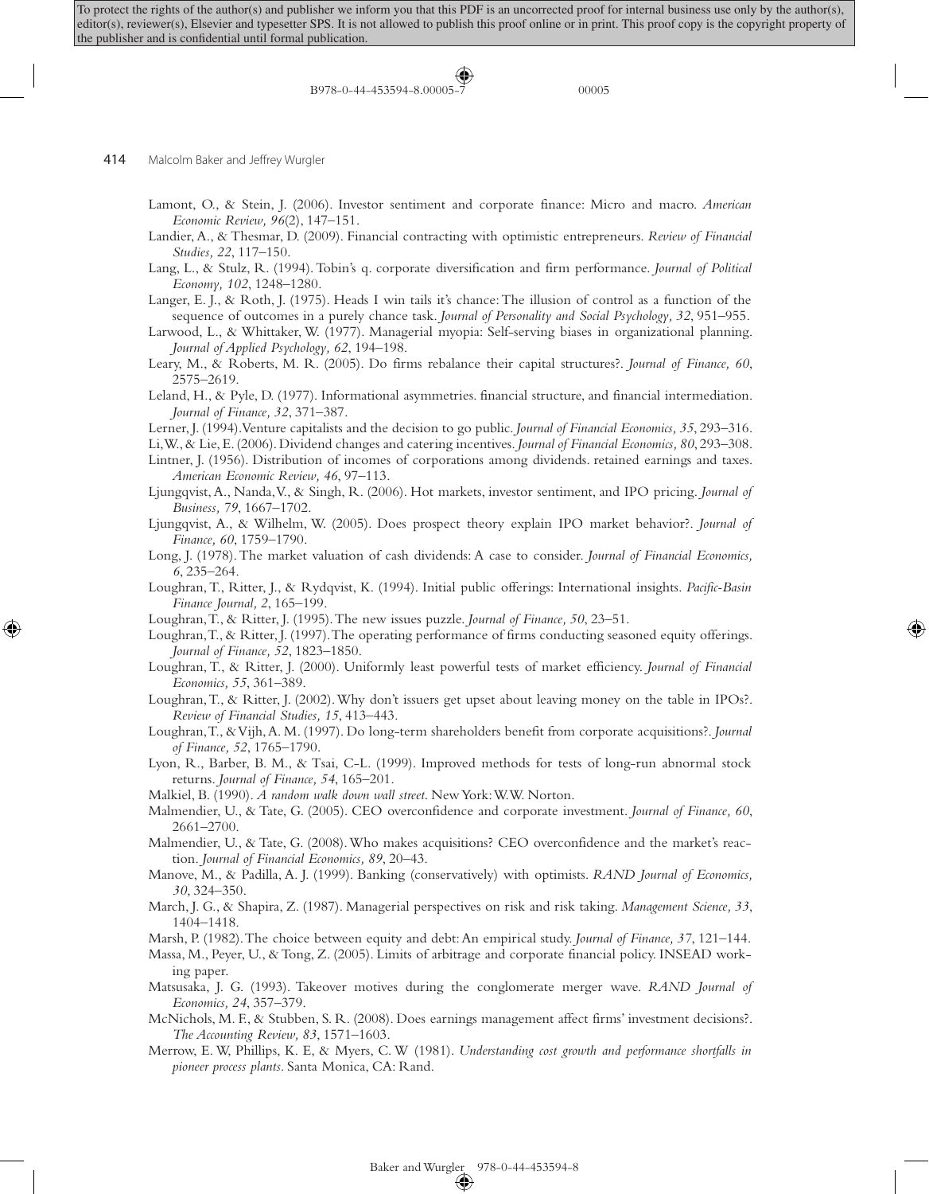Lamont, O., & Stein, J. (2006). Investor sentiment and corporate finance: Micro and macro. *American Economic Review, 96*(2), 147–151.

Landier, A., & Thesmar, D. (2009). Financial contracting with optimistic entrepreneurs. *Review of Financial Studies, 22*, 117–150.

Lang, L., & Stulz, R. (1994). Tobin's q. corporate diversification and firm performance. *Journal of Political Economy, 102*, 1248–1280.

Langer, E. J., & Roth, J. (1975). Heads I win tails it's chance: The illusion of control as a function of the sequence of outcomes in a purely chance task. *Journal of Personality and Social Psychology, 32*, 951–955.

Larwood, L., & Whittaker, W. (1977). Managerial myopia: Self-serving biases in organizational planning. *Journal of Applied Psychology, 62*, 194–198.

Leary, M., & Roberts, M. R. (2005). Do firms rebalance their capital structures?. *Journal of Finance, 60*, 2575–2619.

Leland, H., & Pyle, D. (1977). Informational asymmetries. financial structure, and financial intermediation. *Journal of Finance, 32*, 371–387.

Lerner, J. (1994). Venture capitalists and the decision to go public. *Journal of Financial Economics, 35*, 293–316.

Li, W., & Lie, E. (2006). Dividend changes and catering incentives. *Journal of Financial Economics, 80*, 293–308.

Lintner, J. (1956). Distribution of incomes of corporations among dividends. retained earnings and taxes. *American Economic Review, 46*, 97–113.

Ljungqvist, A., Nanda, V., & Singh, R. (2006). Hot markets, investor sentiment, and IPO pricing. *Journal of Business, 79*, 1667–1702.

Ljungqvist, A., & Wilhelm, W. (2005). Does prospect theory explain IPO market behavior?. *Journal of Finance, 60*, 1759–1790.

Long, J. (1978). The market valuation of cash dividends: A case to consider. *Journal of Financial Economics, 6*, 235–264.

Loughran, T., Ritter, J., & Rydqvist, K. (1994). Initial public offerings: International insights. *Pacific-Basin Finance Journal, 2*, 165–199.

Loughran, T., & Ritter, J. (1995). The new issues puzzle. *Journal of Finance, 50*, 23–51.

Loughran, T., & Ritter, J. (1997). The operating performance of firms conducting seasoned equity offerings. *Journal of Finance, 52*, 1823–1850.

Loughran, T., & Ritter, J. (2000). Uniformly least powerful tests of market efficiency. *Journal of Financial Economics, 55*, 361–389.

Loughran, T., & Ritter, J. (2002). Why don't issuers get upset about leaving money on the table in IPOs?. *Review of Financial Studies, 15*, 413–443.

Loughran, T., & Vijh, A. M. (1997). Do long-term shareholders benefit from corporate acquisitions?. *Journal of Finance, 52*, 1765–1790.

Lyon, R., Barber, B. M., & Tsai, C-L. (1999). Improved methods for tests of long-run abnormal stock returns. *Journal of Finance, 54*, 165–201.

Malkiel, B. (1990). *A random walk down wall street*. New York: W.W. Norton.

Malmendier, U., & Tate, G. (2005). CEO overconfidence and corporate investment. *Journal of Finance, 60*, 2661–2700.

Malmendier, U., & Tate, G. (2008). Who makes acquisitions? CEO overconfidence and the market's reaction. *Journal of Financial Economics, 89*, 20–43.

Manove, M., & Padilla, A. J. (1999). Banking (conservatively) with optimists. *RAND Journal of Economics, 30*, 324–350.

March, J. G., & Shapira, Z. (1987). Managerial perspectives on risk and risk taking. *Management Science, 33*, 1404–1418.

Marsh, P. (1982). The choice between equity and debt: An empirical study. *Journal of Finance, 37*, 121–144.

Massa, M., Peyer, U., & Tong, Z. (2005). Limits of arbitrage and corporate financial policy. INSEAD working paper.

Matsusaka, J. G. (1993). Takeover motives during the conglomerate merger wave. *RAND Journal of Economics, 24*, 357–379.

McNichols, M. F., & Stubben, S. R. (2008). Does earnings management affect firms' investment decisions?. *The Accounting Review, 83*, 1571–1603.

Merrow, E. W, Phillips, K. E, & Myers, C. W (1981). *Understanding cost growth and performance shortfalls in pioneer process plants*. Santa Monica, CA: Rand.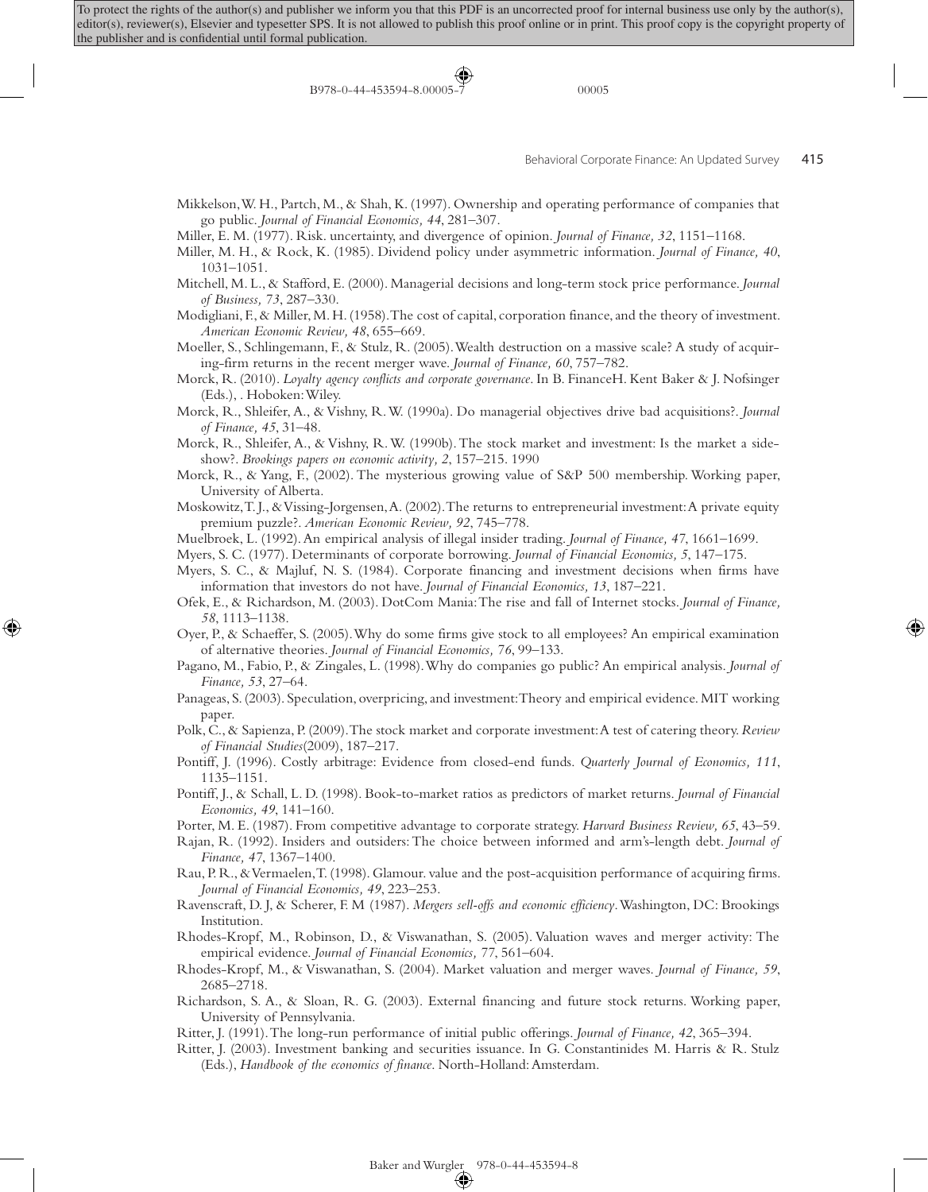Mikkelson, W. H., Partch, M., & Shah, K. (1997). Ownership and operating performance of companies that go public. *Journal of Financial Economics, 44*, 281–307.

Miller, E. M. (1977). Risk. uncertainty, and divergence of opinion. *Journal of Finance, 32*, 1151–1168.

Miller, M. H., & Rock, K. (1985). Dividend policy under asymmetric information. *Journal of Finance, 40*, 1031–1051.

Mitchell, M. L., & Stafford, E. (2000). Managerial decisions and long-term stock price performance. *Journal of Business, 73*, 287–330.

Modigliani, F., & Miller, M. H. (1958). The cost of capital, corporation finance, and the theory of investment. *American Economic Review, 48*, 655–669.

Moeller, S., Schlingemann, F., & Stulz, R. (2005). Wealth destruction on a massive scale? A study of acquiring-firm returns in the recent merger wave. *Journal of Finance, 60*, 757–782.

Morck, R. (2010). *Loyalty agency conflicts and corporate governance*. In B. FinanceH. Kent Baker & J. Nofsinger (Eds.), . Hoboken: Wiley.

Morck, R., Shleifer, A., & Vishny, R. W. (1990a). Do managerial objectives drive bad acquisitions?. *Journal of Finance, 45*, 31–48.

Morck, R., Shleifer, A., & Vishny, R. W. (1990b). The stock market and investment: Is the market a sideshow?. *Brookings papers on economic activity, 2*, 157–215. 1990

Morck, R., & Yang, F., (2002). The mysterious growing value of S&P 500 membership. Working paper, University of Alberta.

Moskowitz, T. J., & Vissing-Jorgensen, A. (2002). The returns to entrepreneurial investment: A private equity premium puzzle?. *American Economic Review, 92*, 745–778.

Muelbroek, L. (1992). An empirical analysis of illegal insider trading. *Journal of Finance, 47*, 1661–1699.

Myers, S. C. (1977). Determinants of corporate borrowing. *Journal of Financial Economics, 5*, 147–175.

Myers, S. C., & Majluf, N. S. (1984). Corporate financing and investment decisions when firms have information that investors do not have. *Journal of Financial Economics, 13*, 187–221.

Ofek, E., & Richardson, M. (2003). DotCom Mania: The rise and fall of Internet stocks. *Journal of Finance, 58*, 1113–1138.

Oyer, P., & Schaeffer, S. (2005). Why do some firms give stock to all employees? An empirical examination of alternative theories. *Journal of Financial Economics, 76*, 99–133.

Pagano, M., Fabio, P., & Zingales, L. (1998). Why do companies go public? An empirical analysis. *Journal of Finance, 53*, 27–64.

Panageas, S. (2003). Speculation, overpricing, and investment: Theory and empirical evidence. MIT working paper.

Polk, C., & Sapienza, P. (2009). The stock market and corporate investment: A test of catering theory. *Review of Financial Studies*(2009), 187–217.

Pontiff, J. (1996). Costly arbitrage: Evidence from closed-end funds. *Quarterly Journal of Economics, 111*, 1135–1151.

Pontiff, J., & Schall, L. D. (1998). Book-to-market ratios as predictors of market returns. *Journal of Financial Economics, 49*, 141–160.

Porter, M. E. (1987). From competitive advantage to corporate strategy. *Harvard Business Review, 65*, 43–59.

Rajan, R. (1992). Insiders and outsiders: The choice between informed and arm's-length debt. *Journal of Finance, 47*, 1367–1400.

Rau, P. R., & Vermaelen, T. (1998). Glamour. value and the post-acquisition performance of acquiring firms. *Journal of Financial Economics, 49*, 223–253.

Ravenscraft, D. J, & Scherer, F. M (1987). *Mergers sell-offs and economic efficiency*. Washington, DC: Brookings Institution.

Rhodes-Kropf, M., Robinson, D., & Viswanathan, S. (2005). Valuation waves and merger activity: The empirical evidence. *Journal of Financial Economics, 77*, 561–604.

Rhodes-Kropf, M., & Viswanathan, S. (2004). Market valuation and merger waves. *Journal of Finance, 59*, 2685–2718.

Richardson, S. A., & Sloan, R. G. (2003). External financing and future stock returns. Working paper, University of Pennsylvania.

Ritter, J. (1991). The long-run performance of initial public offerings. *Journal of Finance, 42*, 365–394.

Ritter, J. (2003). Investment banking and securities issuance. In G. Constantinides M. Harris & R. Stulz (Eds.), *Handbook of the economics of finance*. North-Holland: Amsterdam.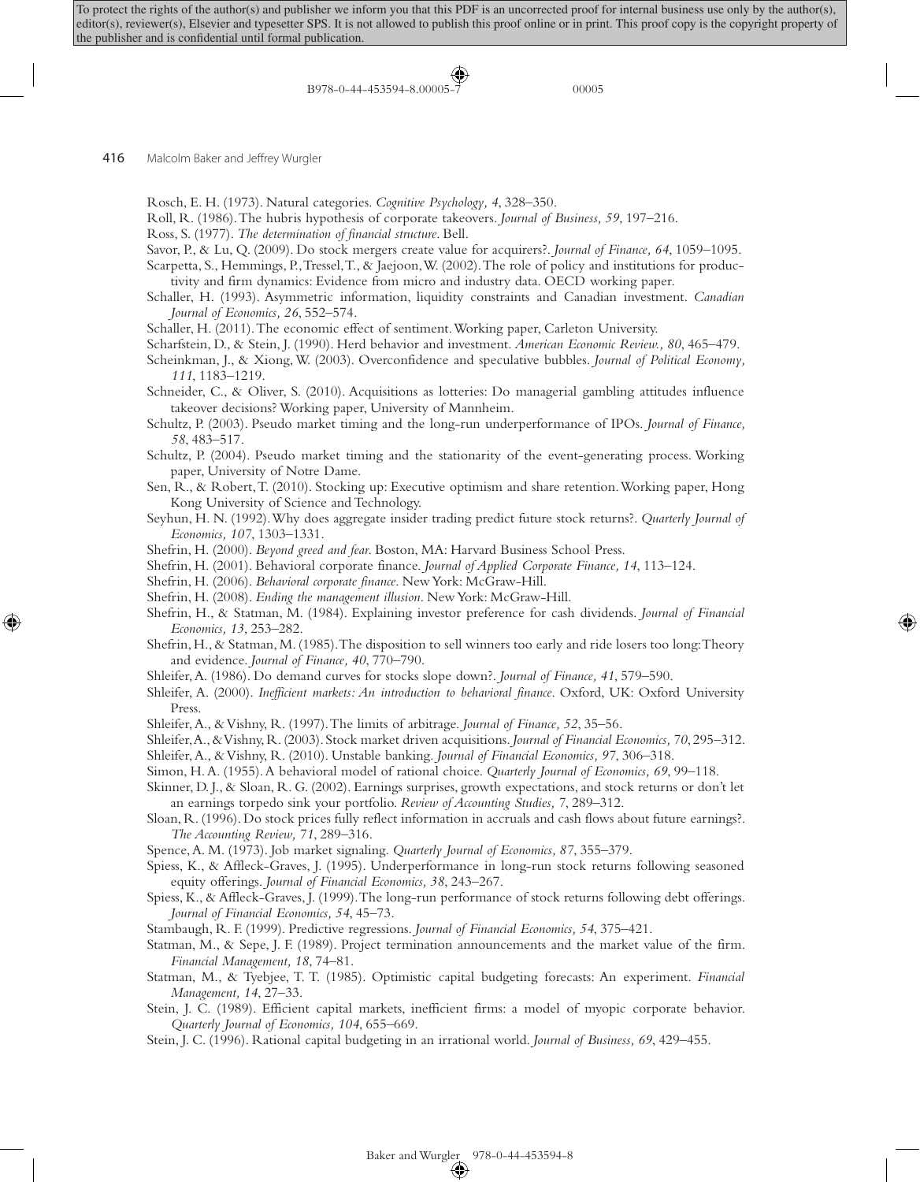Rosch, E. H. (1973). Natural categories. *Cognitive Psychology, 4*, 328–350.

Roll, R. (1986). The hubris hypothesis of corporate takeovers. *Journal of Business, 59*, 197–216.

Ross, S. (1977). *The determination of financial structure*. Bell.

Savor, P., & Lu, Q. (2009). Do stock mergers create value for acquirers?. *Journal of Finance, 64*, 1059–1095.

Scarpetta, S., Hemmings, P., Tressel, T., & Jaejoon, W. (2002). The role of policy and institutions for productivity and firm dynamics: Evidence from micro and industry data. OECD working paper.

Schaller, H. (1993). Asymmetric information, liquidity constraints and Canadian investment. *Canadian Journal of Economics, 26*, 552–574.

Schaller, H. (2011). The economic effect of sentiment. Working paper, Carleton University.

Scharfstein, D., & Stein, J. (1990). Herd behavior and investment. *American Economic Review., 80*, 465–479.

Scheinkman, J., & Xiong, W. (2003). Overconfidence and speculative bubbles. *Journal of Political Economy, 111*, 1183–1219.

Schneider, C., & Oliver, S. (2010). Acquisitions as lotteries: Do managerial gambling attitudes influence takeover decisions? Working paper, University of Mannheim.

Schultz, P. (2003). Pseudo market timing and the long-run underperformance of IPOs. *Journal of Finance, 58*, 483–517.

Schultz, P. (2004). Pseudo market timing and the stationarity of the event-generating process. Working paper, University of Notre Dame.

Sen, R., & Robert, T. (2010). Stocking up: Executive optimism and share retention. Working paper, Hong Kong University of Science and Technology.

Seyhun, H. N. (1992). Why does aggregate insider trading predict future stock returns?. *Quarterly Journal of Economics, 107*, 1303–1331.

Shefrin, H. (2000). *Beyond greed and fear*. Boston, MA: Harvard Business School Press.

Shefrin, H. (2001). Behavioral corporate finance. *Journal of Applied Corporate Finance, 14*, 113–124.

Shefrin, H. (2006). *Behavioral corporate finance*. New York: McGraw-Hill.

Shefrin, H. (2008). *Ending the management illusion*. New York: McGraw-Hill.

Shefrin, H., & Statman, M. (1984). Explaining investor preference for cash dividends. *Journal of Financial Economics, 13*, 253–282.

Shefrin, H., & Statman, M. (1985). The disposition to sell winners too early and ride losers too long: Theory and evidence. *Journal of Finance, 40*, 770–790.

Shleifer, A. (1986). Do demand curves for stocks slope down?. *Journal of Finance, 41*, 579–590.

Shleifer, A. (2000). *Inefficient markets: An introduction to behavioral finance*. Oxford, UK: Oxford University Press.

Shleifer, A., & Vishny, R. (1997). The limits of arbitrage. *Journal of Finance, 52*, 35–56.

Shleifer, A., & Vishny, R. (2003). Stock market driven acquisitions. *Journal of Financial Economics, 70*, 295–312.

Shleifer, A., & Vishny, R. (2010). Unstable banking. *Journal of Financial Economics, 97*, 306–318.

Simon, H. A. (1955). A behavioral model of rational choice. *Quarterly Journal of Economics, 69*, 99–118.

Skinner, D. J., & Sloan, R. G. (2002). Earnings surprises, growth expectations, and stock returns or don't let an earnings torpedo sink your portfolio. *Review of Accounting Studies, 7*, 289–312.

Sloan, R. (1996). Do stock prices fully reflect information in accruals and cash flows about future earnings?. *The Accounting Review, 71*, 289–316.

Spence, A. M. (1973). Job market signaling. *Quarterly Journal of Economics, 87*, 355–379.

Spiess, K., & Affleck-Graves, J. (1995). Underperformance in long-run stock returns following seasoned equity offerings. *Journal of Financial Economics, 38*, 243–267.

Spiess, K., & Affleck-Graves, J. (1999). The long-run performance of stock returns following debt offerings. *Journal of Financial Economics, 54*, 45–73.

Stambaugh, R. F. (1999). Predictive regressions. *Journal of Financial Economics, 54*, 375–421.

Statman, M., & Sepe, J. F. (1989). Project termination announcements and the market value of the firm. *Financial Management, 18*, 74–81.

Statman, M., & Tyebjee, T. T. (1985). Optimistic capital budgeting forecasts: An experiment. *Financial Management, 14*, 27–33.

Stein, J. C. (1989). Efficient capital markets, inefficient firms: a model of myopic corporate behavior. *Quarterly Journal of Economics, 104*, 655–669.

Stein, J. C. (1996). Rational capital budgeting in an irrational world. *Journal of Business, 69*, 429–455.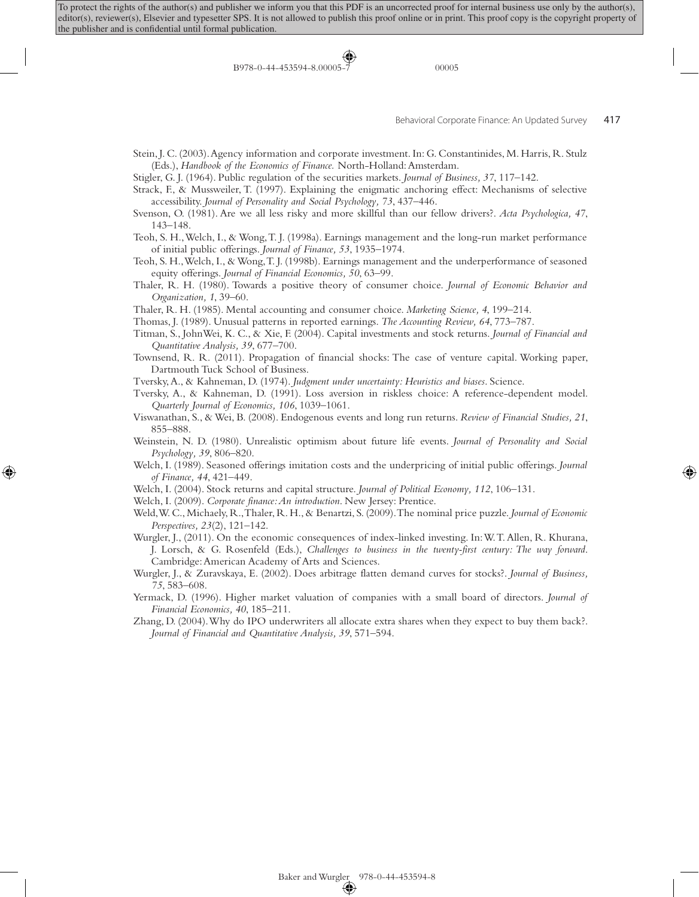Stein, J. C. (2003). Agency information and corporate investment. In: G. Constantinides, M. Harris, R. Stulz (Eds.), *Handbook of the Economics of Finance.* North-Holland: Amsterdam.

Stigler, G. J. (1964). Public regulation of the securities markets. *Journal of Business, 37*, 117–142.

Strack, F., & Mussweiler, T. (1997). Explaining the enigmatic anchoring effect: Mechanisms of selective accessibility. *Journal of Personality and Social Psychology, 73*, 437–446.

Svenson, O. (1981). Are we all less risky and more skillful than our fellow drivers?. *Acta Psychologica, 47*, 143–148.

Teoh, S. H., Welch, I., & Wong, T. J. (1998a). Earnings management and the long-run market performance of initial public offerings. *Journal of Finance, 53*, 1935–1974.

Teoh, S. H., Welch, I., & Wong, T. J. (1998b). Earnings management and the underperformance of seasoned equity offerings. *Journal of Financial Economics, 50*, 63–99.

Thaler, R. H. (1980). Towards a positive theory of consumer choice. *Journal of Economic Behavior and Organization, 1*, 39–60.

Thaler, R. H. (1985). Mental accounting and consumer choice. *Marketing Science, 4*, 199–214.

Thomas, J. (1989). Unusual patterns in reported earnings. *The Accounting Review, 64*, 773–787.

Titman, S., JohnWei, K. C., & Xie, F. (2004). Capital investments and stock returns. *Journal of Financial and Quantitative Analysis, 39*, 677–700.

Townsend, R. R. (2011). Propagation of financial shocks: The case of venture capital. Working paper, Dartmouth Tuck School of Business.

Tversky, A., & Kahneman, D. (1974). *Judgment under uncertainty: Heuristics and biases.* Science.

Tversky, A., & Kahneman, D. (1991). Loss aversion in riskless choice: A reference-dependent model. *Quarterly Journal of Economics, 106*, 1039–1061.

Viswanathan, S., & Wei, B. (2008). Endogenous events and long run returns. *Review of Financial Studies, 21*, 855–888.

Weinstein, N. D. (1980). Unrealistic optimism about future life events. *Journal of Personality and Social Psychology, 39*, 806–820.

Welch, I. (1989). Seasoned offerings imitation costs and the underpricing of initial public offerings. *Journal of Finance, 44*, 421–449.

Welch, I. (2004). Stock returns and capital structure. *Journal of Political Economy, 112*, 106–131.

Welch, I. (2009). *Corporate finance: An introduction*. New Jersey: Prentice.

Weld, W. C., Michaely, R., Thaler, R. H., & Benartzi, S. (2009). The nominal price puzzle. *Journal of Economic Perspectives, 23*(2), 121–142.

Wurgler, J., (2011). On the economic consequences of index-linked investing. In: W. T. Allen, R. Khurana, J. Lorsch, & G. Rosenfeld (Eds.), *Challenges to business in the twenty-first century: The way forward*. Cambridge: American Academy of Arts and Sciences.

Wurgler, J., & Zuravskaya, E. (2002). Does arbitrage flatten demand curves for stocks?. *Journal of Business, 75*, 583–608.

Yermack, D. (1996). Higher market valuation of companies with a small board of directors. *Journal of Financial Economics, 40*, 185–211.

Zhang, D. (2004). Why do IPO underwriters all allocate extra shares when they expect to buy them back?. *Journal of Financial and Quantitative Analysis, 39*, 571–594.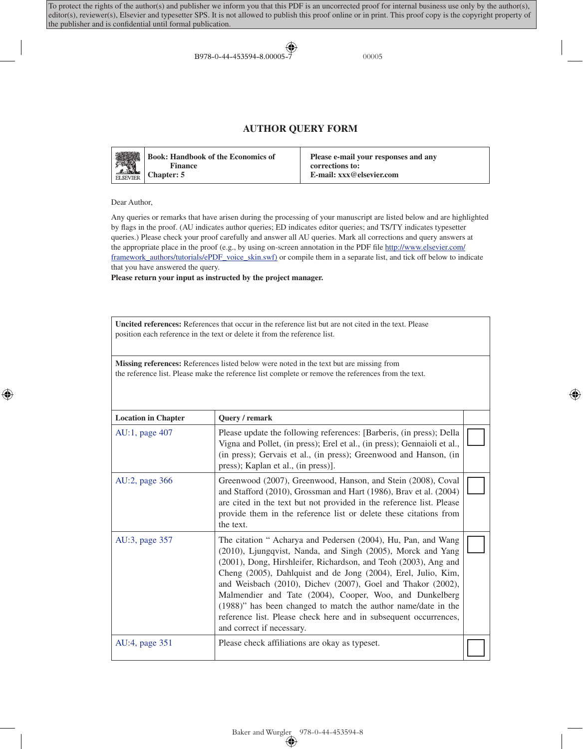To protect the rights of the author(s) and publisher we inform you that this PDF is an uncorrected proof for internal business use only by the author(s), editor(s), reviewer(s), Elsevier and typesetter SPS. It is not allowed to publish this proof online or in print. This proof copy is the copyright property of the publisher and is confidential until formal publication.

B978-0-44-453594-8.00005-7 00005

# AUTHOR QUERY FORM

| Book: Handbook of the Economics of Finance<br>Chapter: 5 | Please e-mail your responses and any corrections to:<br>E-mail: xxx@elsevier.com |
|---|---|

Dear Author,

Any queries or remarks that have arisen during the processing of your manuscript are listed below and are highlighted by flags in the proof. (AU indicates author queries; ED indicates editor queries; and TS/TY indicates typesetter queries.) Please check your proof carefully and answer all AU queries. Mark all corrections and query answers at the appropriate place in the proof (e.g., by using on-screen annotation in the PDF file http://www.elsevier.com/framework_authors/tutorials/ePDF_voice_skin.swf) or compile them in a separate list, and tick off below to indicate that you have answered the query.

**Please return your input as instructed by the project manager.**

**Uncited references:** References that occur in the reference list but are not cited in the text. Please position each reference in the text or delete it from the reference list.

**Missing references:** References listed below were noted in the text but are missing from the reference list. Please make the reference list complete or remove the references from the text.

| Location in Chapter | Query / remark | |
|---|---|---|
| AU:1, page 407 | Please update the following references: [Barberis, (in press); Della Vigna and Pollet, (in press); Erel et al., (in press); Gennaioli et al., (in press); Gervais et al., (in press); Greenwood and Hanson, (in press); Kaplan et al., (in press)]. | ☐ |
| AU:2, page 366 | Greenwood (2007), Greenwood, Hanson, and Stein (2008), Coval and Stafford (2010), Grossman and Hart (1986), Brav et al. (2004) are cited in the text but not provided in the reference list. Please provide them in the reference list or delete these citations from the text. | ☐ |
| AU:3, page 357 | The citation " Acharya and Pedersen (2004), Hu, Pan, and Wang (2010), Ljungqvist, Nanda, and Singh (2005), Morck and Yang (2001), Dong, Hirshleifer, Richardson, and Teoh (2003), Ang and Cheng (2005), Dahlquist and de Jong (2004), Erel, Julio, Kim, and Weisbach (2010), Dichev (2007), Goel and Thakor (2002), Malmendier and Tate (2004), Cooper, Woo, and Dunkelberg (1988)" has been changed to match the author name/date in the reference list. Please check here and in subsequent occurrences, and correct if necessary. | ☐ |
| AU:4, page 351 | Please check affiliations are okay as typeset. | ☐ |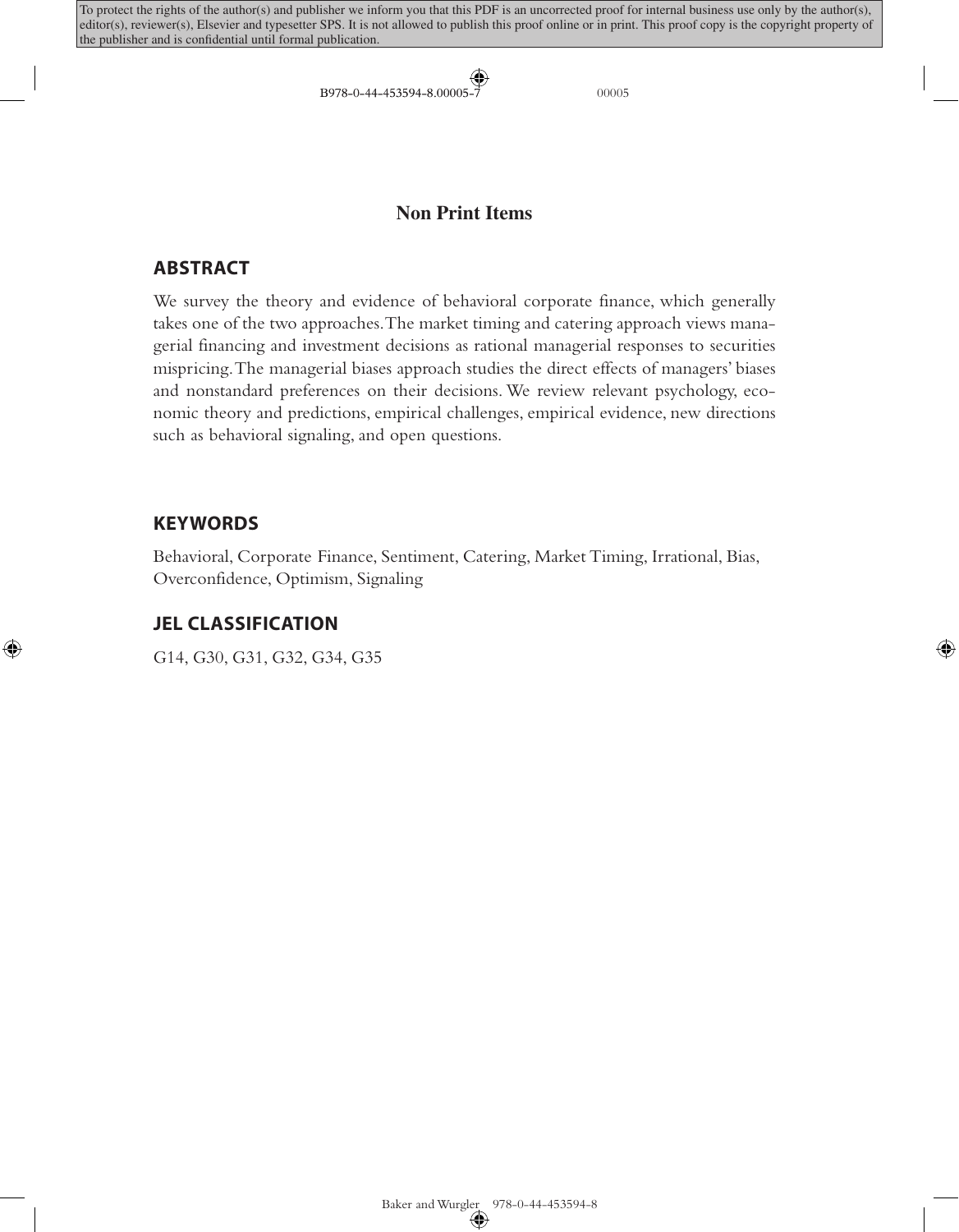# Non Print Items

## ABSTRACT

We survey the theory and evidence of behavioral corporate finance, which generally takes one of the two approaches. The market timing and catering approach views managerial financing and investment decisions as rational managerial responses to securities mispricing. The managerial biases approach studies the direct effects of managers' biases and nonstandard preferences on their decisions. We review relevant psychology, economic theory and predictions, empirical challenges, empirical evidence, new directions such as behavioral signaling, and open questions.

## KEYWORDS

Behavioral, Corporate Finance, Sentiment, Catering, Market Timing, Irrational, Bias, Overconfidence, Optimism, Signaling

## JEL CLASSIFICATION

G14, G30, G31, G32, G34, G35